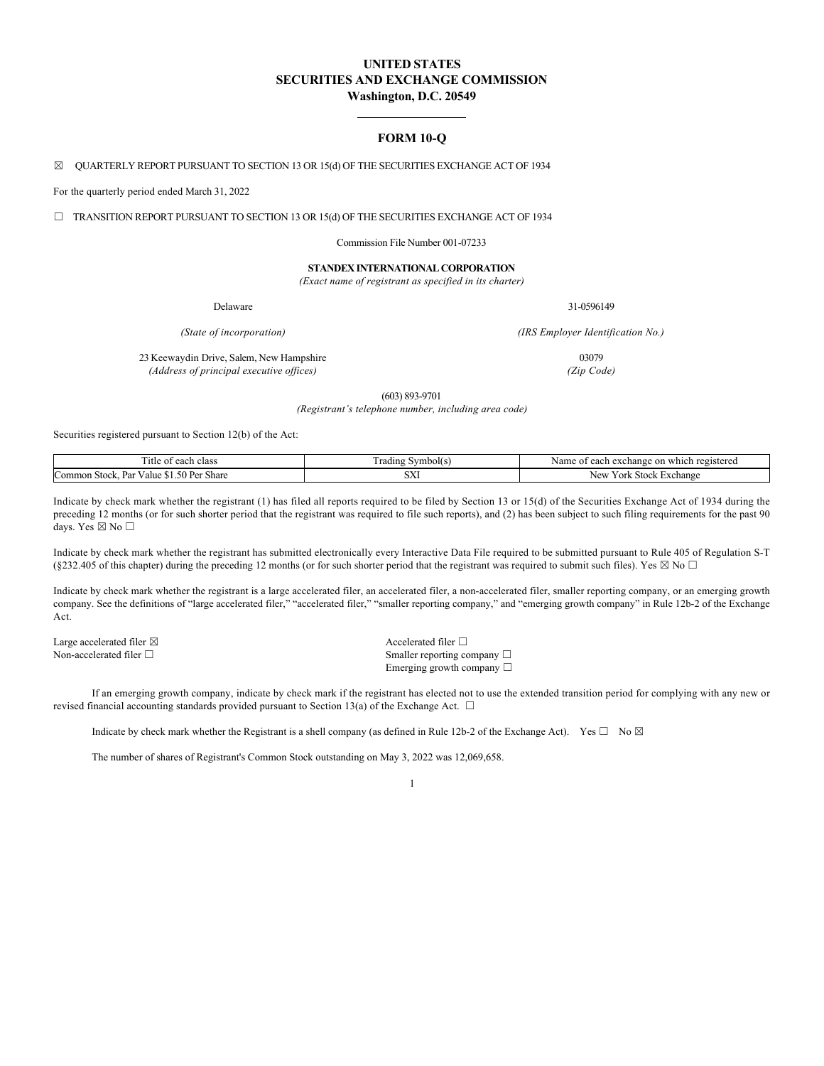# UNITED STATES
# SECURITIES AND EXCHANGE COMMISSION
## Washington, D.C. 20549

---

## FORM 10-Q

☒ QUARTERLY REPORT PURSUANT TO SECTION 13 OR 15(d) OF THE SECURITIES EXCHANGE ACT OF 1934

For the quarterly period ended March 31, 2022

☐ TRANSITION REPORT PURSUANT TO SECTION 13 OR 15(d) OF THE SECURITIES EXCHANGE ACT OF 1934

Commission File Number 001-07233

**STANDEX INTERNATIONAL CORPORATION**
*(Exact name of registrant as specified in its charter)*

| Delaware | 31-0596149 |
|---|---|
| *(State of incorporation)* | *(IRS Employer Identification No.)* |
| 23 Keewaydin Drive, Salem, New Hampshire | 03079 |
| *(Address of principal executive offices)* | *(Zip Code)* |

(603) 893-9701
*(Registrant's telephone number, including area code)*

Securities registered pursuant to Section 12(b) of the Act:

| Title of each class | Trading Symbol(s) | Name of each exchange on which registered |
|---|---|---|
| Common Stock, Par Value $1.50 Per Share | SXI | New York Stock Exchange |

Indicate by check mark whether the registrant (1) has filed all reports required to be filed by Section 13 or 15(d) of the Securities Exchange Act of 1934 during the preceding 12 months (or for such shorter period that the registrant was required to file such reports), and (2) has been subject to such filing requirements for the past 90 days. Yes ☒ No ☐

Indicate by check mark whether the registrant has submitted electronically every Interactive Data File required to be submitted pursuant to Rule 405 of Regulation S-T (§232.405 of this chapter) during the preceding 12 months (or for such shorter period that the registrant was required to submit such files). Yes ☒ No ☐

Indicate by check mark whether the registrant is a large accelerated filer, an accelerated filer, a non-accelerated filer, smaller reporting company, or an emerging growth company. See the definitions of "large accelerated filer," "accelerated filer," "smaller reporting company," and "emerging growth company" in Rule 12b-2 of the Exchange Act.

Large accelerated filer ☒
Accelerated filer ☐
Non-accelerated filer ☐
Smaller reporting company ☐
Emerging growth company ☐

If an emerging growth company, indicate by check mark if the registrant has elected not to use the extended transition period for complying with any new or revised financial accounting standards provided pursuant to Section 13(a) of the Exchange Act. ☐

Indicate by check mark whether the Registrant is a shell company (as defined in Rule 12b-2 of the Exchange Act). Yes ☐ No ☒

The number of shares of Registrant's Common Stock outstanding on May 3, 2022 was 12,069,658.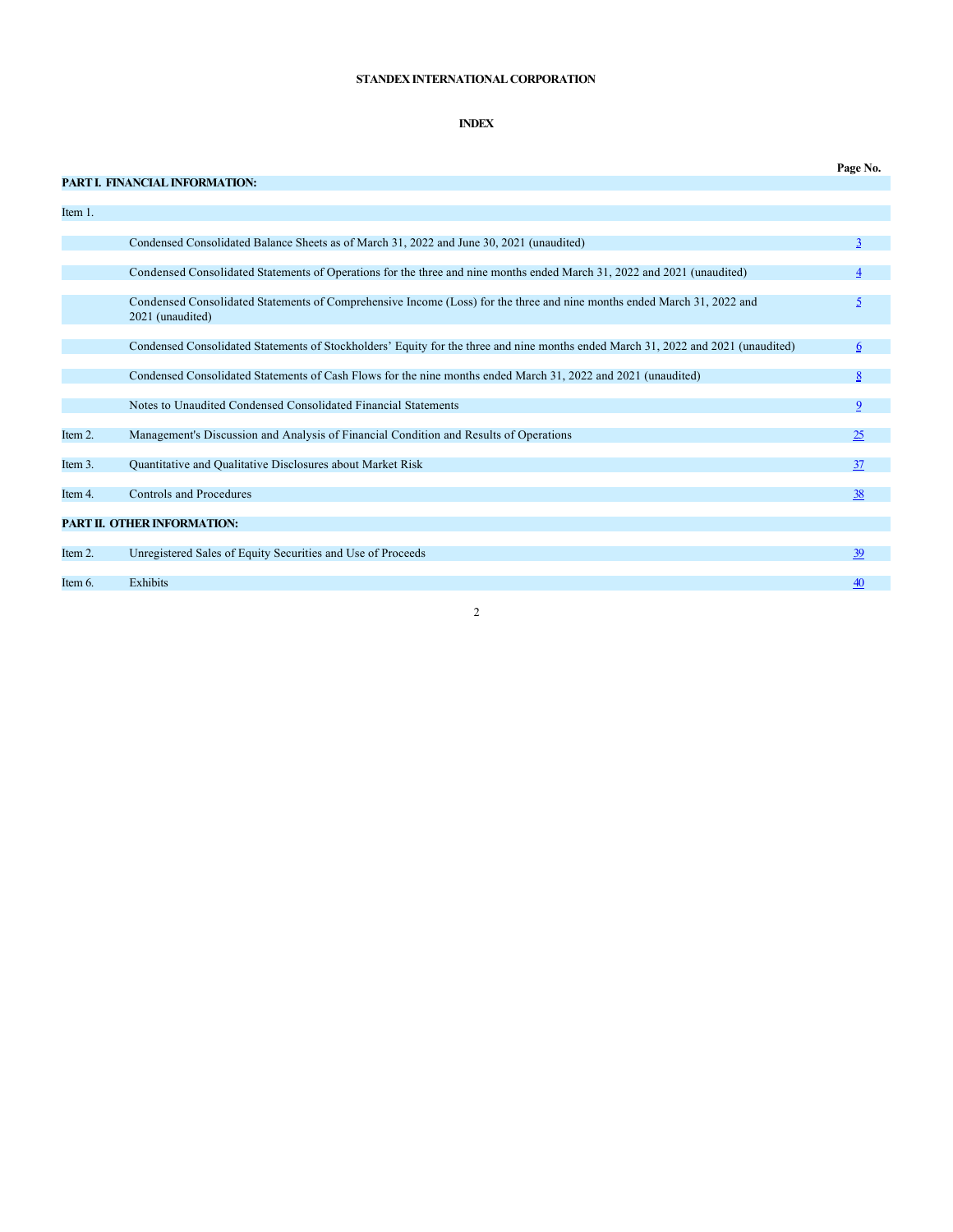**STANDEX INTERNATIONAL CORPORATION**

**INDEX**

| | | Page No. |
|---|---|---|
| **PART I. FINANCIAL INFORMATION:** | | |
| Item 1. | | |
| | Condensed Consolidated Balance Sheets as of March 31, 2022 and June 30, 2021 (unaudited) | 3 |
| | Condensed Consolidated Statements of Operations for the three and nine months ended March 31, 2022 and 2021 (unaudited) | 4 |
| | Condensed Consolidated Statements of Comprehensive Income (Loss) for the three and nine months ended March 31, 2022 and 2021 (unaudited) | 5 |
| | Condensed Consolidated Statements of Stockholders' Equity for the three and nine months ended March 31, 2022 and 2021 (unaudited) | 6 |
| | Condensed Consolidated Statements of Cash Flows for the nine months ended March 31, 2022 and 2021 (unaudited) | 8 |
| | Notes to Unaudited Condensed Consolidated Financial Statements | 9 |
| Item 2. | Management's Discussion and Analysis of Financial Condition and Results of Operations | 25 |
| Item 3. | Quantitative and Qualitative Disclosures about Market Risk | 37 |
| Item 4. | Controls and Procedures | 38 |
| **PART II. OTHER INFORMATION:** | | |
| Item 2. | Unregistered Sales of Equity Securities and Use of Proceeds | 39 |
| Item 6. | Exhibits | 40 |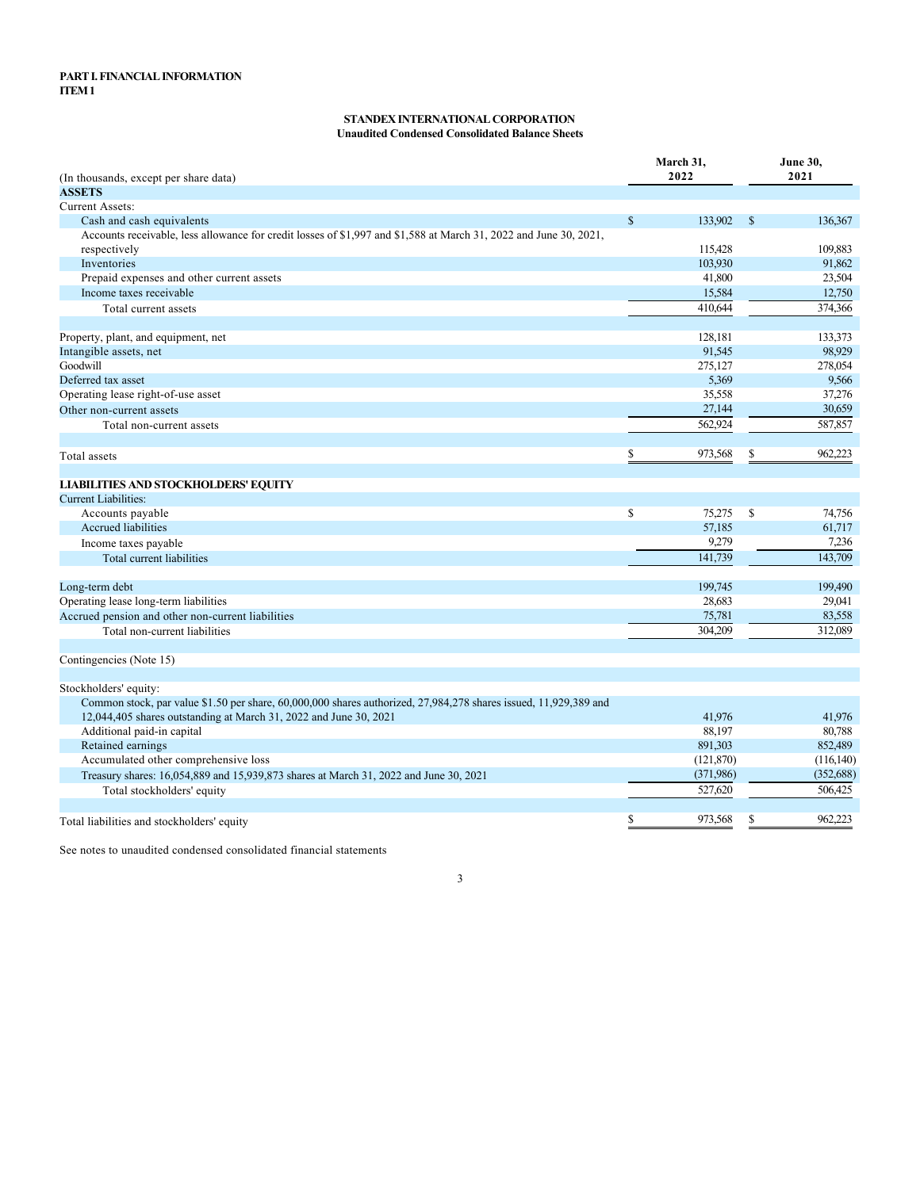**PART I. FINANCIAL INFORMATION**
**ITEM 1**

**STANDEX INTERNATIONAL CORPORATION**
**Unaudited Condensed Consolidated Balance Sheets**

| (In thousands, except per share data) | March 31, 2022 | June 30, 2021 |
|---|---|---|
| **ASSETS** | | |
| Current Assets: | | |
| Cash and cash equivalents | $ 133,902 | $ 136,367 |
| Accounts receivable, less allowance for credit losses of $1,997 and $1,588 at March 31, 2022 and June 30, 2021, respectively | 115,428 | 109,883 |
| Inventories | 103,930 | 91,862 |
| Prepaid expenses and other current assets | 41,800 | 23,504 |
| Income taxes receivable | 15,584 | 12,750 |
| Total current assets | 410,644 | 374,366 |
| | | |
| Property, plant, and equipment, net | 128,181 | 133,373 |
| Intangible assets, net | 91,545 | 98,929 |
| Goodwill | 275,127 | 278,054 |
| Deferred tax asset | 5,369 | 9,566 |
| Operating lease right-of-use asset | 35,558 | 37,276 |
| Other non-current assets | 27,144 | 30,659 |
| Total non-current assets | 562,924 | 587,857 |
| | | |
| Total assets | $ 973,568 | $ 962,223 |
| | | |
| **LIABILITIES AND STOCKHOLDERS' EQUITY** | | |
| Current Liabilities: | | |
| Accounts payable | $ 75,275 | $ 74,756 |
| Accrued liabilities | 57,185 | 61,717 |
| Income taxes payable | 9,279 | 7,236 |
| Total current liabilities | 141,739 | 143,709 |
| | | |
| Long-term debt | 199,745 | 199,490 |
| Operating lease long-term liabilities | 28,683 | 29,041 |
| Accrued pension and other non-current liabilities | 75,781 | 83,558 |
| Total non-current liabilities | 304,209 | 312,089 |
| | | |
| Contingencies (Note 15) | | |
| | | |
| Stockholders' equity: | | |
| Common stock, par value $1.50 per share, 60,000,000 shares authorized, 27,984,278 shares issued, 11,929,389 and 12,044,405 shares outstanding at March 31, 2022 and June 30, 2021 | 41,976 | 41,976 |
| Additional paid-in capital | 88,197 | 80,788 |
| Retained earnings | 891,303 | 852,489 |
| Accumulated other comprehensive loss | (121,870) | (116,140) |
| Treasury shares: 16,054,889 and 15,939,873 shares at March 31, 2022 and June 30, 2021 | (371,986) | (352,688) |
| Total stockholders' equity | 527,620 | 506,425 |
| | | |
| Total liabilities and stockholders' equity | $ 973,568 | $ 962,223 |

See notes to unaudited condensed consolidated financial statements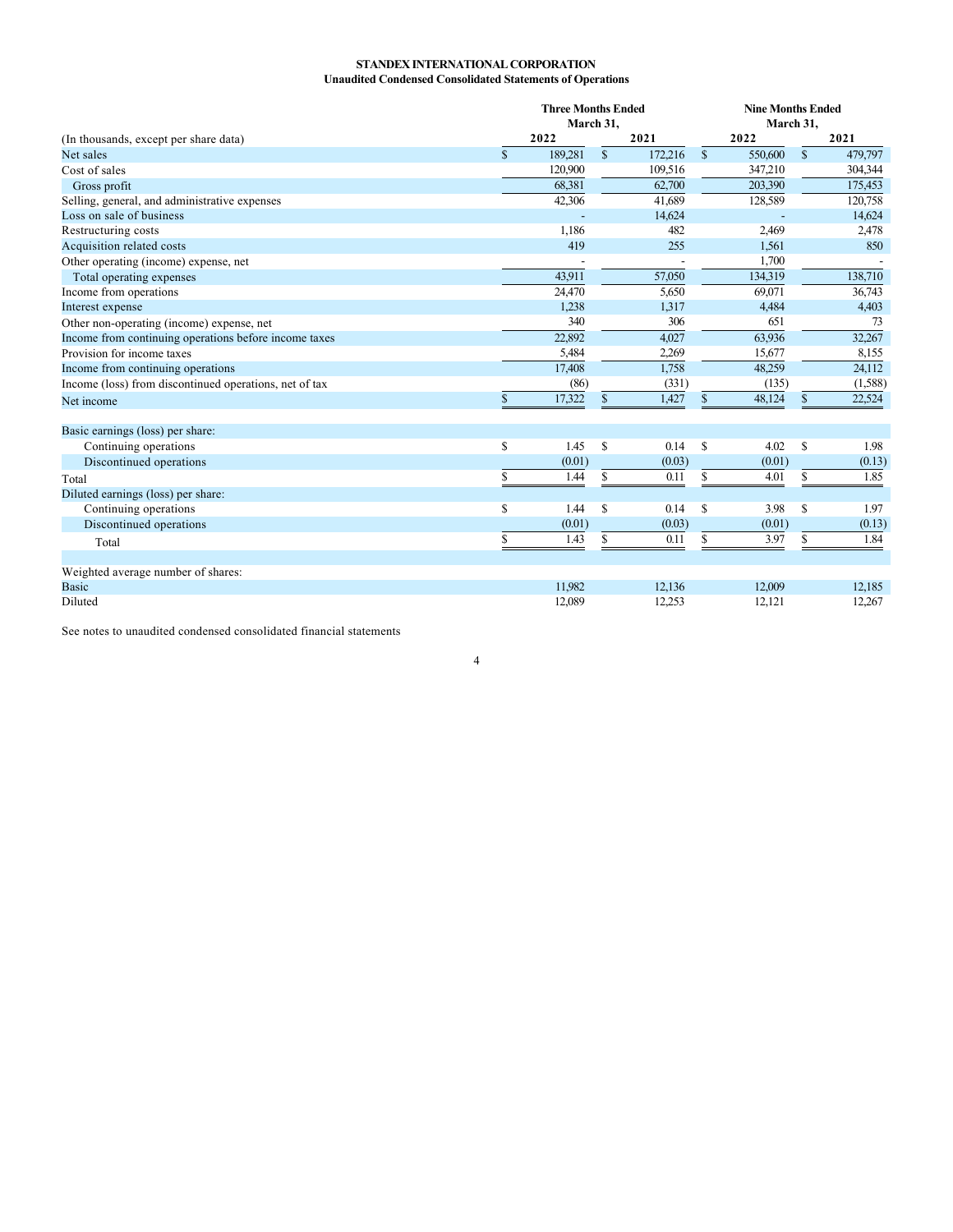**STANDEX INTERNATIONAL CORPORATION**
**Unaudited Condensed Consolidated Statements of Operations**

| (In thousands, except per share data) | Three Months Ended March 31, 2022 | Three Months Ended March 31, 2021 | Nine Months Ended March 31, 2022 | Nine Months Ended March 31, 2021 |
|---|---|---|---|---|
| Net sales | $ 189,281 | $ 172,216 | $ 550,600 | $ 479,797 |
| Cost of sales | 120,900 | 109,516 | 347,210 | 304,344 |
| Gross profit | 68,381 | 62,700 | 203,390 | 175,453 |
| Selling, general, and administrative expenses | 42,306 | 41,689 | 128,589 | 120,758 |
| Loss on sale of business | - | 14,624 | - | 14,624 |
| Restructuring costs | 1,186 | 482 | 2,469 | 2,478 |
| Acquisition related costs | 419 | 255 | 1,561 | 850 |
| Other operating (income) expense, net | - | - | 1,700 | - |
| Total operating expenses | 43,911 | 57,050 | 134,319 | 138,710 |
| Income from operations | 24,470 | 5,650 | 69,071 | 36,743 |
| Interest expense | 1,238 | 1,317 | 4,484 | 4,403 |
| Other non-operating (income) expense, net | 340 | 306 | 651 | 73 |
| Income from continuing operations before income taxes | 22,892 | 4,027 | 63,936 | 32,267 |
| Provision for income taxes | 5,484 | 2,269 | 15,677 | 8,155 |
| Income from continuing operations | 17,408 | 1,758 | 48,259 | 24,112 |
| Income (loss) from discontinued operations, net of tax | (86) | (331) | (135) | (1,588) |
| Net income | $ 17,322 | $ 1,427 | $ 48,124 | $ 22,524 |
| | | | | |
| Basic earnings (loss) per share: | | | | |
| Continuing operations | $ 1.45 | $ 0.14 | $ 4.02 | $ 1.98 |
| Discontinued operations | (0.01) | (0.03) | (0.01) | (0.13) |
| Total | $ 1.44 | $ 0.11 | $ 4.01 | $ 1.85 |
| Diluted earnings (loss) per share: | | | | |
| Continuing operations | $ 1.44 | $ 0.14 | $ 3.98 | $ 1.97 |
| Discontinued operations | (0.01) | (0.03) | (0.01) | (0.13) |
| Total | $ 1.43 | $ 0.11 | $ 3.97 | $ 1.84 |
| | | | | |
| Weighted average number of shares: | | | | |
| Basic | 11,982 | 12,136 | 12,009 | 12,185 |
| Diluted | 12,089 | 12,253 | 12,121 | 12,267 |

See notes to unaudited condensed consolidated financial statements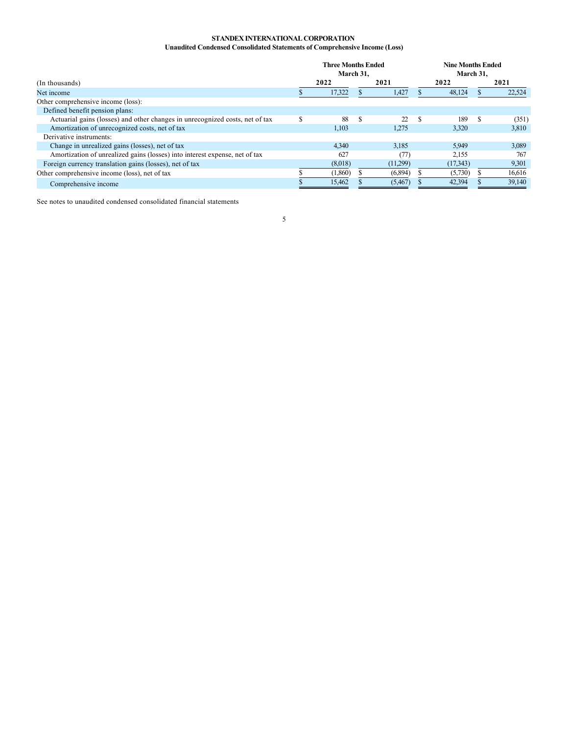**STANDEX INTERNATIONAL CORPORATION**
**Unaudited Condensed Consolidated Statements of Comprehensive Income (Loss)**

| (In thousands) | Three Months Ended March 31, 2022 | Three Months Ended March 31, 2021 | Nine Months Ended March 31, 2022 | Nine Months Ended March 31, 2021 |
|---|---|---|---|---|
| Net income | $ 17,322 | $ 1,427 | $ 48,124 | $ 22,524 |
| Other comprehensive income (loss): | | | | |
| Defined benefit pension plans: | | | | |
| Actuarial gains (losses) and other changes in unrecognized costs, net of tax | $ 88 | $ 22 | $ 189 | $ (351) |
| Amortization of unrecognized costs, net of tax | 1,103 | 1,275 | 3,320 | 3,810 |
| Derivative instruments: | | | | |
| Change in unrealized gains (losses), net of tax | 4,340 | 3,185 | 5,949 | 3,089 |
| Amortization of unrealized gains (losses) into interest expense, net of tax | 627 | (77) | 2,155 | 767 |
| Foreign currency translation gains (losses), net of tax | (8,018) | (11,299) | (17,343) | 9,301 |
| Other comprehensive income (loss), net of tax | $ (1,860) | $ (6,894) | $ (5,730) | $ 16,616 |
| Comprehensive income | $ 15,462 | $ (5,467) | $ 42,394 | $ 39,140 |

See notes to unaudited condensed consolidated financial statements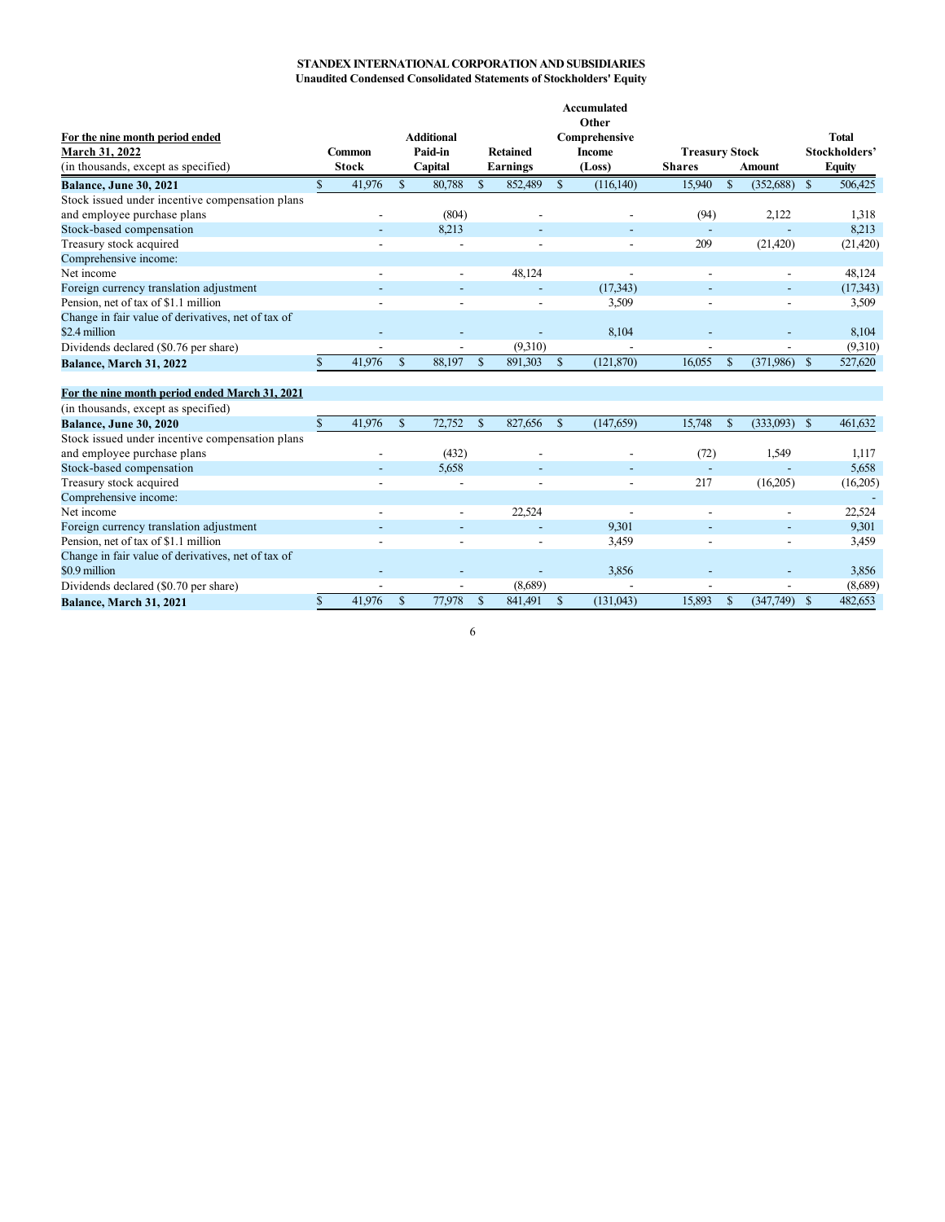**STANDEX INTERNATIONAL CORPORATION AND SUBSIDIARIES**
**Unaudited Condensed Consolidated Statements of Stockholders' Equity**

| For the nine month period ended March 31, 2022 (in thousands, except as specified) | Common Stock | Additional Paid-in Capital | Retained Earnings | Accumulated Other Comprehensive Income (Loss) | Treasury Stock Shares | Treasury Stock Amount | Total Stockholders' Equity |
|---|---|---|---|---|---|---|---|
| **Balance, June 30, 2021** | $ 41,976 | $ 80,788 | $ 852,489 | $ (116,140) | 15,940 | $ (352,688) | $ 506,425 |
| Stock issued under incentive compensation plans and employee purchase plans | - | (804) | - | - | (94) | 2,122 | 1,318 |
| Stock-based compensation | - | 8,213 | - | - | - | - | 8,213 |
| Treasury stock acquired | - | - | - | - | 209 | (21,420) | (21,420) |
| Comprehensive income: | | | | | | | |
| Net income | - | - | 48,124 | - | - | - | 48,124 |
| Foreign currency translation adjustment | - | - | - | (17,343) | - | - | (17,343) |
| Pension, net of tax of $1.1 million | - | - | - | 3,509 | - | - | 3,509 |
| Change in fair value of derivatives, net of tax of $2.4 million | - | - | - | 8,104 | - | - | 8,104 |
| Dividends declared ($0.76 per share) | - | - | (9,310) | - | - | - | (9,310) |
| **Balance, March 31, 2022** | $ 41,976 | $ 88,197 | $ 891,303 | $ (121,870) | 16,055 | $ (371,986) | $ 527,620 |

| For the nine month period ended March 31, 2021 (in thousands, except as specified) | Common Stock | Additional Paid-in Capital | Retained Earnings | Accumulated Other Comprehensive Income (Loss) | Treasury Stock Shares | Treasury Stock Amount | Total Stockholders' Equity |
|---|---|---|---|---|---|---|---|
| **Balance, June 30, 2020** | $ 41,976 | $ 72,752 | $ 827,656 | $ (147,659) | 15,748 | $ (333,093) | $ 461,632 |
| Stock issued under incentive compensation plans and employee purchase plans | - | (432) | - | - | (72) | 1,549 | 1,117 |
| Stock-based compensation | - | 5,658 | - | - | - | - | 5,658 |
| Treasury stock acquired | - | - | - | - | 217 | (16,205) | (16,205) |
| Comprehensive income: | | | | | | | - |
| Net income | - | - | 22,524 | - | - | - | 22,524 |
| Foreign currency translation adjustment | - | - | - | 9,301 | - | - | 9,301 |
| Pension, net of tax of $1.1 million | - | - | - | 3,459 | - | - | 3,459 |
| Change in fair value of derivatives, net of tax of $0.9 million | - | - | - | 3,856 | - | - | 3,856 |
| Dividends declared ($0.70 per share) | - | - | (8,689) | - | - | - | (8,689) |
| **Balance, March 31, 2021** | $ 41,976 | $ 77,978 | $ 841,491 | $ (131,043) | 15,893 | $ (347,749) | $ 482,653 |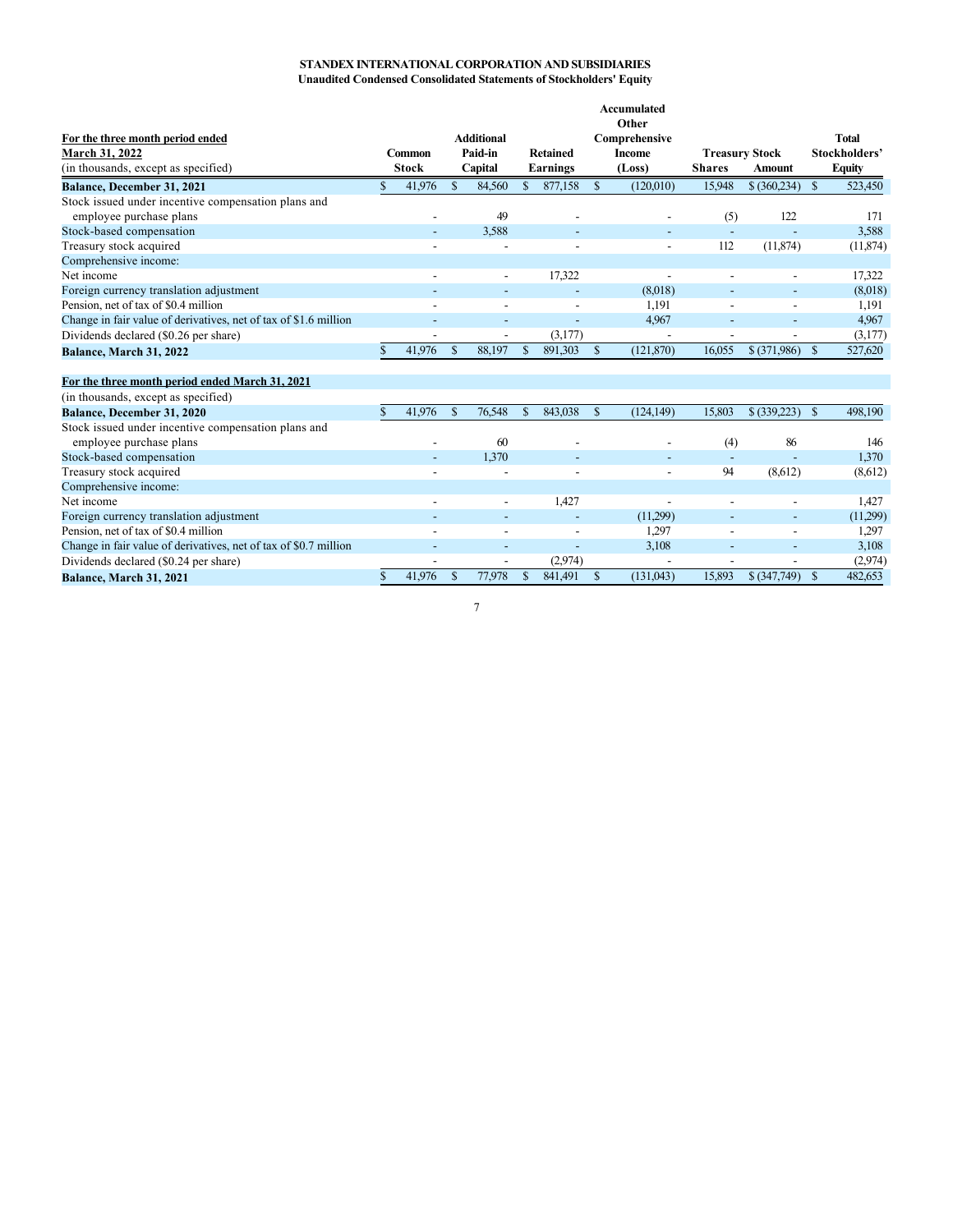**STANDEX INTERNATIONAL CORPORATION AND SUBSIDIARIES**
**Unaudited Condensed Consolidated Statements of Stockholders' Equity**

| For the three month period ended March 31, 2022 (in thousands, except as specified) | Common Stock | Additional Paid-in Capital | Retained Earnings | Accumulated Other Comprehensive Income (Loss) | Treasury Stock Shares | Treasury Stock Amount | Total Stockholders' Equity |
|---|---|---|---|---|---|---|---|
| **Balance, December 31, 2021** | $ 41,976 | $ 84,560 | $ 877,158 | $ (120,010) | 15,948 | $ (360,234) | $ 523,450 |
| Stock issued under incentive compensation plans and employee purchase plans | - | 49 | - | - | (5) | 122 | 171 |
| Stock-based compensation | - | 3,588 | - | - | - | - | 3,588 |
| Treasury stock acquired | - | - | - | - | 112 | (11,874) | (11,874) |
| Comprehensive income: | | | | | | | |
| Net income | - | - | 17,322 | - | - | - | 17,322 |
| Foreign currency translation adjustment | - | - | - | (8,018) | - | - | (8,018) |
| Pension, net of tax of $0.4 million | - | - | - | 1,191 | - | - | 1,191 |
| Change in fair value of derivatives, net of tax of $1.6 million | - | - | - | 4,967 | - | - | 4,967 |
| Dividends declared ($0.26 per share) | - | - | (3,177) | - | - | - | (3,177) |
| **Balance, March 31, 2022** | $ 41,976 | $ 88,197 | $ 891,303 | $ (121,870) | 16,055 | $ (371,986) | $ 527,620 |
| | | | | | | | |
| **For the three month period ended March 31, 2021** | | | | | | | |
| (in thousands, except as specified) | | | | | | | |
| **Balance, December 31, 2020** | $ 41,976 | $ 76,548 | $ 843,038 | $ (124,149) | 15,803 | $ (339,223) | $ 498,190 |
| Stock issued under incentive compensation plans and employee purchase plans | - | 60 | - | - | (4) | 86 | 146 |
| Stock-based compensation | - | 1,370 | - | - | - | - | 1,370 |
| Treasury stock acquired | - | - | - | - | 94 | (8,612) | (8,612) |
| Comprehensive income: | | | | | | | |
| Net income | - | - | 1,427 | - | - | - | 1,427 |
| Foreign currency translation adjustment | - | - | - | (11,299) | - | - | (11,299) |
| Pension, net of tax of $0.4 million | - | - | - | 1,297 | - | - | 1,297 |
| Change in fair value of derivatives, net of tax of $0.7 million | - | - | - | 3,108 | - | - | 3,108 |
| Dividends declared ($0.24 per share) | - | - | (2,974) | - | - | - | (2,974) |
| **Balance, March 31, 2021** | $ 41,976 | $ 77,978 | $ 841,491 | $ (131,043) | 15,893 | $ (347,749) | $ 482,653 |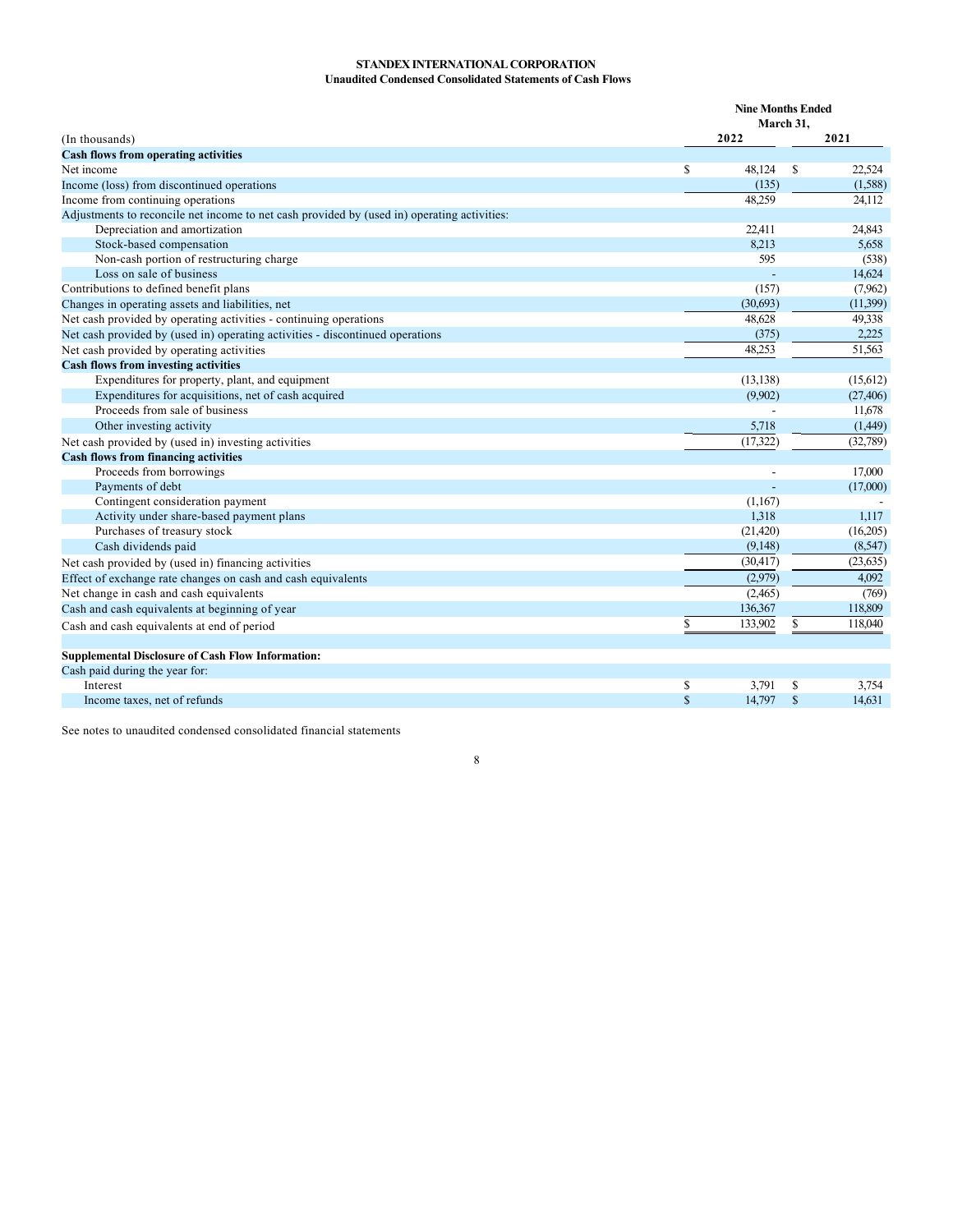**STANDEX INTERNATIONAL CORPORATION**
**Unaudited Condensed Consolidated Statements of Cash Flows**

| (In thousands) | Nine Months Ended March 31, 2022 | Nine Months Ended March 31, 2021 |
|---|---|---|
| **Cash flows from operating activities** | | |
| Net income | $ 48,124 | $ 22,524 |
| Income (loss) from discontinued operations | (135) | (1,588) |
| Income from continuing operations | 48,259 | 24,112 |
| Adjustments to reconcile net income to net cash provided by (used in) operating activities: | | |
| Depreciation and amortization | 22,411 | 24,843 |
| Stock-based compensation | 8,213 | 5,658 |
| Non-cash portion of restructuring charge | 595 | (538) |
| Loss on sale of business | - | 14,624 |
| Contributions to defined benefit plans | (157) | (7,962) |
| Changes in operating assets and liabilities, net | (30,693) | (11,399) |
| Net cash provided by operating activities - continuing operations | 48,628 | 49,338 |
| Net cash provided by (used in) operating activities - discontinued operations | (375) | 2,225 |
| Net cash provided by operating activities | 48,253 | 51,563 |
| **Cash flows from investing activities** | | |
| Expenditures for property, plant, and equipment | (13,138) | (15,612) |
| Expenditures for acquisitions, net of cash acquired | (9,902) | (27,406) |
| Proceeds from sale of business | - | 11,678 |
| Other investing activity | 5,718 | (1,449) |
| Net cash provided by (used in) investing activities | (17,322) | (32,789) |
| **Cash flows from financing activities** | | |
| Proceeds from borrowings | - | 17,000 |
| Payments of debt | - | (17,000) |
| Contingent consideration payment | (1,167) | - |
| Activity under share-based payment plans | 1,318 | 1,117 |
| Purchases of treasury stock | (21,420) | (16,205) |
| Cash dividends paid | (9,148) | (8,547) |
| Net cash provided by (used in) financing activities | (30,417) | (23,635) |
| Effect of exchange rate changes on cash and cash equivalents | (2,979) | 4,092 |
| Net change in cash and cash equivalents | (2,465) | (769) |
| Cash and cash equivalents at beginning of year | 136,367 | 118,809 |
| Cash and cash equivalents at end of period | $ 133,902 | $ 118,040 |
| | | |
| **Supplemental Disclosure of Cash Flow Information:** | | |
| Cash paid during the year for: | | |
| Interest | $ 3,791 | $ 3,754 |
| Income taxes, net of refunds | $ 14,797 | $ 14,631 |

See notes to unaudited condensed consolidated financial statements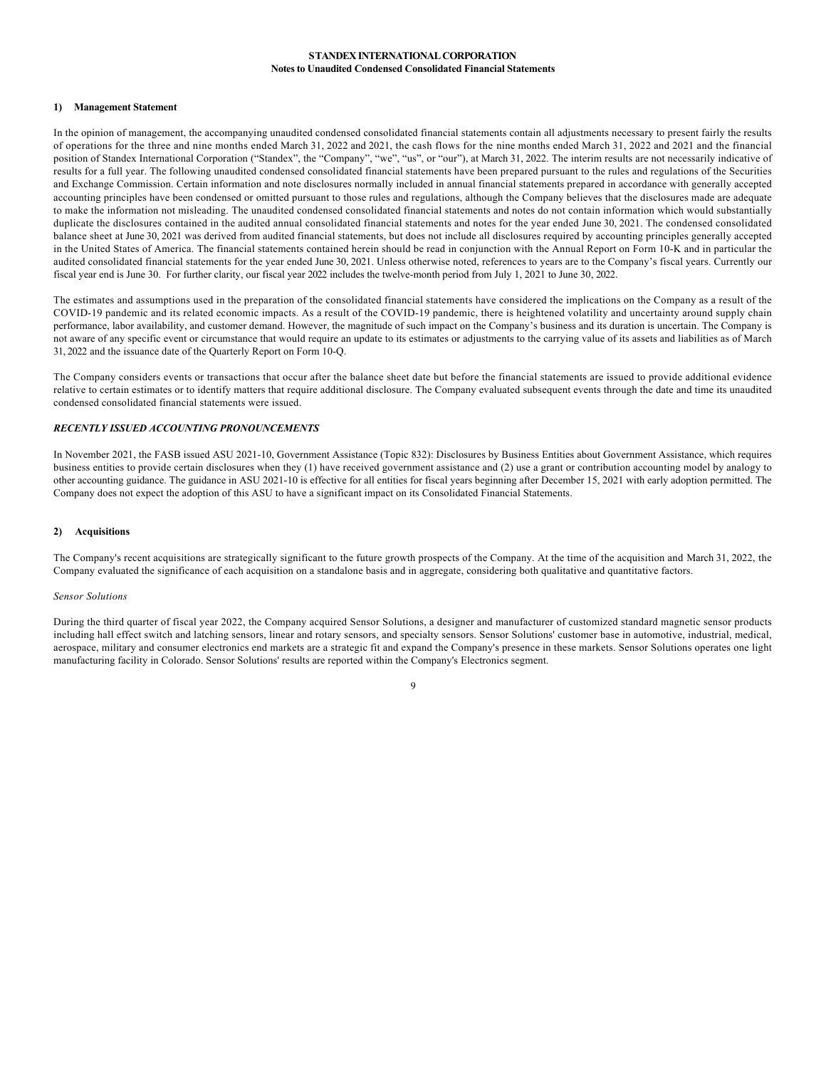# STANDEX INTERNATIONAL CORPORATION
## Notes to Unaudited Condensed Consolidated Financial Statements

### 1) Management Statement

In the opinion of management, the accompanying unaudited condensed consolidated financial statements contain all adjustments necessary to present fairly the results of operations for the three and nine months ended March 31, 2022 and 2021, the cash flows for the nine months ended March 31, 2022 and 2021 and the financial position of Standex International Corporation ("Standex", the "Company", "we", "us", or "our"), at March 31, 2022. The interim results are not necessarily indicative of results for a full year. The following unaudited condensed consolidated financial statements have been prepared pursuant to the rules and regulations of the Securities and Exchange Commission. Certain information and note disclosures normally included in annual financial statements prepared in accordance with generally accepted accounting principles have been condensed or omitted pursuant to those rules and regulations, although the Company believes that the disclosures made are adequate to make the information not misleading. The unaudited condensed consolidated financial statements and notes do not contain information which would substantially duplicate the disclosures contained in the audited annual consolidated financial statements and notes for the year ended June 30, 2021. The condensed consolidated balance sheet at June 30, 2021 was derived from audited financial statements, but does not include all disclosures required by accounting principles generally accepted in the United States of America. The financial statements contained herein should be read in conjunction with the Annual Report on Form 10-K and in particular the audited consolidated financial statements for the year ended June 30, 2021. Unless otherwise noted, references to years are to the Company's fiscal years. Currently our fiscal year end is June 30. For further clarity, our fiscal year 2022 includes the twelve-month period from July 1, 2021 to June 30, 2022.

The estimates and assumptions used in the preparation of the consolidated financial statements have considered the implications on the Company as a result of the COVID-19 pandemic and its related economic impacts. As a result of the COVID-19 pandemic, there is heightened volatility and uncertainty around supply chain performance, labor availability, and customer demand. However, the magnitude of such impact on the Company's business and its duration is uncertain. The Company is not aware of any specific event or circumstance that would require an update to its estimates or adjustments to the carrying value of its assets and liabilities as of March 31, 2022 and the issuance date of the Quarterly Report on Form 10-Q.

The Company considers events or transactions that occur after the balance sheet date but before the financial statements are issued to provide additional evidence relative to certain estimates or to identify matters that require additional disclosure. The Company evaluated subsequent events through the date and time its unaudited condensed consolidated financial statements were issued.

***RECENTLY ISSUED ACCOUNTING PRONOUNCEMENTS***

In November 2021, the FASB issued ASU 2021-10, Government Assistance (Topic 832): Disclosures by Business Entities about Government Assistance, which requires business entities to provide certain disclosures when they (1) have received government assistance and (2) use a grant or contribution accounting model by analogy to other accounting guidance. The guidance in ASU 2021-10 is effective for all entities for fiscal years beginning after December 15, 2021 with early adoption permitted. The Company does not expect the adoption of this ASU to have a significant impact on its Consolidated Financial Statements.

### 2) Acquisitions

The Company's recent acquisitions are strategically significant to the future growth prospects of the Company. At the time of the acquisition and March 31, 2022, the Company evaluated the significance of each acquisition on a standalone basis and in aggregate, considering both qualitative and quantitative factors.

*Sensor Solutions*

During the third quarter of fiscal year 2022, the Company acquired Sensor Solutions, a designer and manufacturer of customized standard magnetic sensor products including hall effect switch and latching sensors, linear and rotary sensors, and specialty sensors. Sensor Solutions' customer base in automotive, industrial, medical, aerospace, military and consumer electronics end markets are a strategic fit and expand the Company's presence in these markets. Sensor Solutions operates one light manufacturing facility in Colorado. Sensor Solutions' results are reported within the Company's Electronics segment.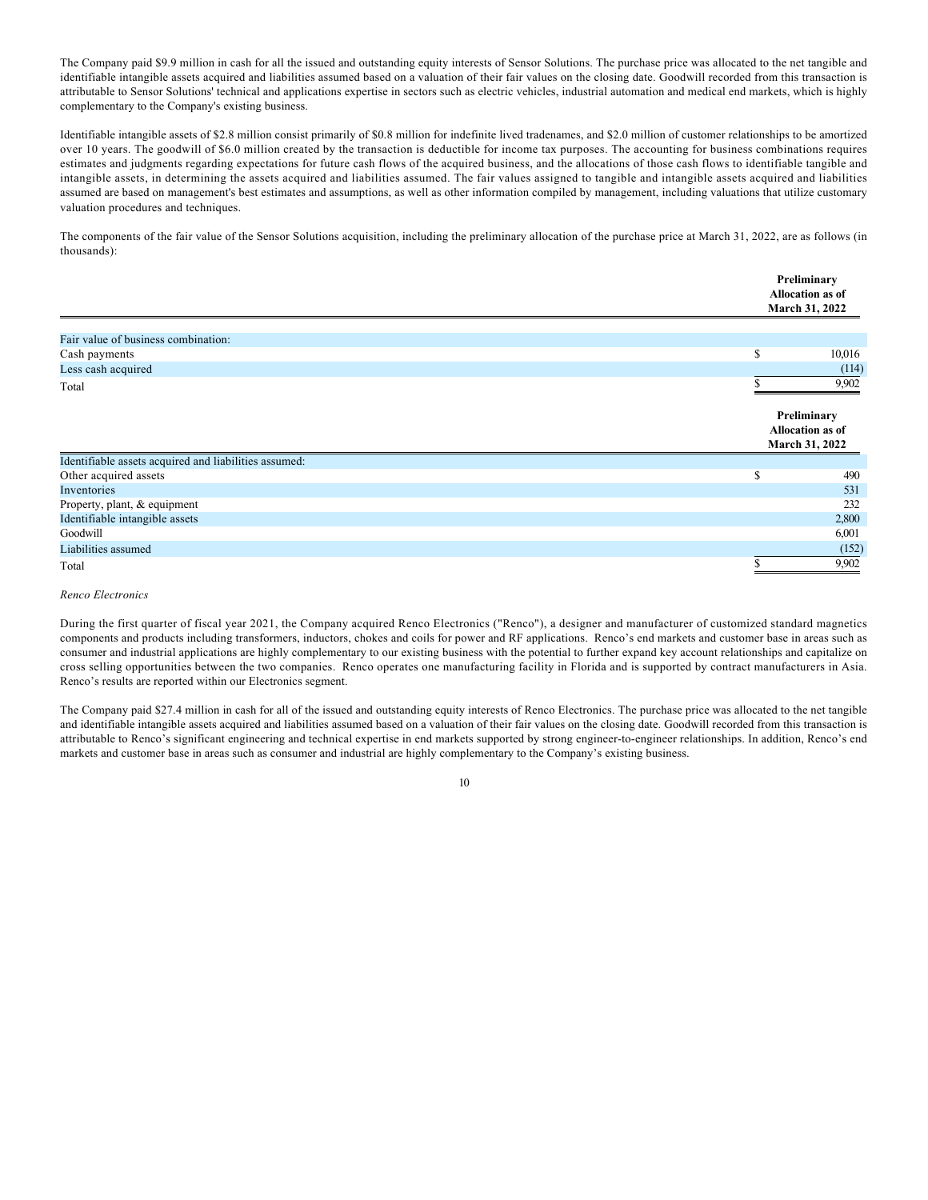The Company paid $9.9 million in cash for all the issued and outstanding equity interests of Sensor Solutions. The purchase price was allocated to the net tangible and identifiable intangible assets acquired and liabilities assumed based on a valuation of their fair values on the closing date. Goodwill recorded from this transaction is attributable to Sensor Solutions' technical and applications expertise in sectors such as electric vehicles, industrial automation and medical end markets, which is highly complementary to the Company's existing business.

Identifiable intangible assets of $2.8 million consist primarily of $0.8 million for indefinite lived tradenames, and $2.0 million of customer relationships to be amortized over 10 years. The goodwill of $6.0 million created by the transaction is deductible for income tax purposes. The accounting for business combinations requires estimates and judgments regarding expectations for future cash flows of the acquired business, and the allocations of those cash flows to identifiable tangible and intangible assets, in determining the assets acquired and liabilities assumed. The fair values assigned to tangible and intangible assets acquired and liabilities assumed are based on management's best estimates and assumptions, as well as other information compiled by management, including valuations that utilize customary valuation procedures and techniques.

The components of the fair value of the Sensor Solutions acquisition, including the preliminary allocation of the purchase price at March 31, 2022, are as follows (in thousands):

| | Preliminary Allocation as of March 31, 2022 |
|---|---|
| Fair value of business combination: | |
| Cash payments | $ 10,016 |
| Less cash acquired | (114) |
| Total | $ 9,902 |

| | Preliminary Allocation as of March 31, 2022 |
|---|---|
| Identifiable assets acquired and liabilities assumed: | |
| Other acquired assets | $ 490 |
| Inventories | 531 |
| Property, plant, & equipment | 232 |
| Identifiable intangible assets | 2,800 |
| Goodwill | 6,001 |
| Liabilities assumed | (152) |
| Total | $ 9,902 |

*Renco Electronics*

During the first quarter of fiscal year 2021, the Company acquired Renco Electronics ("Renco"), a designer and manufacturer of customized standard magnetics components and products including transformers, inductors, chokes and coils for power and RF applications. Renco's end markets and customer base in areas such as consumer and industrial applications are highly complementary to our existing business with the potential to further expand key account relationships and capitalize on cross selling opportunities between the two companies. Renco operates one manufacturing facility in Florida and is supported by contract manufacturers in Asia. Renco's results are reported within our Electronics segment.

The Company paid $27.4 million in cash for all of the issued and outstanding equity interests of Renco Electronics. The purchase price was allocated to the net tangible and identifiable intangible assets acquired and liabilities assumed based on a valuation of their fair values on the closing date. Goodwill recorded from this transaction is attributable to Renco's significant engineering and technical expertise in end markets supported by strong engineer-to-engineer relationships. In addition, Renco's end markets and customer base in areas such as consumer and industrial are highly complementary to the Company's existing business.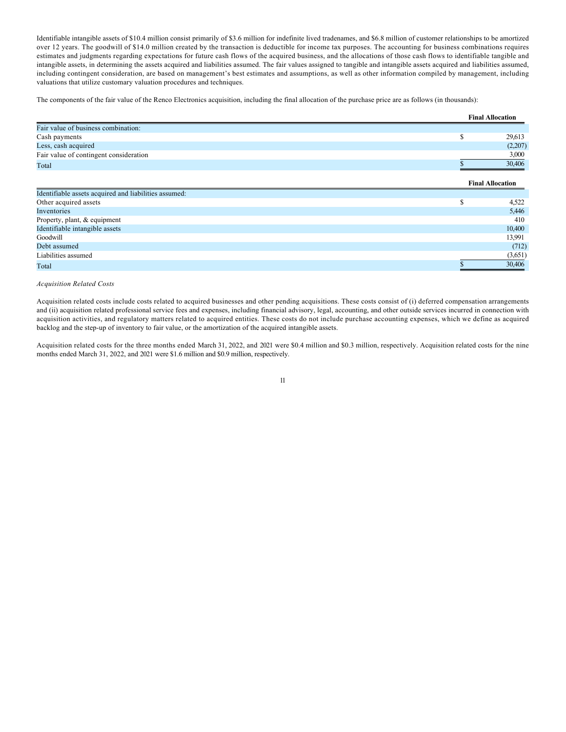Identifiable intangible assets of $10.4 million consist primarily of $3.6 million for indefinite lived tradenames, and $6.8 million of customer relationships to be amortized over 12 years. The goodwill of $14.0 million created by the transaction is deductible for income tax purposes. The accounting for business combinations requires estimates and judgments regarding expectations for future cash flows of the acquired business, and the allocations of those cash flows to identifiable tangible and intangible assets, in determining the assets acquired and liabilities assumed. The fair values assigned to tangible and intangible assets acquired and liabilities assumed, including contingent consideration, are based on management's best estimates and assumptions, as well as other information compiled by management, including valuations that utilize customary valuation procedures and techniques.

The components of the fair value of the Renco Electronics acquisition, including the final allocation of the purchase price are as follows (in thousands):

| | Final Allocation |
|---|---|
| Fair value of business combination: | |
| Cash payments | $ 29,613 |
| Less, cash acquired | (2,207) |
| Fair value of contingent consideration | 3,000 |
| Total | $ 30,406 |

| | Final Allocation |
|---|---|
| Identifiable assets acquired and liabilities assumed: | |
| Other acquired assets | $ 4,522 |
| Inventories | 5,446 |
| Property, plant, & equipment | 410 |
| Identifiable intangible assets | 10,400 |
| Goodwill | 13,991 |
| Debt assumed | (712) |
| Liabilities assumed | (3,651) |
| Total | $ 30,406 |

*Acquisition Related Costs*

Acquisition related costs include costs related to acquired businesses and other pending acquisitions. These costs consist of (i) deferred compensation arrangements and (ii) acquisition related professional service fees and expenses, including financial advisory, legal, accounting, and other outside services incurred in connection with acquisition activities, and regulatory matters related to acquired entities. These costs do not include purchase accounting expenses, which we define as acquired backlog and the step-up of inventory to fair value, or the amortization of the acquired intangible assets.

Acquisition related costs for the three months ended March 31, 2022, and 2021 were $0.4 million and $0.3 million, respectively. Acquisition related costs for the nine months ended March 31, 2022, and 2021 were $1.6 million and $0.9 million, respectively.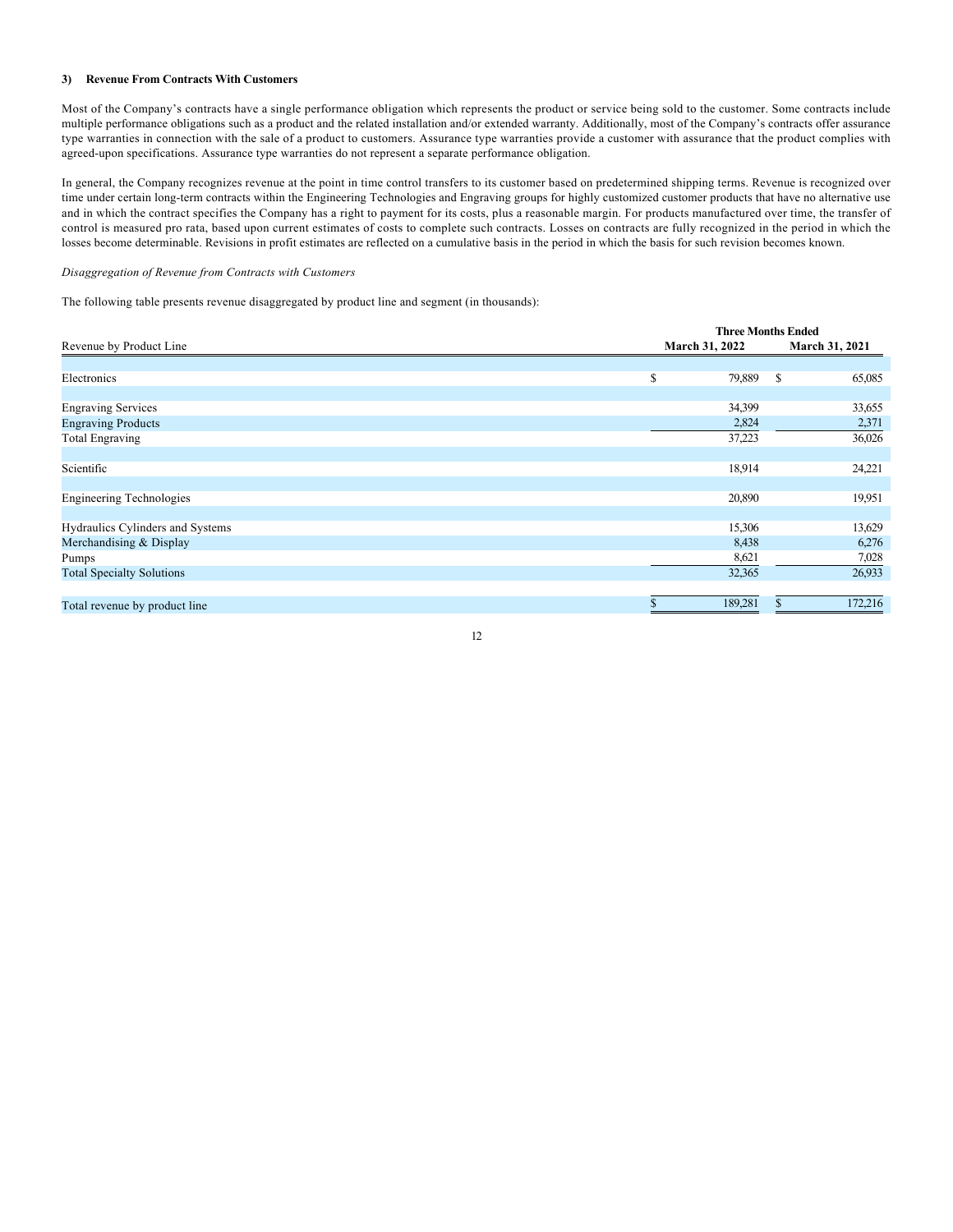### 3) Revenue From Contracts With Customers

Most of the Company's contracts have a single performance obligation which represents the product or service being sold to the customer. Some contracts include multiple performance obligations such as a product and the related installation and/or extended warranty. Additionally, most of the Company's contracts offer assurance type warranties in connection with the sale of a product to customers. Assurance type warranties provide a customer with assurance that the product complies with agreed-upon specifications. Assurance type warranties do not represent a separate performance obligation.

In general, the Company recognizes revenue at the point in time control transfers to its customer based on predetermined shipping terms. Revenue is recognized over time under certain long-term contracts within the Engineering Technologies and Engraving groups for highly customized customer products that have no alternative use and in which the contract specifies the Company has a right to payment for its costs, plus a reasonable margin. For products manufactured over time, the transfer of control is measured pro rata, based upon current estimates of costs to complete such contracts. Losses on contracts are fully recognized in the period in which the losses become determinable. Revisions in profit estimates are reflected on a cumulative basis in the period in which the basis for such revision becomes known.

*Disaggregation of Revenue from Contracts with Customers*

The following table presents revenue disaggregated by product line and segment (in thousands):

| | Three Months Ended | |
|---|---|---|
| Revenue by Product Line | March 31, 2022 | March 31, 2021 |
| Electronics | $ 79,889 | $ 65,085 |
| Engraving Services | 34,399 | 33,655 |
| Engraving Products | 2,824 | 2,371 |
| Total Engraving | 37,223 | 36,026 |
| Scientific | 18,914 | 24,221 |
| Engineering Technologies | 20,890 | 19,951 |
| Hydraulics Cylinders and Systems | 15,306 | 13,629 |
| Merchandising & Display | 8,438 | 6,276 |
| Pumps | 8,621 | 7,028 |
| Total Specialty Solutions | 32,365 | 26,933 |
| Total revenue by product line | $ 189,281 | $ 172,216 |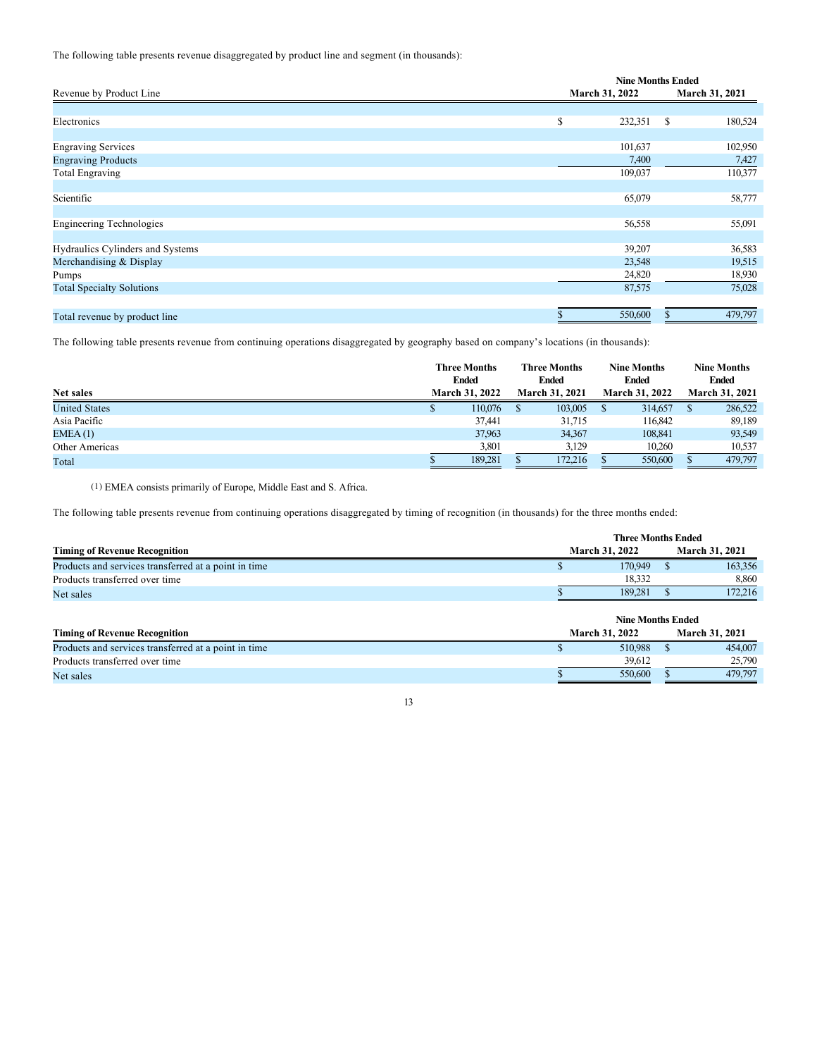The following table presents revenue disaggregated by product line and segment (in thousands):

| Revenue by Product Line | Nine Months Ended March 31, 2022 | Nine Months Ended March 31, 2021 |
|---|---|---|
| Electronics | $ 232,351 | $ 180,524 |
| Engraving Services | 101,637 | 102,950 |
| Engraving Products | 7,400 | 7,427 |
| Total Engraving | 109,037 | 110,377 |
| Scientific | 65,079 | 58,777 |
| Engineering Technologies | 56,558 | 55,091 |
| Hydraulics Cylinders and Systems | 39,207 | 36,583 |
| Merchandising & Display | 23,548 | 19,515 |
| Pumps | 24,820 | 18,930 |
| Total Specialty Solutions | 87,575 | 75,028 |
| Total revenue by product line | $ 550,600 | $ 479,797 |

The following table presents revenue from continuing operations disaggregated by geography based on company's locations (in thousands):

| Net sales | Three Months Ended March 31, 2022 | Three Months Ended March 31, 2021 | Nine Months Ended March 31, 2022 | Nine Months Ended March 31, 2021 |
|---|---|---|---|---|
| United States | $ 110,076 | $ 103,005 | $ 314,657 | $ 286,522 |
| Asia Pacific | 37,441 | 31,715 | 116,842 | 89,189 |
| EMEA (1) | 37,963 | 34,367 | 108,841 | 93,549 |
| Other Americas | 3,801 | 3,129 | 10,260 | 10,537 |
| Total | $ 189,281 | $ 172,216 | $ 550,600 | $ 479,797 |

(1) EMEA consists primarily of Europe, Middle East and S. Africa.

The following table presents revenue from continuing operations disaggregated by timing of recognition (in thousands) for the three months ended:

| Timing of Revenue Recognition | Three Months Ended March 31, 2022 | Three Months Ended March 31, 2021 |
|---|---|---|
| Products and services transferred at a point in time | $ 170,949 | $ 163,356 |
| Products transferred over time | 18,332 | 8,860 |
| Net sales | $ 189,281 | $ 172,216 |

| Timing of Revenue Recognition | Nine Months Ended March 31, 2022 | Nine Months Ended March 31, 2021 |
|---|---|---|
| Products and services transferred at a point in time | $ 510,988 | $ 454,007 |
| Products transferred over time | 39,612 | 25,790 |
| Net sales | $ 550,600 | $ 479,797 |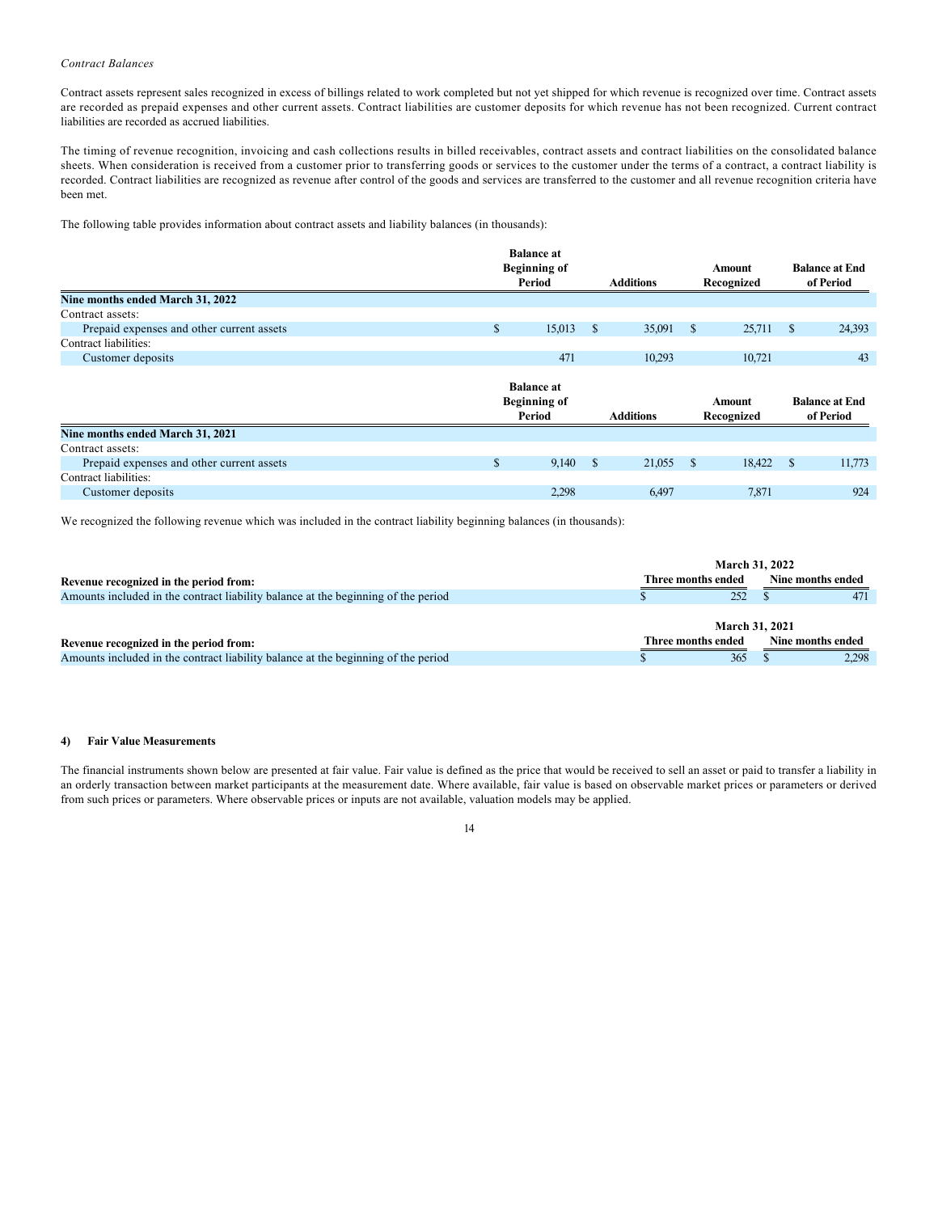*Contract Balances*

Contract assets represent sales recognized in excess of billings related to work completed but not yet shipped for which revenue is recognized over time. Contract assets are recorded as prepaid expenses and other current assets. Contract liabilities are customer deposits for which revenue has not been recognized. Current contract liabilities are recorded as accrued liabilities.

The timing of revenue recognition, invoicing and cash collections results in billed receivables, contract assets and contract liabilities on the consolidated balance sheets. When consideration is received from a customer prior to transferring goods or services to the customer under the terms of a contract, a contract liability is recorded. Contract liabilities are recognized as revenue after control of the goods and services are transferred to the customer and all revenue recognition criteria have been met.

The following table provides information about contract assets and liability balances (in thousands):

| | Balance at Beginning of Period | Additions | Amount Recognized | Balance at End of Period |
|---|---|---|---|---|
| **Nine months ended March 31, 2022** | | | | |
| Contract assets: | | | | |
| Prepaid expenses and other current assets | $ 15,013 | $ 35,091 | $ 25,711 | $ 24,393 |
| Contract liabilities: | | | | |
| Customer deposits | 471 | 10,293 | 10,721 | 43 |

| | Balance at Beginning of Period | Additions | Amount Recognized | Balance at End of Period |
|---|---|---|---|---|
| **Nine months ended March 31, 2021** | | | | |
| Contract assets: | | | | |
| Prepaid expenses and other current assets | $ 9,140 | $ 21,055 | $ 18,422 | $ 11,773 |
| Contract liabilities: | | | | |
| Customer deposits | 2,298 | 6,497 | 7,871 | 924 |

We recognized the following revenue which was included in the contract liability beginning balances (in thousands):

| | March 31, 2022 | |
|---|---|---|
| **Revenue recognized in the period from:** | Three months ended | Nine months ended |
| Amounts included in the contract liability balance at the beginning of the period | $ 252 | $ 471 |

| | March 31, 2021 | |
|---|---|---|
| **Revenue recognized in the period from:** | Three months ended | Nine months ended |
| Amounts included in the contract liability balance at the beginning of the period | $ 365 | $ 2,298 |

**4) Fair Value Measurements**

The financial instruments shown below are presented at fair value. Fair value is defined as the price that would be received to sell an asset or paid to transfer a liability in an orderly transaction between market participants at the measurement date. Where available, fair value is based on observable market prices or parameters or derived from such prices or parameters. Where observable prices or inputs are not available, valuation models may be applied.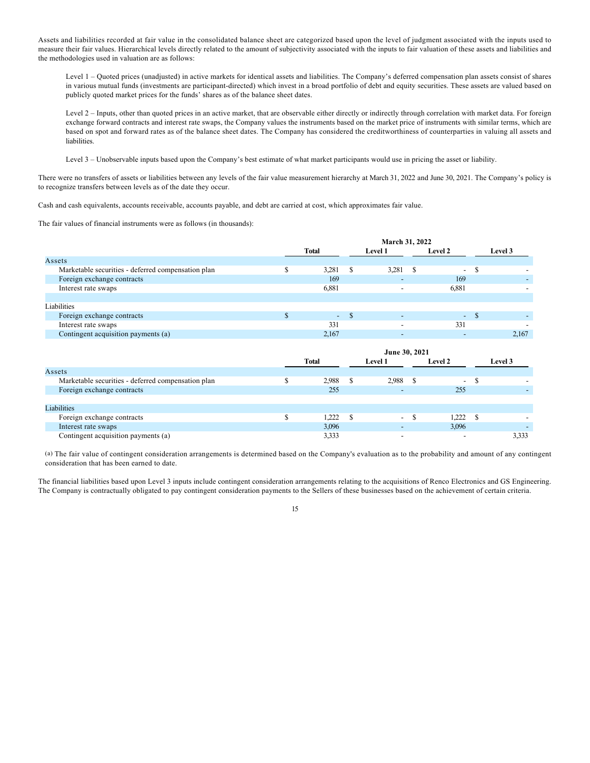Assets and liabilities recorded at fair value in the consolidated balance sheet are categorized based upon the level of judgment associated with the inputs used to measure their fair values. Hierarchical levels directly related to the amount of subjectivity associated with the inputs to fair valuation of these assets and liabilities and the methodologies used in valuation are as follows:

> Level 1 – Quoted prices (unadjusted) in active markets for identical assets and liabilities. The Company's deferred compensation plan assets consist of shares in various mutual funds (investments are participant-directed) which invest in a broad portfolio of debt and equity securities. These assets are valued based on publicly quoted market prices for the funds' shares as of the balance sheet dates.
>
> Level 2 – Inputs, other than quoted prices in an active market, that are observable either directly or indirectly through correlation with market data. For foreign exchange forward contracts and interest rate swaps, the Company values the instruments based on the market price of instruments with similar terms, which are based on spot and forward rates as of the balance sheet dates. The Company has considered the creditworthiness of counterparties in valuing all assets and liabilities.
>
> Level 3 – Unobservable inputs based upon the Company's best estimate of what market participants would use in pricing the asset or liability.

There were no transfers of assets or liabilities between any levels of the fair value measurement hierarchy at March 31, 2022 and June 30, 2021. The Company's policy is to recognize transfers between levels as of the date they occur.

Cash and cash equivalents, accounts receivable, accounts payable, and debt are carried at cost, which approximates fair value.

The fair values of financial instruments were as follows (in thousands):

| | March 31, 2022 | | | |
|---|---|---|---|---|
| | Total | Level 1 | Level 2 | Level 3 |
| Assets | | | | |
| Marketable securities - deferred compensation plan | $ 3,281 | $ 3,281 | $ - | $ - |
| Foreign exchange contracts | 169 | - | 169 | - |
| Interest rate swaps | 6,881 | - | 6,881 | - |
| | | | | |
| Liabilities | | | | |
| Foreign exchange contracts | $ - | $ - | - | $ - |
| Interest rate swaps | 331 | - | 331 | - |
| Contingent acquisition payments (a) | 2,167 | - | - | 2,167 |

| | June 30, 2021 | | | |
|---|---|---|---|---|
| | Total | Level 1 | Level 2 | Level 3 |
| Assets | | | | |
| Marketable securities - deferred compensation plan | $ 2,988 | $ 2,988 | $ - | $ - |
| Foreign exchange contracts | 255 | - | 255 | - |
| | | | | |
| Liabilities | | | | |
| Foreign exchange contracts | $ 1,222 | $ - | $ 1,222 | $ - |
| Interest rate swaps | 3,096 | - | 3,096 | - |
| Contingent acquisition payments (a) | 3,333 | - | - | 3,333 |

(a) The fair value of contingent consideration arrangements is determined based on the Company's evaluation as to the probability and amount of any contingent consideration that has been earned to date.

The financial liabilities based upon Level 3 inputs include contingent consideration arrangements relating to the acquisitions of Renco Electronics and GS Engineering. The Company is contractually obligated to pay contingent consideration payments to the Sellers of these businesses based on the achievement of certain criteria.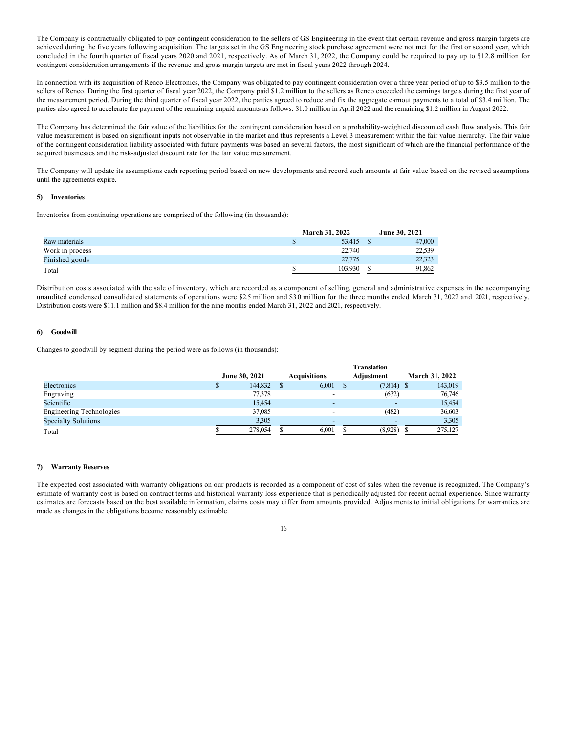The Company is contractually obligated to pay contingent consideration to the sellers of GS Engineering in the event that certain revenue and gross margin targets are achieved during the five years following acquisition. The targets set in the GS Engineering stock purchase agreement were not met for the first or second year, which concluded in the fourth quarter of fiscal years 2020 and 2021, respectively. As of March 31, 2022, the Company could be required to pay up to $12.8 million for contingent consideration arrangements if the revenue and gross margin targets are met in fiscal years 2022 through 2024.

In connection with its acquisition of Renco Electronics, the Company was obligated to pay contingent consideration over a three year period of up to $3.5 million to the sellers of Renco. During the first quarter of fiscal year 2022, the Company paid $1.2 million to the sellers as Renco exceeded the earnings targets during the first year of the measurement period. During the third quarter of fiscal year 2022, the parties agreed to reduce and fix the aggregate earnout payments to a total of $3.4 million. The parties also agreed to accelerate the payment of the remaining unpaid amounts as follows: $1.0 million in April 2022 and the remaining $1.2 million in August 2022.

The Company has determined the fair value of the liabilities for the contingent consideration based on a probability-weighted discounted cash flow analysis. This fair value measurement is based on significant inputs not observable in the market and thus represents a Level 3 measurement within the fair value hierarchy. The fair value of the contingent consideration liability associated with future payments was based on several factors, the most significant of which are the financial performance of the acquired businesses and the risk-adjusted discount rate for the fair value measurement.

The Company will update its assumptions each reporting period based on new developments and record such amounts at fair value based on the revised assumptions until the agreements expire.

### 5) Inventories

Inventories from continuing operations are comprised of the following (in thousands):

| | March 31, 2022 | June 30, 2021 |
|---|---|---|
| Raw materials | $ 53,415 | $ 47,000 |
| Work in process | 22,740 | 22,539 |
| Finished goods | 27,775 | 22,323 |
| Total | $ 103,930 | $ 91,862 |

Distribution costs associated with the sale of inventory, which are recorded as a component of selling, general and administrative expenses in the accompanying unaudited condensed consolidated statements of operations were $2.5 million and $3.0 million for the three months ended March 31, 2022 and 2021, respectively. Distribution costs were $11.1 million and $8.4 million for the nine months ended March 31, 2022 and 2021, respectively.

### 6) Goodwill

Changes to goodwill by segment during the period were as follows (in thousands):

| | June 30, 2021 | Acquisitions | Translation Adjustment | March 31, 2022 |
|---|---|---|---|---|
| Electronics | $ 144,832 | $ 6,001 | $ (7,814) | $ 143,019 |
| Engraving | 77,378 | - | (632) | 76,746 |
| Scientific | 15,454 | - | - | 15,454 |
| Engineering Technologies | 37,085 | - | (482) | 36,603 |
| Specialty Solutions | 3,305 | - | - | 3,305 |
| Total | $ 278,054 | $ 6,001 | $ (8,928) | $ 275,127 |

### 7) Warranty Reserves

The expected cost associated with warranty obligations on our products is recorded as a component of cost of sales when the revenue is recognized. The Company's estimate of warranty cost is based on contract terms and historical warranty loss experience that is periodically adjusted for recent actual experience. Since warranty estimates are forecasts based on the best available information, claims costs may differ from amounts provided. Adjustments to initial obligations for warranties are made as changes in the obligations become reasonably estimable.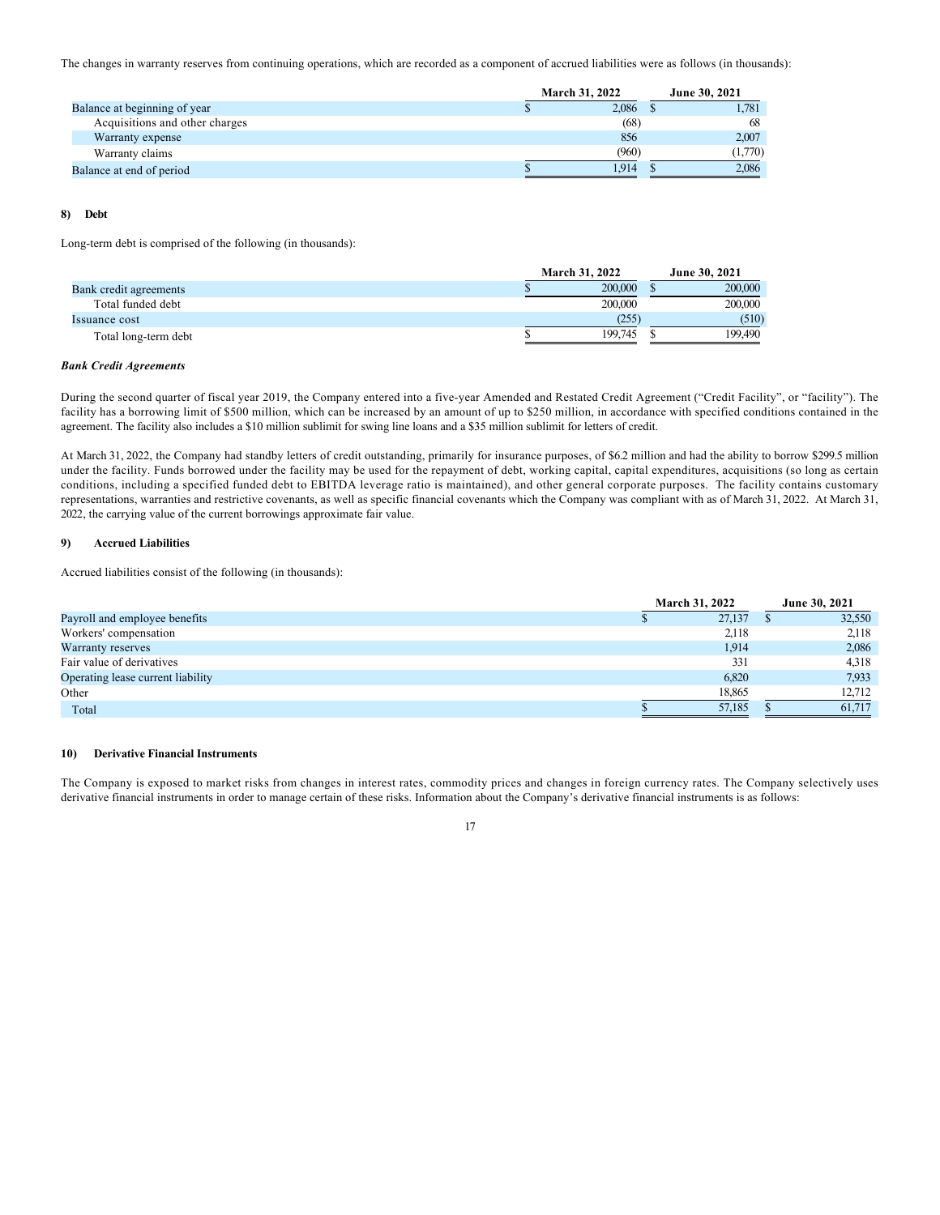The changes in warranty reserves from continuing operations, which are recorded as a component of accrued liabilities were as follows (in thousands):

| | March 31, 2022 | June 30, 2021 |
|---|---|---|
| Balance at beginning of year | $ 2,086 | $ 1,781 |
| Acquisitions and other charges | (68) | 68 |
| Warranty expense | 856 | 2,007 |
| Warranty claims | (960) | (1,770) |
| Balance at end of period | $ 1,914 | $ 2,086 |

## 8) Debt

Long-term debt is comprised of the following (in thousands):

| | March 31, 2022 | June 30, 2021 |
|---|---|---|
| Bank credit agreements | $ 200,000 | $ 200,000 |
| Total funded debt | 200,000 | 200,000 |
| Issuance cost | (255) | (510) |
| Total long-term debt | $ 199,745 | $ 199,490 |

***Bank Credit Agreements***

During the second quarter of fiscal year 2019, the Company entered into a five-year Amended and Restated Credit Agreement ("Credit Facility", or "facility"). The facility has a borrowing limit of $500 million, which can be increased by an amount of up to $250 million, in accordance with specified conditions contained in the agreement. The facility also includes a $10 million sublimit for swing line loans and a $35 million sublimit for letters of credit.

At March 31, 2022, the Company had standby letters of credit outstanding, primarily for insurance purposes, of $6.2 million and had the ability to borrow $299.5 million under the facility. Funds borrowed under the facility may be used for the repayment of debt, working capital, capital expenditures, acquisitions (so long as certain conditions, including a specified funded debt to EBITDA leverage ratio is maintained), and other general corporate purposes. The facility contains customary representations, warranties and restrictive covenants, as well as specific financial covenants which the Company was compliant with as of March 31, 2022. At March 31, 2022, the carrying value of the current borrowings approximate fair value.

## 9) Accrued Liabilities

Accrued liabilities consist of the following (in thousands):

| | March 31, 2022 | June 30, 2021 |
|---|---|---|
| Payroll and employee benefits | $ 27,137 | $ 32,550 |
| Workers' compensation | 2,118 | 2,118 |
| Warranty reserves | 1,914 | 2,086 |
| Fair value of derivatives | 331 | 4,318 |
| Operating lease current liability | 6,820 | 7,933 |
| Other | 18,865 | 12,712 |
| Total | $ 57,185 | $ 61,717 |

## 10) Derivative Financial Instruments

The Company is exposed to market risks from changes in interest rates, commodity prices and changes in foreign currency rates. The Company selectively uses derivative financial instruments in order to manage certain of these risks. Information about the Company's derivative financial instruments is as follows: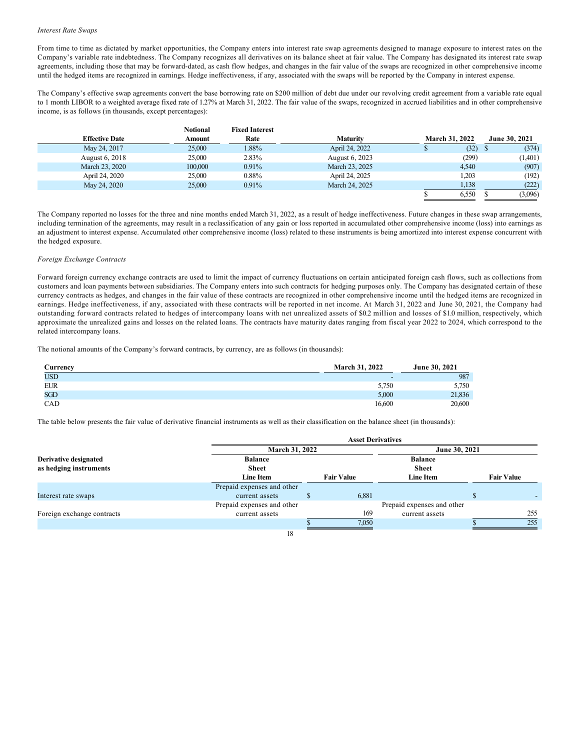*Interest Rate Swaps*

From time to time as dictated by market opportunities, the Company enters into interest rate swap agreements designed to manage exposure to interest rates on the Company's variable rate indebtedness. The Company recognizes all derivatives on its balance sheet at fair value. The Company has designated its interest rate swap agreements, including those that may be forward-dated, as cash flow hedges, and changes in the fair value of the swaps are recognized in other comprehensive income until the hedged items are recognized in earnings. Hedge ineffectiveness, if any, associated with the swaps will be reported by the Company in interest expense.

The Company's effective swap agreements convert the base borrowing rate on $200 million of debt due under our revolving credit agreement from a variable rate equal to 1 month LIBOR to a weighted average fixed rate of 1.27% at March 31, 2022. The fair value of the swaps, recognized in accrued liabilities and in other comprehensive income, is as follows (in thousands, except percentages):

| Effective Date | Notional Amount | Fixed Interest Rate | Maturity | March 31, 2022 | June 30, 2021 |
|---|---|---|---|---|---|
| May 24, 2017 | 25,000 | 1.88% | April 24, 2022 | $ (32) | $ (374) |
| August 6, 2018 | 25,000 | 2.83% | August 6, 2023 | (299) | (1,401) |
| March 23, 2020 | 100,000 | 0.91% | March 23, 2025 | 4,540 | (907) |
| April 24, 2020 | 25,000 | 0.88% | April 24, 2025 | 1,203 | (192) |
| May 24, 2020 | 25,000 | 0.91% | March 24, 2025 | 1,138 | (222) |
| | | | | $ 6,550 | $ (3,096) |

The Company reported no losses for the three and nine months ended March 31, 2022, as a result of hedge ineffectiveness. Future changes in these swap arrangements, including termination of the agreements, may result in a reclassification of any gain or loss reported in accumulated other comprehensive income (loss) into earnings as an adjustment to interest expense. Accumulated other comprehensive income (loss) related to these instruments is being amortized into interest expense concurrent with the hedged exposure.

*Foreign Exchange Contracts*

Forward foreign currency exchange contracts are used to limit the impact of currency fluctuations on certain anticipated foreign cash flows, such as collections from customers and loan payments between subsidiaries. The Company enters into such contracts for hedging purposes only. The Company has designated certain of these currency contracts as hedges, and changes in the fair value of these contracts are recognized in other comprehensive income until the hedged items are recognized in earnings. Hedge ineffectiveness, if any, associated with these contracts will be reported in net income. At March 31, 2022 and June 30, 2021, the Company had outstanding forward contracts related to hedges of intercompany loans with net unrealized assets of $0.2 million and losses of $1.0 million, respectively, which approximate the unrealized gains and losses on the related loans. The contracts have maturity dates ranging from fiscal year 2022 to 2024, which correspond to the related intercompany loans.

The notional amounts of the Company's forward contracts, by currency, are as follows (in thousands):

| Currency | March 31, 2022 | June 30, 2021 |
|---|---|---|
| USD | - | 987 |
| EUR | 5,750 | 5,750 |
| SGD | 5,000 | 21,836 |
| CAD | 16,600 | 20,600 |

The table below presents the fair value of derivative financial instruments as well as their classification on the balance sheet (in thousands):

| | Asset Derivatives | | | |
|---|---|---|---|---|
| | March 31, 2022 | | June 30, 2021 | |
| Derivative designated as hedging instruments | Balance Sheet Line Item | Fair Value | Balance Sheet Line Item | Fair Value |
| Interest rate swaps | Prepaid expenses and other current assets | $ 6,881 | | $ - |
| Foreign exchange contracts | Prepaid expenses and other current assets | 169 | Prepaid expenses and other current assets | 255 |
| | | $ 7,050 | | $ 255 |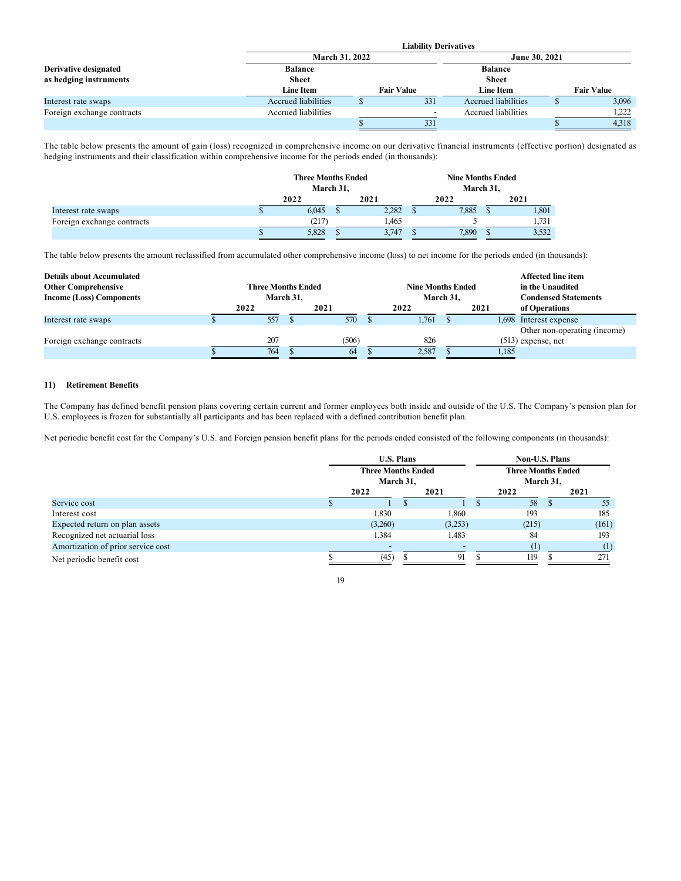| | Liability Derivatives | | | |
|---|---|---|---|---|
| | March 31, 2022 | | June 30, 2021 | |
| Derivative designated as hedging instruments | Balance Sheet Line Item | Fair Value | Balance Sheet Line Item | Fair Value |
| Interest rate swaps | Accrued liabilities | $ 331 | Accrued liabilities | $ 3,096 |
| Foreign exchange contracts | Accrued liabilities | - | Accrued liabilities | 1,222 |
| | | $ 331 | | $ 4,318 |

The table below presents the amount of gain (loss) recognized in comprehensive income on our derivative financial instruments (effective portion) designated as hedging instruments and their classification within comprehensive income for the periods ended (in thousands):

| | Three Months Ended March 31, | | Nine Months Ended March 31, | |
|---|---|---|---|---|
| | 2022 | 2021 | 2022 | 2021 |
| Interest rate swaps | $ 6,045 | $ 2,282 | $ 7,885 | $ 1,801 |
| Foreign exchange contracts | (217) | 1,465 | 5 | 1,731 |
| | $ 5,828 | $ 3,747 | $ 7,890 | $ 3,532 |

The table below presents the amount reclassified from accumulated other comprehensive income (loss) to net income for the periods ended (in thousands):

| Details about Accumulated Other Comprehensive Income (Loss) Components | Three Months Ended March 31, | | Nine Months Ended March 31, | | Affected line item in the Unaudited Condensed Statements of Operations |
|---|---|---|---|---|---|
| | 2022 | 2021 | 2022 | 2021 | |
| Interest rate swaps | $ 557 | $ 570 | $ 1,761 | $ 1,698 | Interest expense |
| Foreign exchange contracts | 207 | (506) | 826 | (513) | Other non-operating (income) expense, net |
| | $ 764 | $ 64 | $ 2,587 | $ 1,185 | |

#### 11) Retirement Benefits

The Company has defined benefit pension plans covering certain current and former employees both inside and outside of the U.S. The Company's pension plan for U.S. employees is frozen for substantially all participants and has been replaced with a defined contribution benefit plan.

Net periodic benefit cost for the Company's U.S. and Foreign pension benefit plans for the periods ended consisted of the following components (in thousands):

| | U.S. Plans | | Non-U.S. Plans | |
|---|---|---|---|---|
| | Three Months Ended March 31, | | Three Months Ended March 31, | |
| | 2022 | 2021 | 2022 | 2021 |
| Service cost | $ 1 | $ 1 | $ 58 | $ 55 |
| Interest cost | 1,830 | 1,860 | 193 | 185 |
| Expected return on plan assets | (3,260) | (3,253) | (215) | (161) |
| Recognized net actuarial loss | 1,384 | 1,483 | 84 | 193 |
| Amortization of prior service cost | - | - | (1) | (1) |
| Net periodic benefit cost | $ (45) | $ 91 | $ 119 | $ 271 |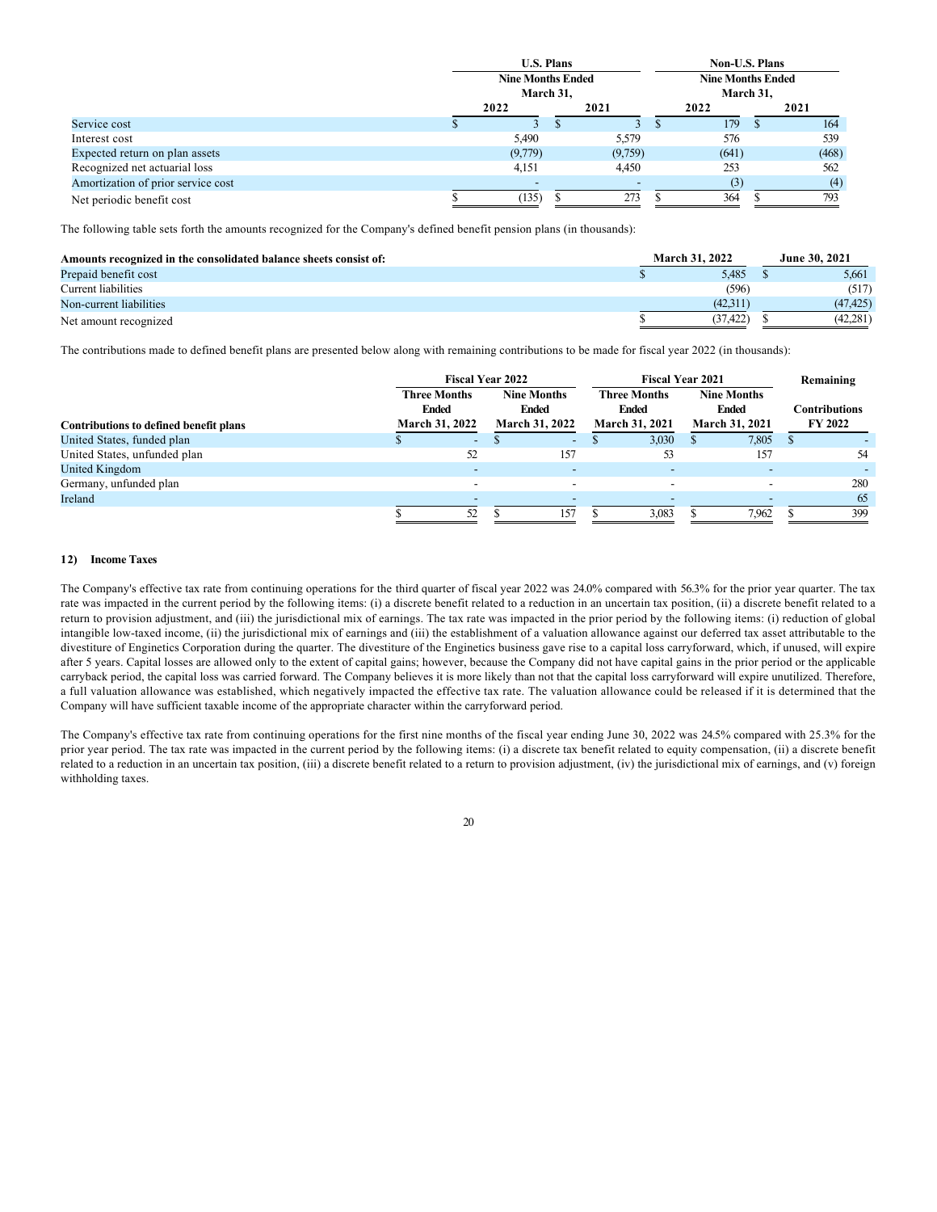| | U.S. Plans | | Non-U.S. Plans | |
|---|---|---|---|---|
| | Nine Months Ended March 31, | | Nine Months Ended March 31, | |
| | 2022 | 2021 | 2022 | 2021 |
| Service cost | $ 3 | $ 3 | $ 179 | $ 164 |
| Interest cost | 5,490 | 5,579 | 576 | 539 |
| Expected return on plan assets | (9,779) | (9,759) | (641) | (468) |
| Recognized net actuarial loss | 4,151 | 4,450 | 253 | 562 |
| Amortization of prior service cost | - | - | (3) | (4) |
| Net periodic benefit cost | $ (135) | $ 273 | $ 364 | $ 793 |

The following table sets forth the amounts recognized for the Company's defined benefit pension plans (in thousands):

| Amounts recognized in the consolidated balance sheets consist of: | March 31, 2022 | June 30, 2021 |
|---|---|---|
| Prepaid benefit cost | $ 5,485 | $ 5,661 |
| Current liabilities | (596) | (517) |
| Non-current liabilities | (42,311) | (47,425) |
| Net amount recognized | $ (37,422) | $ (42,281) |

The contributions made to defined benefit plans are presented below along with remaining contributions to be made for fiscal year 2022 (in thousands):

| | Fiscal Year 2022 | | Fiscal Year 2021 | | Remaining |
|---|---|---|---|---|---|
| Contributions to defined benefit plans | Three Months Ended March 31, 2022 | Nine Months Ended March 31, 2022 | Three Months Ended March 31, 2021 | Nine Months Ended March 31, 2021 | Contributions FY 2022 |
| United States, funded plan | $ - | $ - | $ 3,030 | $ 7,805 | $ - |
| United States, unfunded plan | 52 | 157 | 53 | 157 | 54 |
| United Kingdom | - | - | - | - | - |
| Germany, unfunded plan | - | - | - | - | 280 |
| Ireland | - | - | - | - | 65 |
| | $ 52 | $ 157 | $ 3,083 | $ 7,962 | $ 399 |

## 12) Income Taxes

The Company's effective tax rate from continuing operations for the third quarter of fiscal year 2022 was 24.0% compared with 56.3% for the prior year quarter. The tax rate was impacted in the current period by the following items: (i) a discrete benefit related to a reduction in an uncertain tax position, (ii) a discrete benefit related to a return to provision adjustment, and (iii) the jurisdictional mix of earnings. The tax rate was impacted in the prior period by the following items: (i) reduction of global intangible low-taxed income, (ii) the jurisdictional mix of earnings and (iii) the establishment of a valuation allowance against our deferred tax asset attributable to the divestiture of Enginetics Corporation during the quarter. The divestiture of the Enginetics business gave rise to a capital loss carryforward, which, if unused, will expire after 5 years. Capital losses are allowed only to the extent of capital gains; however, because the Company did not have capital gains in the prior period or the applicable carryback period, the capital loss was carried forward. The Company believes it is more likely than not that the capital loss carryforward will expire unutilized. Therefore, a full valuation allowance was established, which negatively impacted the effective tax rate. The valuation allowance could be released if it is determined that the Company will have sufficient taxable income of the appropriate character within the carryforward period.

The Company's effective tax rate from continuing operations for the first nine months of the fiscal year ending June 30, 2022 was 24.5% compared with 25.3% for the prior year period. The tax rate was impacted in the current period by the following items: (i) a discrete tax benefit related to equity compensation, (ii) a discrete benefit related to a reduction in an uncertain tax position, (iii) a discrete benefit related to a return to provision adjustment, (iv) the jurisdictional mix of earnings, and (v) foreign withholding taxes.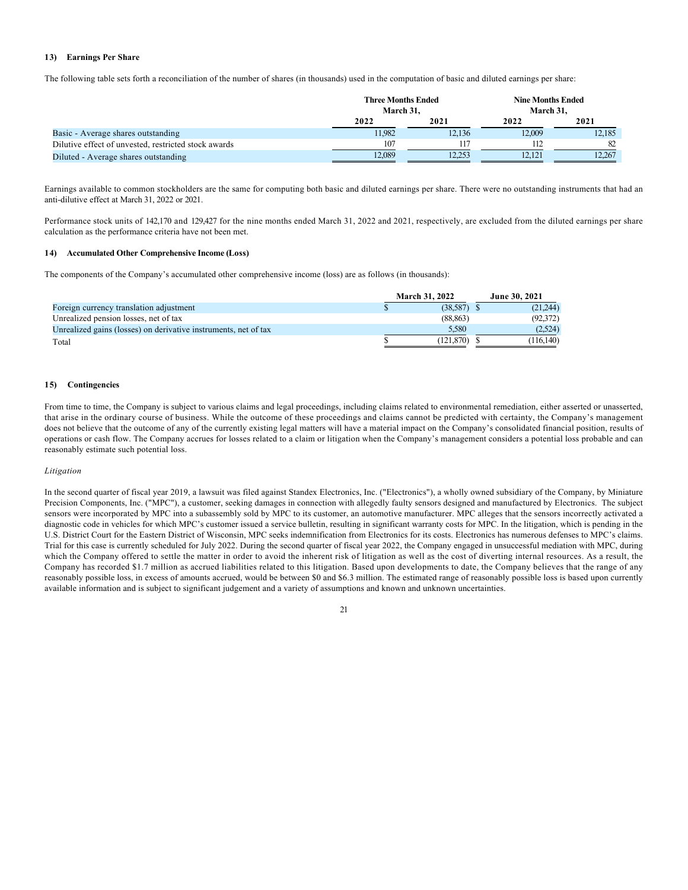#### 13) Earnings Per Share

The following table sets forth a reconciliation of the number of shares (in thousands) used in the computation of basic and diluted earnings per share:

| | Three Months Ended March 31, | | Nine Months Ended March 31, | |
|---|---|---|---|---|
| | 2022 | 2021 | 2022 | 2021 |
| Basic - Average shares outstanding | 11,982 | 12,136 | 12,009 | 12,185 |
| Dilutive effect of unvested, restricted stock awards | 107 | 117 | 112 | 82 |
| Diluted - Average shares outstanding | 12,089 | 12,253 | 12,121 | 12,267 |

Earnings available to common stockholders are the same for computing both basic and diluted earnings per share. There were no outstanding instruments that had an anti-dilutive effect at March 31, 2022 or 2021.

Performance stock units of 142,170 and 129,427 for the nine months ended March 31, 2022 and 2021, respectively, are excluded from the diluted earnings per share calculation as the performance criteria have not been met.

#### 14) Accumulated Other Comprehensive Income (Loss)

The components of the Company's accumulated other comprehensive income (loss) are as follows (in thousands):

| | March 31, 2022 | June 30, 2021 |
|---|---|---|
| Foreign currency translation adjustment | $ (38,587) | $ (21,244) |
| Unrealized pension losses, net of tax | (88,863) | (92,372) |
| Unrealized gains (losses) on derivative instruments, net of tax | 5,580 | (2,524) |
| Total | $ (121,870) | $ (116,140) |

#### 15) Contingencies

From time to time, the Company is subject to various claims and legal proceedings, including claims related to environmental remediation, either asserted or unasserted, that arise in the ordinary course of business. While the outcome of these proceedings and claims cannot be predicted with certainty, the Company's management does not believe that the outcome of any of the currently existing legal matters will have a material impact on the Company's consolidated financial position, results of operations or cash flow. The Company accrues for losses related to a claim or litigation when the Company's management considers a potential loss probable and can reasonably estimate such potential loss.

*Litigation*

In the second quarter of fiscal year 2019, a lawsuit was filed against Standex Electronics, Inc. ("Electronics"), a wholly owned subsidiary of the Company, by Miniature Precision Components, Inc. ("MPC"), a customer, seeking damages in connection with allegedly faulty sensors designed and manufactured by Electronics. The subject sensors were incorporated by MPC into a subassembly sold by MPC to its customer, an automotive manufacturer. MPC alleges that the sensors incorrectly activated a diagnostic code in vehicles for which MPC's customer issued a service bulletin, resulting in significant warranty costs for MPC. In the litigation, which is pending in the U.S. District Court for the Eastern District of Wisconsin, MPC seeks indemnification from Electronics for its costs. Electronics has numerous defenses to MPC's claims. Trial for this case is currently scheduled for July 2022. During the second quarter of fiscal year 2022, the Company engaged in unsuccessful mediation with MPC, during which the Company offered to settle the matter in order to avoid the inherent risk of litigation as well as the cost of diverting internal resources. As a result, the Company has recorded $1.7 million as accrued liabilities related to this litigation. Based upon developments to date, the Company believes that the range of any reasonably possible loss, in excess of amounts accrued, would be between $0 and $6.3 million. The estimated range of reasonably possible loss is based upon currently available information and is subject to significant judgement and a variety of assumptions and known and unknown uncertainties.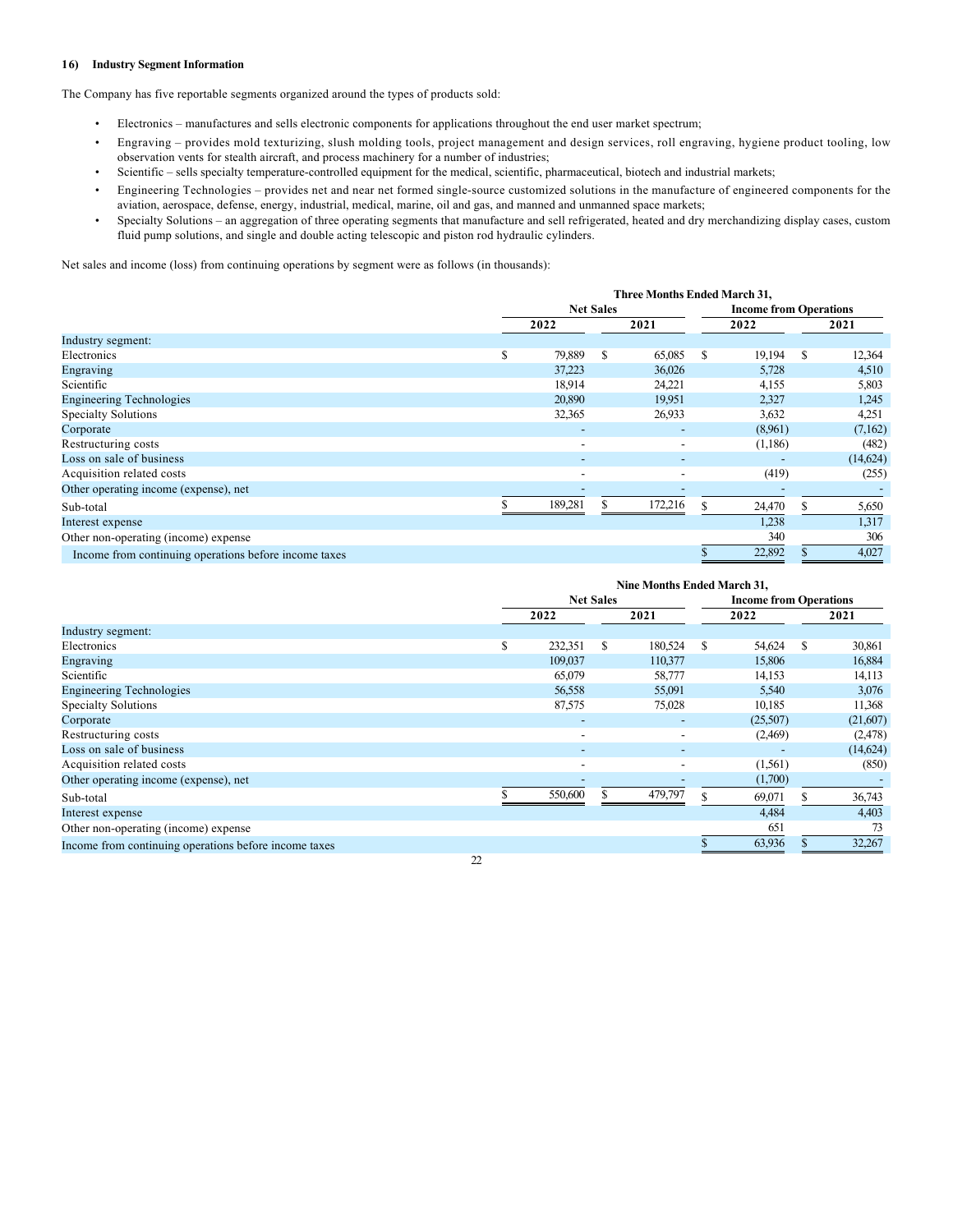### 16) Industry Segment Information

The Company has five reportable segments organized around the types of products sold:

- Electronics – manufactures and sells electronic components for applications throughout the end user market spectrum;
- Engraving – provides mold texturizing, slush molding tools, project management and design services, roll engraving, hygiene product tooling, low observation vents for stealth aircraft, and process machinery for a number of industries;
- Scientific – sells specialty temperature-controlled equipment for the medical, scientific, pharmaceutical, biotech and industrial markets;
- Engineering Technologies – provides net and near net formed single-source customized solutions in the manufacture of engineered components for the aviation, aerospace, defense, energy, industrial, medical, marine, oil and gas, and manned and unmanned space markets;
- Specialty Solutions – an aggregation of three operating segments that manufacture and sell refrigerated, heated and dry merchandizing display cases, custom fluid pump solutions, and single and double acting telescopic and piston rod hydraulic cylinders.

Net sales and income (loss) from continuing operations by segment were as follows (in thousands):

| | Three Months Ended March 31, | | | |
|---|---|---|---|---|
| | Net Sales | | Income from Operations | |
| | 2022 | 2021 | 2022 | 2021 |
| Industry segment: | | | | |
| Electronics | $ 79,889 | $ 65,085 | $ 19,194 | $ 12,364 |
| Engraving | 37,223 | 36,026 | 5,728 | 4,510 |
| Scientific | 18,914 | 24,221 | 4,155 | 5,803 |
| Engineering Technologies | 20,890 | 19,951 | 2,327 | 1,245 |
| Specialty Solutions | 32,365 | 26,933 | 3,632 | 4,251 |
| Corporate | - | - | (8,961) | (7,162) |
| Restructuring costs | - | - | (1,186) | (482) |
| Loss on sale of business | - | - | - | (14,624) |
| Acquisition related costs | - | - | (419) | (255) |
| Other operating income (expense), net | - | - | - | - |
| Sub-total | $ 189,281 | $ 172,216 | $ 24,470 | $ 5,650 |
| Interest expense | | | 1,238 | 1,317 |
| Other non-operating (income) expense | | | 340 | 306 |
| Income from continuing operations before income taxes | | | $ 22,892 | $ 4,027 |

| | Nine Months Ended March 31, | | | |
|---|---|---|---|---|
| | Net Sales | | Income from Operations | |
| | 2022 | 2021 | 2022 | 2021 |
| Industry segment: | | | | |
| Electronics | $ 232,351 | $ 180,524 | $ 54,624 | $ 30,861 |
| Engraving | 109,037 | 110,377 | 15,806 | 16,884 |
| Scientific | 65,079 | 58,777 | 14,153 | 14,113 |
| Engineering Technologies | 56,558 | 55,091 | 5,540 | 3,076 |
| Specialty Solutions | 87,575 | 75,028 | 10,185 | 11,368 |
| Corporate | - | - | (25,507) | (21,607) |
| Restructuring costs | - | - | (2,469) | (2,478) |
| Loss on sale of business | - | - | - | (14,624) |
| Acquisition related costs | - | - | (1,561) | (850) |
| Other operating income (expense), net | - | - | (1,700) | - |
| Sub-total | $ 550,600 | $ 479,797 | $ 69,071 | $ 36,743 |
| Interest expense | | | 4,484 | 4,403 |
| Other non-operating (income) expense | | | 651 | 73 |
| Income from continuing operations before income taxes | | | $ 63,936 | $ 32,267 |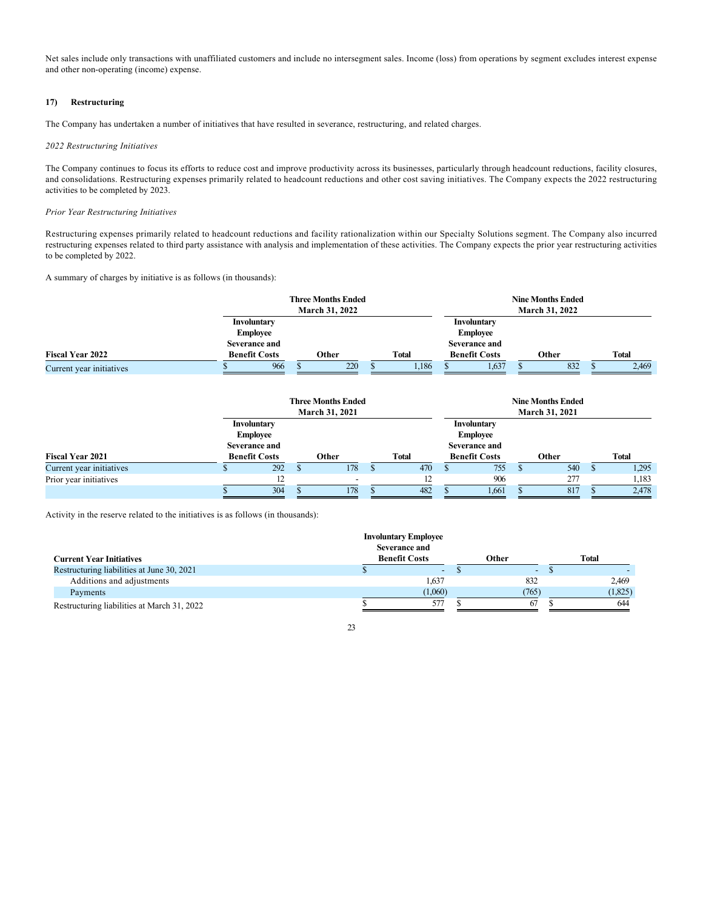Net sales include only transactions with unaffiliated customers and include no intersegment sales. Income (loss) from operations by segment excludes interest expense and other non-operating (income) expense.

## 17) Restructuring

The Company has undertaken a number of initiatives that have resulted in severance, restructuring, and related charges.

*2022 Restructuring Initiatives*

The Company continues to focus its efforts to reduce cost and improve productivity across its businesses, particularly through headcount reductions, facility closures, and consolidations. Restructuring expenses primarily related to headcount reductions and other cost saving initiatives. The Company expects the 2022 restructuring activities to be completed by 2023.

*Prior Year Restructuring Initiatives*

Restructuring expenses primarily related to headcount reductions and facility rationalization within our Specialty Solutions segment. The Company also incurred restructuring expenses related to third party assistance with analysis and implementation of these activities. The Company expects the prior year restructuring activities to be completed by 2022.

A summary of charges by initiative is as follows (in thousands):

| | Three Months Ended March 31, 2022 | | | Nine Months Ended March 31, 2022 | | |
|---|---|---|---|---|---|---|
| **Fiscal Year 2022** | **Involuntary Employee Severance and Benefit Costs** | **Other** | **Total** | **Involuntary Employee Severance and Benefit Costs** | **Other** | **Total** |
| Current year initiatives | $ 966 | $ 220 | $ 1,186 | $ 1,637 | $ 832 | $ 2,469 |

| | Three Months Ended March 31, 2021 | | | Nine Months Ended March 31, 2021 | | |
|---|---|---|---|---|---|---|
| **Fiscal Year 2021** | **Involuntary Employee Severance and Benefit Costs** | **Other** | **Total** | **Involuntary Employee Severance and Benefit Costs** | **Other** | **Total** |
| Current year initiatives | $ 292 | $ 178 | $ 470 | $ 755 | $ 540 | $ 1,295 |
| Prior year initiatives | 12 | - | 12 | 906 | 277 | 1,183 |
| | $ 304 | $ 178 | $ 482 | $ 1,661 | $ 817 | $ 2,478 |

Activity in the reserve related to the initiatives is as follows (in thousands):

| **Current Year Initiatives** | **Involuntary Employee Severance and Benefit Costs** | **Other** | **Total** |
|---|---|---|---|
| Restructuring liabilities at June 30, 2021 | $ - | $ - | $ - |
| Additions and adjustments | 1,637 | 832 | 2,469 |
| Payments | (1,060) | (765) | (1,825) |
| Restructuring liabilities at March 31, 2022 | $ 577 | $ 67 | $ 644 |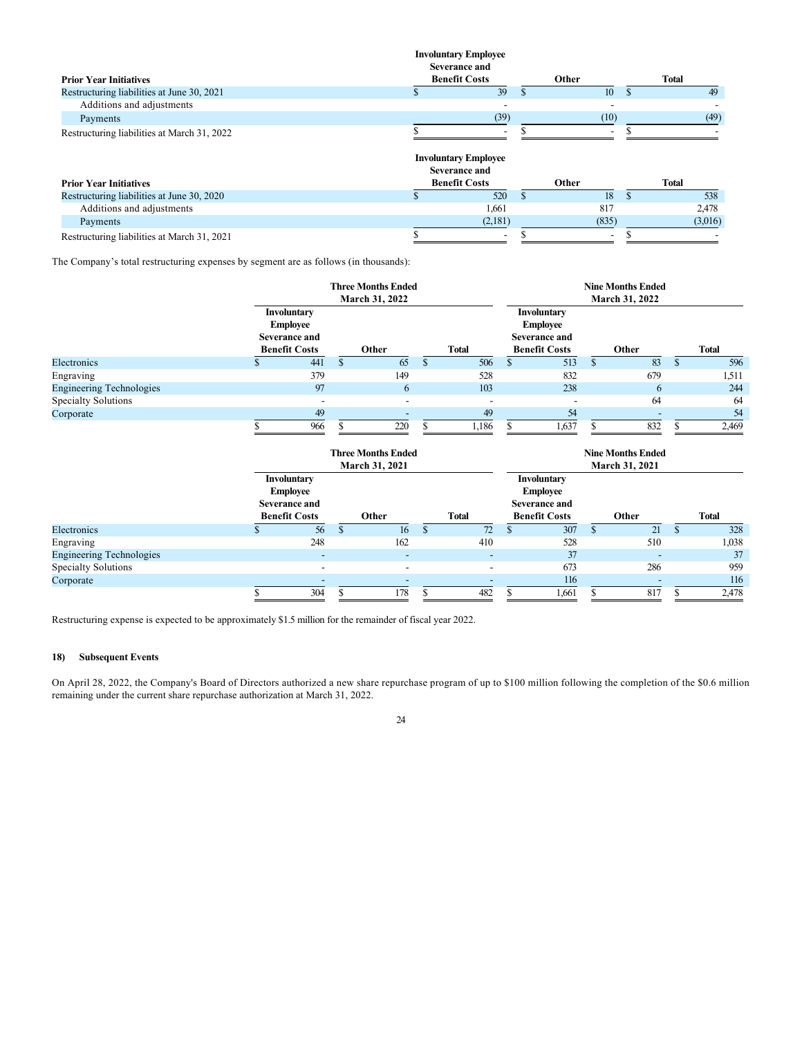| Prior Year Initiatives | Involuntary Employee Severance and Benefit Costs | Other | Total |
|---|---|---|---|
| Restructuring liabilities at June 30, 2021 | $ 39 | $ 10 | $ 49 |
| Additions and adjustments | - | - | - |
| Payments | (39) | (10) | (49) |
| Restructuring liabilities at March 31, 2022 | $ - | $ - | $ - |

| Prior Year Initiatives | Involuntary Employee Severance and Benefit Costs | Other | Total |
|---|---|---|---|
| Restructuring liabilities at June 30, 2020 | $ 520 | $ 18 | $ 538 |
| Additions and adjustments | 1,661 | 817 | 2,478 |
| Payments | (2,181) | (835) | (3,016) |
| Restructuring liabilities at March 31, 2021 | $ - | $ - | $ - |

The Company's total restructuring expenses by segment are as follows (in thousands):

| | Three Months Ended March 31, 2022 | | | Nine Months Ended March 31, 2022 | | |
|---|---|---|---|---|---|---|
| | Involuntary Employee Severance and Benefit Costs | Other | Total | Involuntary Employee Severance and Benefit Costs | Other | Total |
| Electronics | $ 441 | $ 65 | $ 506 | $ 513 | $ 83 | $ 596 |
| Engraving | 379 | 149 | 528 | 832 | 679 | 1,511 |
| Engineering Technologies | 97 | 6 | 103 | 238 | 6 | 244 |
| Specialty Solutions | - | - | - | - | 64 | 64 |
| Corporate | 49 | - | 49 | 54 | - | 54 |
| | $ 966 | $ 220 | $ 1,186 | $ 1,637 | $ 832 | $ 2,469 |

| | Three Months Ended March 31, 2021 | | | Nine Months Ended March 31, 2021 | | |
|---|---|---|---|---|---|---|
| | Involuntary Employee Severance and Benefit Costs | Other | Total | Involuntary Employee Severance and Benefit Costs | Other | Total |
| Electronics | $ 56 | $ 16 | $ 72 | $ 307 | $ 21 | $ 328 |
| Engraving | 248 | 162 | 410 | 528 | 510 | 1,038 |
| Engineering Technologies | - | - | - | 37 | - | 37 |
| Specialty Solutions | - | - | - | 673 | 286 | 959 |
| Corporate | - | - | - | 116 | - | 116 |
| | $ 304 | $ 178 | $ 482 | $ 1,661 | $ 817 | $ 2,478 |

Restructuring expense is expected to be approximately $1.5 million for the remainder of fiscal year 2022.

### 18) Subsequent Events

On April 28, 2022, the Company's Board of Directors authorized a new share repurchase program of up to $100 million following the completion of the $0.6 million remaining under the current share repurchase authorization at March 31, 2022.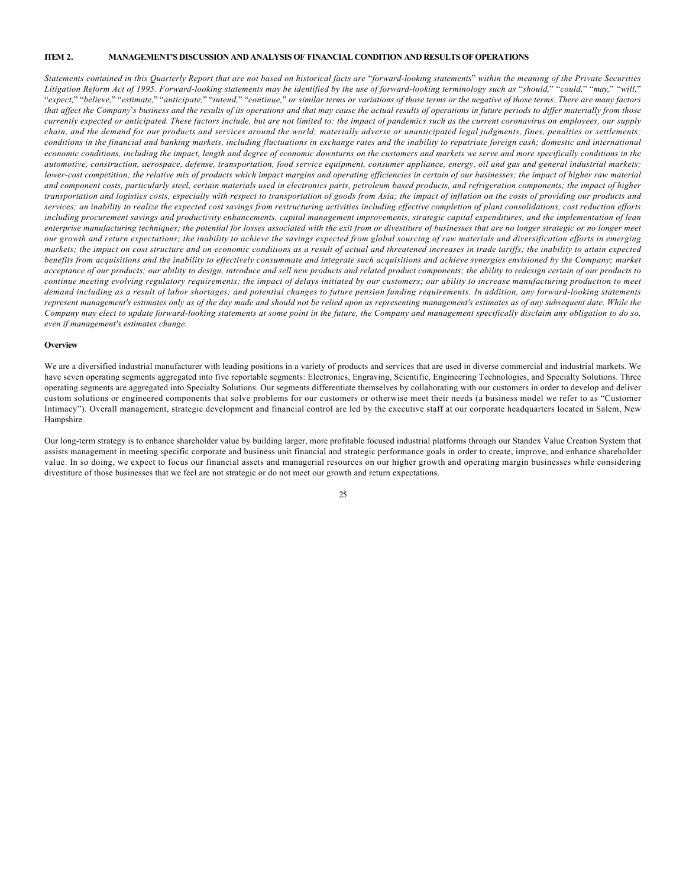## ITEM 2. MANAGEMENT'S DISCUSSION AND ANALYSIS OF FINANCIAL CONDITION AND RESULTS OF OPERATIONS

*Statements contained in this Quarterly Report that are not based on historical facts are "forward-looking statements" within the meaning of the Private Securities Litigation Reform Act of 1995. Forward-looking statements may be identified by the use of forward-looking terminology such as "should," "could," "may," "will," "expect," "believe," "estimate," "anticipate," "intend," "continue," or similar terms or variations of those terms or the negative of those terms. There are many factors that affect the Company's business and the results of its operations and that may cause the actual results of operations in future periods to differ materially from those currently expected or anticipated. These factors include, but are not limited to: the impact of pandemics such as the current coronavirus on employees, our supply chain, and the demand for our products and services around the world; materially adverse or unanticipated legal judgments, fines, penalties or settlements; conditions in the financial and banking markets, including fluctuations in exchange rates and the inability to repatriate foreign cash; domestic and international economic conditions, including the impact, length and degree of economic downturns on the customers and markets we serve and more specifically conditions in the automotive, construction, aerospace, defense, transportation, food service equipment, consumer appliance, energy, oil and gas and general industrial markets; lower-cost competition; the relative mix of products which impact margins and operating efficiencies in certain of our businesses; the impact of higher raw material and component costs, particularly steel, certain materials used in electronics parts, petroleum based products, and refrigeration components; the impact of higher transportation and logistics costs, especially with respect to transportation of goods from Asia; the impact of inflation on the costs of providing our products and services; an inability to realize the expected cost savings from restructuring activities including effective completion of plant consolidations, cost reduction efforts including procurement savings and productivity enhancements, capital management improvements, strategic capital expenditures, and the implementation of lean enterprise manufacturing techniques; the potential for losses associated with the exit from or divestiture of businesses that are no longer strategic or no longer meet our growth and return expectations; the inability to achieve the savings expected from global sourcing of raw materials and diversification efforts in emerging markets; the impact on cost structure and on economic conditions as a result of actual and threatened increases in trade tariffs; the inability to attain expected benefits from acquisitions and the inability to effectively consummate and integrate such acquisitions and achieve synergies envisioned by the Company; market acceptance of our products; our ability to design, introduce and sell new products and related product components; the ability to redesign certain of our products to continue meeting evolving regulatory requirements; the impact of delays initiated by our customers; our ability to increase manufacturing production to meet demand including as a result of labor shortages; and potential changes to future pension funding requirements. In addition, any forward-looking statements represent management's estimates only as of the day made and should not be relied upon as representing management's estimates as of any subsequent date. While the Company may elect to update forward-looking statements at some point in the future, the Company and management specifically disclaim any obligation to do so, even if management's estimates change.*

### Overview

We are a diversified industrial manufacturer with leading positions in a variety of products and services that are used in diverse commercial and industrial markets. We have seven operating segments aggregated into five reportable segments: Electronics, Engraving, Scientific, Engineering Technologies, and Specialty Solutions. Three operating segments are aggregated into Specialty Solutions. Our segments differentiate themselves by collaborating with our customers in order to develop and deliver custom solutions or engineered components that solve problems for our customers or otherwise meet their needs (a business model we refer to as "Customer Intimacy"). Overall management, strategic development and financial control are led by the executive staff at our corporate headquarters located in Salem, New Hampshire.

Our long-term strategy is to enhance shareholder value by building larger, more profitable focused industrial platforms through our Standex Value Creation System that assists management in meeting specific corporate and business unit financial and strategic performance goals in order to create, improve, and enhance shareholder value. In so doing, we expect to focus our financial assets and managerial resources on our higher growth and operating margin businesses while considering divestiture of those businesses that we feel are not strategic or do not meet our growth and return expectations.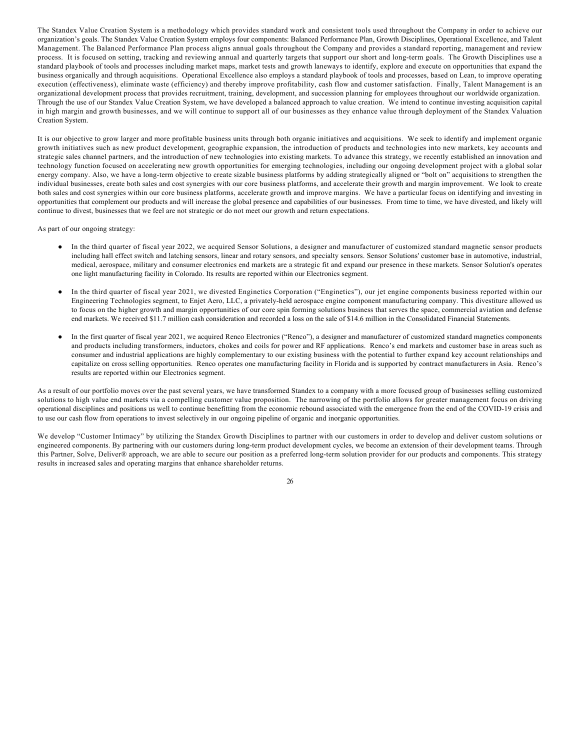The Standex Value Creation System is a methodology which provides standard work and consistent tools used throughout the Company in order to achieve our organization's goals. The Standex Value Creation System employs four components: Balanced Performance Plan, Growth Disciplines, Operational Excellence, and Talent Management. The Balanced Performance Plan process aligns annual goals throughout the Company and provides a standard reporting, management and review process. It is focused on setting, tracking and reviewing annual and quarterly targets that support our short and long-term goals. The Growth Disciplines use a standard playbook of tools and processes including market maps, market tests and growth laneways to identify, explore and execute on opportunities that expand the business organically and through acquisitions. Operational Excellence also employs a standard playbook of tools and processes, based on Lean, to improve operating execution (effectiveness), eliminate waste (efficiency) and thereby improve profitability, cash flow and customer satisfaction. Finally, Talent Management is an organizational development process that provides recruitment, training, development, and succession planning for employees throughout our worldwide organization. Through the use of our Standex Value Creation System, we have developed a balanced approach to value creation. We intend to continue investing acquisition capital in high margin and growth businesses, and we will continue to support all of our businesses as they enhance value through deployment of the Standex Valuation Creation System.

It is our objective to grow larger and more profitable business units through both organic initiatives and acquisitions. We seek to identify and implement organic growth initiatives such as new product development, geographic expansion, the introduction of products and technologies into new markets, key accounts and strategic sales channel partners, and the introduction of new technologies into existing markets. To advance this strategy, we recently established an innovation and technology function focused on accelerating new growth opportunities for emerging technologies, including our ongoing development project with a global solar energy company. Also, we have a long-term objective to create sizable business platforms by adding strategically aligned or "bolt on" acquisitions to strengthen the individual businesses, create both sales and cost synergies with our core business platforms, and accelerate their growth and margin improvement. We look to create both sales and cost synergies within our core business platforms, accelerate growth and improve margins. We have a particular focus on identifying and investing in opportunities that complement our products and will increase the global presence and capabilities of our businesses. From time to time, we have divested, and likely will continue to divest, businesses that we feel are not strategic or do not meet our growth and return expectations.

As part of our ongoing strategy:

- In the third quarter of fiscal year 2022, we acquired Sensor Solutions, a designer and manufacturer of customized standard magnetic sensor products including hall effect switch and latching sensors, linear and rotary sensors, and specialty sensors. Sensor Solutions' customer base in automotive, industrial, medical, aerospace, military and consumer electronics end markets are a strategic fit and expand our presence in these markets. Sensor Solution's operates one light manufacturing facility in Colorado. Its results are reported within our Electronics segment.

- In the third quarter of fiscal year 2021, we divested Enginetics Corporation ("Enginetics"), our jet engine components business reported within our Engineering Technologies segment, to Enjet Aero, LLC, a privately-held aerospace engine component manufacturing company. This divestiture allowed us to focus on the higher growth and margin opportunities of our core spin forming solutions business that serves the space, commercial aviation and defense end markets. We received $11.7 million cash consideration and recorded a loss on the sale of $14.6 million in the Consolidated Financial Statements.

- In the first quarter of fiscal year 2021, we acquired Renco Electronics ("Renco"), a designer and manufacturer of customized standard magnetics components and products including transformers, inductors, chokes and coils for power and RF applications. Renco's end markets and customer base in areas such as consumer and industrial applications are highly complementary to our existing business with the potential to further expand key account relationships and capitalize on cross selling opportunities. Renco operates one manufacturing facility in Florida and is supported by contract manufacturers in Asia. Renco's results are reported within our Electronics segment.

As a result of our portfolio moves over the past several years, we have transformed Standex to a company with a more focused group of businesses selling customized solutions to high value end markets via a compelling customer value proposition. The narrowing of the portfolio allows for greater management focus on driving operational disciplines and positions us well to continue benefitting from the economic rebound associated with the emergence from the end of the COVID-19 crisis and to use our cash flow from operations to invest selectively in our ongoing pipeline of organic and inorganic opportunities.

We develop "Customer Intimacy" by utilizing the Standex Growth Disciplines to partner with our customers in order to develop and deliver custom solutions or engineered components. By partnering with our customers during long-term product development cycles, we become an extension of their development teams. Through this Partner, Solve, Deliver® approach, we are able to secure our position as a preferred long-term solution provider for our products and components. This strategy results in increased sales and operating margins that enhance shareholder returns.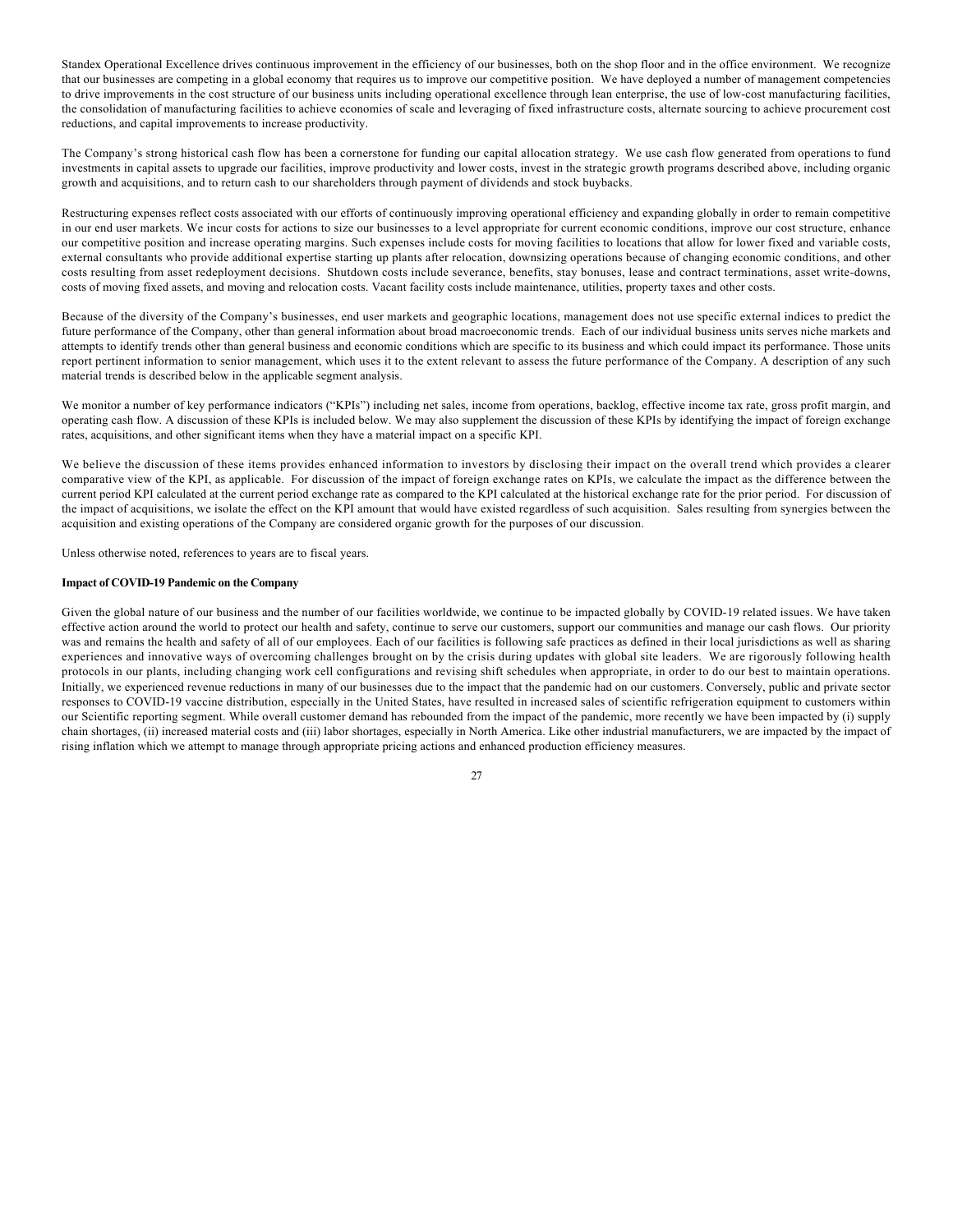Standex Operational Excellence drives continuous improvement in the efficiency of our businesses, both on the shop floor and in the office environment. We recognize that our businesses are competing in a global economy that requires us to improve our competitive position. We have deployed a number of management competencies to drive improvements in the cost structure of our business units including operational excellence through lean enterprise, the use of low-cost manufacturing facilities, the consolidation of manufacturing facilities to achieve economies of scale and leveraging of fixed infrastructure costs, alternate sourcing to achieve procurement cost reductions, and capital improvements to increase productivity.

The Company's strong historical cash flow has been a cornerstone for funding our capital allocation strategy. We use cash flow generated from operations to fund investments in capital assets to upgrade our facilities, improve productivity and lower costs, invest in the strategic growth programs described above, including organic growth and acquisitions, and to return cash to our shareholders through payment of dividends and stock buybacks.

Restructuring expenses reflect costs associated with our efforts of continuously improving operational efficiency and expanding globally in order to remain competitive in our end user markets. We incur costs for actions to size our businesses to a level appropriate for current economic conditions, improve our cost structure, enhance our competitive position and increase operating margins. Such expenses include costs for moving facilities to locations that allow for lower fixed and variable costs, external consultants who provide additional expertise starting up plants after relocation, downsizing operations because of changing economic conditions, and other costs resulting from asset redeployment decisions. Shutdown costs include severance, benefits, stay bonuses, lease and contract terminations, asset write-downs, costs of moving fixed assets, and moving and relocation costs. Vacant facility costs include maintenance, utilities, property taxes and other costs.

Because of the diversity of the Company's businesses, end user markets and geographic locations, management does not use specific external indices to predict the future performance of the Company, other than general information about broad macroeconomic trends. Each of our individual business units serves niche markets and attempts to identify trends other than general business and economic conditions which are specific to its business and which could impact its performance. Those units report pertinent information to senior management, which uses it to the extent relevant to assess the future performance of the Company. A description of any such material trends is described below in the applicable segment analysis.

We monitor a number of key performance indicators ("KPIs") including net sales, income from operations, backlog, effective income tax rate, gross profit margin, and operating cash flow. A discussion of these KPIs is included below. We may also supplement the discussion of these KPIs by identifying the impact of foreign exchange rates, acquisitions, and other significant items when they have a material impact on a specific KPI.

We believe the discussion of these items provides enhanced information to investors by disclosing their impact on the overall trend which provides a clearer comparative view of the KPI, as applicable. For discussion of the impact of foreign exchange rates on KPIs, we calculate the impact as the difference between the current period KPI calculated at the current period exchange rate as compared to the KPI calculated at the historical exchange rate for the prior period. For discussion of the impact of acquisitions, we isolate the effect on the KPI amount that would have existed regardless of such acquisition. Sales resulting from synergies between the acquisition and existing operations of the Company are considered organic growth for the purposes of our discussion.

Unless otherwise noted, references to years are to fiscal years.

**Impact of COVID-19 Pandemic on the Company**

Given the global nature of our business and the number of our facilities worldwide, we continue to be impacted globally by COVID-19 related issues. We have taken effective action around the world to protect our health and safety, continue to serve our customers, support our communities and manage our cash flows. Our priority was and remains the health and safety of all of our employees. Each of our facilities is following safe practices as defined in their local jurisdictions as well as sharing experiences and innovative ways of overcoming challenges brought on by the crisis during updates with global site leaders. We are rigorously following health protocols in our plants, including changing work cell configurations and revising shift schedules when appropriate, in order to do our best to maintain operations. Initially, we experienced revenue reductions in many of our businesses due to the impact that the pandemic had on our customers. Conversely, public and private sector responses to COVID-19 vaccine distribution, especially in the United States, have resulted in increased sales of scientific refrigeration equipment to customers within our Scientific reporting segment. While overall customer demand has rebounded from the impact of the pandemic, more recently we have been impacted by (i) supply chain shortages, (ii) increased material costs and (iii) labor shortages, especially in North America. Like other industrial manufacturers, we are impacted by the impact of rising inflation which we attempt to manage through appropriate pricing actions and enhanced production efficiency measures.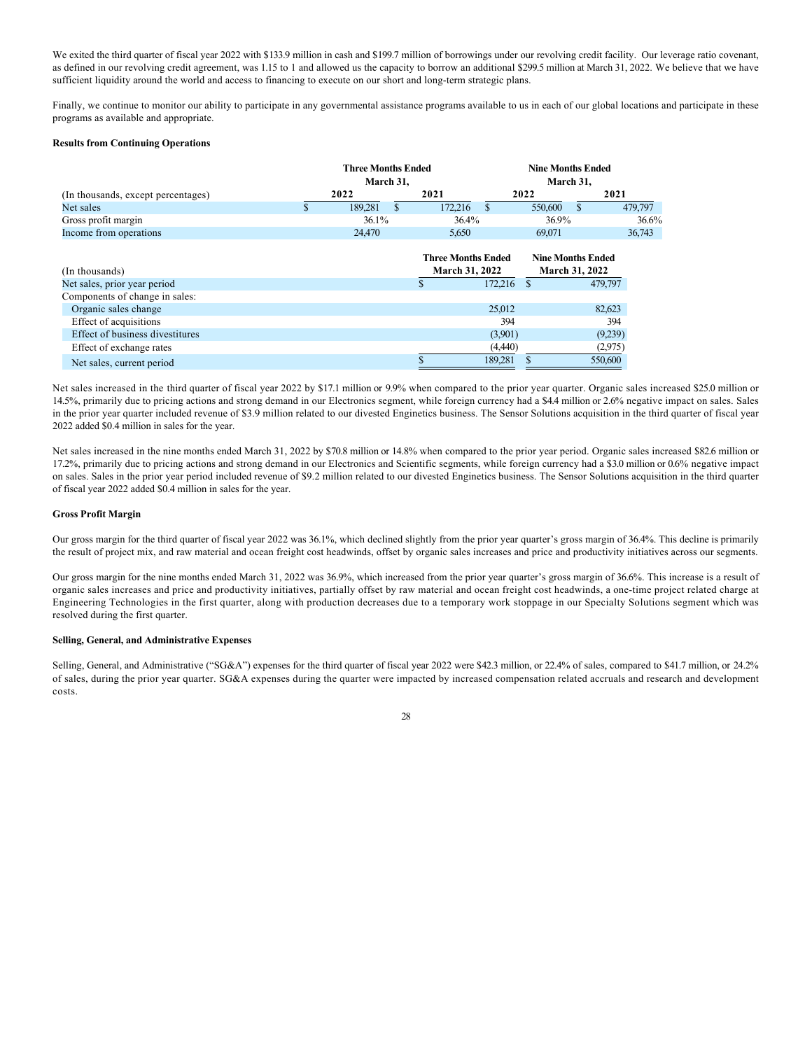We exited the third quarter of fiscal year 2022 with $133.9 million in cash and $199.7 million of borrowings under our revolving credit facility. Our leverage ratio covenant, as defined in our revolving credit agreement, was 1.15 to 1 and allowed us the capacity to borrow an additional $299.5 million at March 31, 2022. We believe that we have sufficient liquidity around the world and access to financing to execute on our short and long-term strategic plans.

Finally, we continue to monitor our ability to participate in any governmental assistance programs available to us in each of our global locations and participate in these programs as available and appropriate.

**Results from Continuing Operations**

| (In thousands, except percentages) | Three Months Ended March 31, 2022 | Three Months Ended March 31, 2021 | Nine Months Ended March 31, 2022 | Nine Months Ended March 31, 2021 |
|---|---|---|---|---|
| Net sales | $ 189,281 | $ 172,216 | $ 550,600 | $ 479,797 |
| Gross profit margin | 36.1% | 36.4% | 36.9% | 36.6% |
| Income from operations | 24,470 | 5,650 | 69,071 | 36,743 |

| (In thousands) | Three Months Ended March 31, 2022 | Nine Months Ended March 31, 2022 |
|---|---|---|
| Net sales, prior year period | $ 172,216 | $ 479,797 |
| Components of change in sales: | | |
| Organic sales change | 25,012 | 82,623 |
| Effect of acquisitions | 394 | 394 |
| Effect of business divestitures | (3,901) | (9,239) |
| Effect of exchange rates | (4,440) | (2,975) |
| Net sales, current period | $ 189,281 | $ 550,600 |

Net sales increased in the third quarter of fiscal year 2022 by $17.1 million or 9.9% when compared to the prior year quarter. Organic sales increased $25.0 million or 14.5%, primarily due to pricing actions and strong demand in our Electronics segment, while foreign currency had a $4.4 million or 2.6% negative impact on sales. Sales in the prior year quarter included revenue of $3.9 million related to our divested Enginetics business. The Sensor Solutions acquisition in the third quarter of fiscal year 2022 added $0.4 million in sales for the year.

Net sales increased in the nine months ended March 31, 2022 by $70.8 million or 14.8% when compared to the prior year period. Organic sales increased $82.6 million or 17.2%, primarily due to pricing actions and strong demand in our Electronics and Scientific segments, while foreign currency had a $3.0 million or 0.6% negative impact on sales. Sales in the prior year period included revenue of $9.2 million related to our divested Enginetics business. The Sensor Solutions acquisition in the third quarter of fiscal year 2022 added $0.4 million in sales for the year.

**Gross Profit Margin**

Our gross margin for the third quarter of fiscal year 2022 was 36.1%, which declined slightly from the prior year quarter's gross margin of 36.4%. This decline is primarily the result of project mix, and raw material and ocean freight cost headwinds, offset by organic sales increases and price and productivity initiatives across our segments.

Our gross margin for the nine months ended March 31, 2022 was 36.9%, which increased from the prior year quarter's gross margin of 36.6%. This increase is a result of organic sales increases and price and productivity initiatives, partially offset by raw material and ocean freight cost headwinds, a one-time project related charge at Engineering Technologies in the first quarter, along with production decreases due to a temporary work stoppage in our Specialty Solutions segment which was resolved during the first quarter.

**Selling, General, and Administrative Expenses**

Selling, General, and Administrative ("SG&A") expenses for the third quarter of fiscal year 2022 were $42.3 million, or 22.4% of sales, compared to $41.7 million, or 24.2% of sales, during the prior year quarter. SG&A expenses during the quarter were impacted by increased compensation related accruals and research and development costs.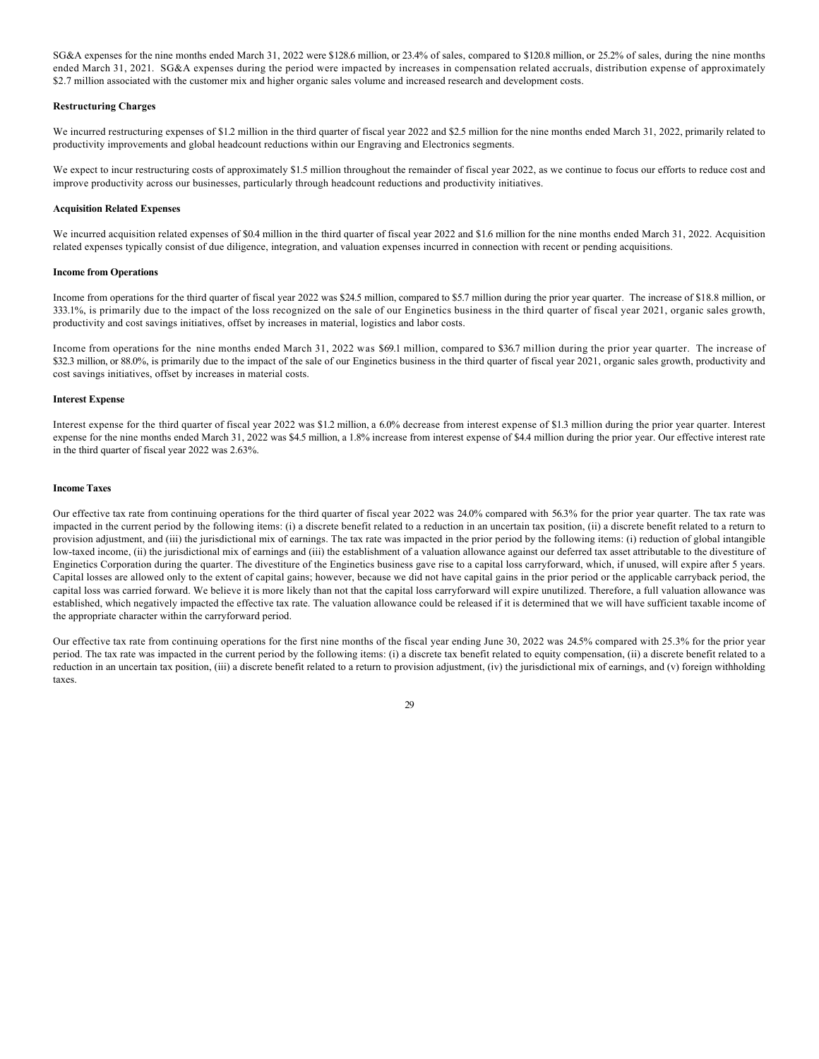SG&A expenses for the nine months ended March 31, 2022 were $128.6 million, or 23.4% of sales, compared to $120.8 million, or 25.2% of sales, during the nine months ended March 31, 2021. SG&A expenses during the period were impacted by increases in compensation related accruals, distribution expense of approximately $2.7 million associated with the customer mix and higher organic sales volume and increased research and development costs.

**Restructuring Charges**

We incurred restructuring expenses of $1.2 million in the third quarter of fiscal year 2022 and $2.5 million for the nine months ended March 31, 2022, primarily related to productivity improvements and global headcount reductions within our Engraving and Electronics segments.

We expect to incur restructuring costs of approximately $1.5 million throughout the remainder of fiscal year 2022, as we continue to focus our efforts to reduce cost and improve productivity across our businesses, particularly through headcount reductions and productivity initiatives.

**Acquisition Related Expenses**

We incurred acquisition related expenses of $0.4 million in the third quarter of fiscal year 2022 and $1.6 million for the nine months ended March 31, 2022. Acquisition related expenses typically consist of due diligence, integration, and valuation expenses incurred in connection with recent or pending acquisitions.

**Income from Operations**

Income from operations for the third quarter of fiscal year 2022 was $24.5 million, compared to $5.7 million during the prior year quarter. The increase of $18.8 million, or 333.1%, is primarily due to the impact of the loss recognized on the sale of our Enginetics business in the third quarter of fiscal year 2021, organic sales growth, productivity and cost savings initiatives, offset by increases in material, logistics and labor costs.

Income from operations for the nine months ended March 31, 2022 was $69.1 million, compared to $36.7 million during the prior year quarter. The increase of $32.3 million, or 88.0%, is primarily due to the impact of the sale of our Enginetics business in the third quarter of fiscal year 2021, organic sales growth, productivity and cost savings initiatives, offset by increases in material costs.

**Interest Expense**

Interest expense for the third quarter of fiscal year 2022 was $1.2 million, a 6.0% decrease from interest expense of $1.3 million during the prior year quarter. Interest expense for the nine months ended March 31, 2022 was $4.5 million, a 1.8% increase from interest expense of $4.4 million during the prior year. Our effective interest rate in the third quarter of fiscal year 2022 was 2.63%.

**Income Taxes**

Our effective tax rate from continuing operations for the third quarter of fiscal year 2022 was 24.0% compared with 56.3% for the prior year quarter. The tax rate was impacted in the current period by the following items: (i) a discrete benefit related to a reduction in an uncertain tax position, (ii) a discrete benefit related to a return to provision adjustment, and (iii) the jurisdictional mix of earnings. The tax rate was impacted in the prior period by the following items: (i) reduction of global intangible low-taxed income, (ii) the jurisdictional mix of earnings and (iii) the establishment of a valuation allowance against our deferred tax asset attributable to the divestiture of Enginetics Corporation during the quarter. The divestiture of the Enginetics business gave rise to a capital loss carryforward, which, if unused, will expire after 5 years. Capital losses are allowed only to the extent of capital gains; however, because we did not have capital gains in the prior period or the applicable carryback period, the capital loss was carried forward. We believe it is more likely than not that the capital loss carryforward will expire unutilized. Therefore, a full valuation allowance was established, which negatively impacted the effective tax rate. The valuation allowance could be released if it is determined that we will have sufficient taxable income of the appropriate character within the carryforward period.

Our effective tax rate from continuing operations for the first nine months of the fiscal year ending June 30, 2022 was 24.5% compared with 25.3% for the prior year period. The tax rate was impacted in the current period by the following items: (i) a discrete tax benefit related to equity compensation, (ii) a discrete benefit related to a reduction in an uncertain tax position, (iii) a discrete benefit related to a return to provision adjustment, (iv) the jurisdictional mix of earnings, and (v) foreign withholding taxes.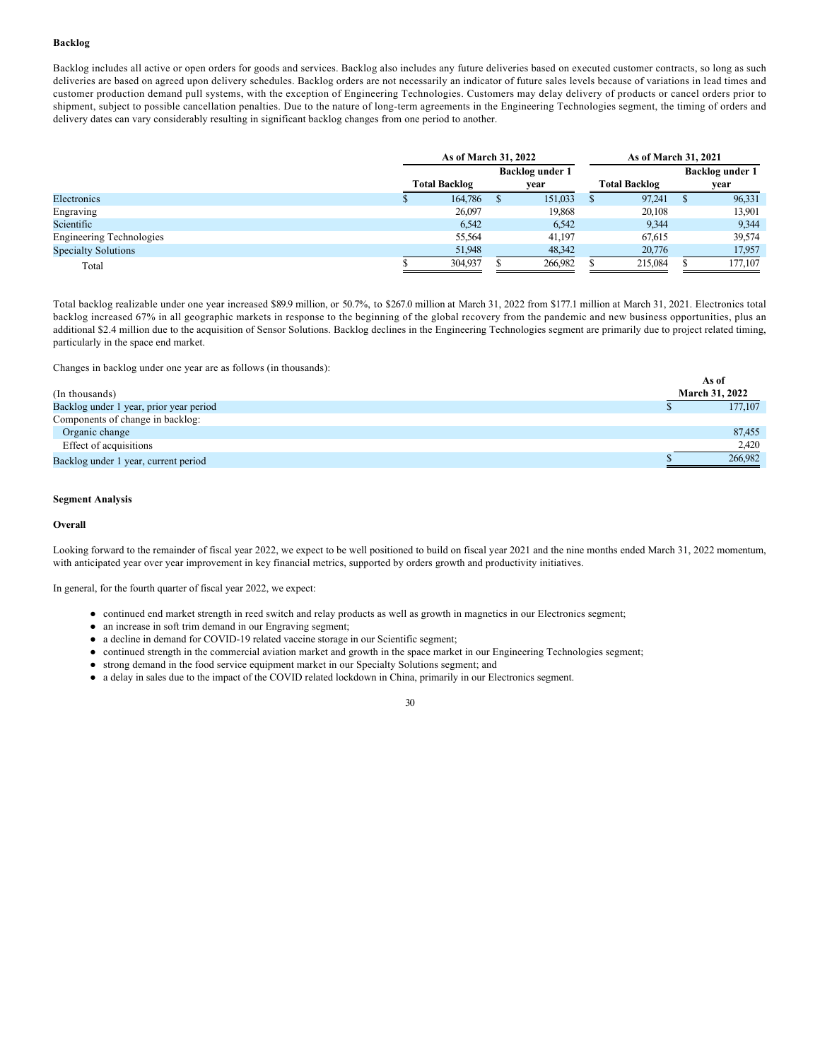**Backlog**

Backlog includes all active or open orders for goods and services. Backlog also includes any future deliveries based on executed customer contracts, so long as such deliveries are based on agreed upon delivery schedules. Backlog orders are not necessarily an indicator of future sales levels because of variations in lead times and customer production demand pull systems, with the exception of Engineering Technologies. Customers may delay delivery of products or cancel orders prior to shipment, subject to possible cancellation penalties. Due to the nature of long-term agreements in the Engineering Technologies segment, the timing of orders and delivery dates can vary considerably resulting in significant backlog changes from one period to another.

| | As of March 31, 2022 | | As of March 31, 2021 | |
|---|---|---|---|---|
| | Total Backlog | Backlog under 1 year | Total Backlog | Backlog under 1 year |
| Electronics | $ 164,786 | $ 151,033 | $ 97,241 | $ 96,331 |
| Engraving | 26,097 | 19,868 | 20,108 | 13,901 |
| Scientific | 6,542 | 6,542 | 9,344 | 9,344 |
| Engineering Technologies | 55,564 | 41,197 | 67,615 | 39,574 |
| Specialty Solutions | 51,948 | 48,342 | 20,776 | 17,957 |
| Total | $ 304,937 | $ 266,982 | $ 215,084 | $ 177,107 |

Total backlog realizable under one year increased $89.9 million, or 50.7%, to $267.0 million at March 31, 2022 from $177.1 million at March 31, 2021. Electronics total backlog increased 67% in all geographic markets in response to the beginning of the global recovery from the pandemic and new business opportunities, plus an additional $2.4 million due to the acquisition of Sensor Solutions. Backlog declines in the Engineering Technologies segment are primarily due to project related timing, particularly in the space end market.

Changes in backlog under one year are as follows (in thousands):

| (In thousands) | As of March 31, 2022 |
|---|---|
| Backlog under 1 year, prior year period | $ 177,107 |
| Components of change in backlog: | |
| Organic change | 87,455 |
| Effect of acquisitions | 2,420 |
| Backlog under 1 year, current period | $ 266,982 |

**Segment Analysis**

**Overall**

Looking forward to the remainder of fiscal year 2022, we expect to be well positioned to build on fiscal year 2021 and the nine months ended March 31, 2022 momentum, with anticipated year over year improvement in key financial metrics, supported by orders growth and productivity initiatives.

In general, for the fourth quarter of fiscal year 2022, we expect:

- continued end market strength in reed switch and relay products as well as growth in magnetics in our Electronics segment;
- an increase in soft trim demand in our Engraving segment;
- a decline in demand for COVID-19 related vaccine storage in our Scientific segment;
- continued strength in the commercial aviation market and growth in the space market in our Engineering Technologies segment;
- strong demand in the food service equipment market in our Specialty Solutions segment; and
- a delay in sales due to the impact of the COVID related lockdown in China, primarily in our Electronics segment.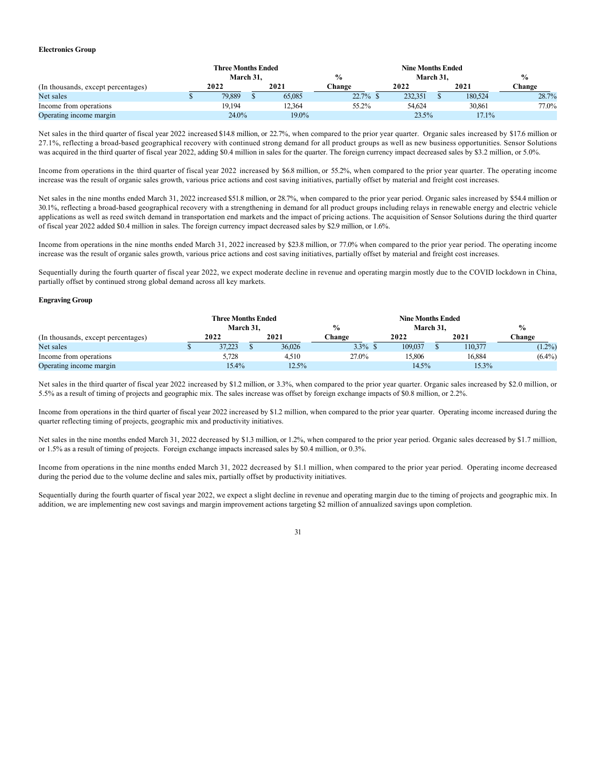**Electronics Group**

| (In thousands, except percentages) | Three Months Ended March 31, 2022 | Three Months Ended March 31, 2021 | % Change | Nine Months Ended March 31, 2022 | Nine Months Ended March 31, 2021 | % Change |
|---|---|---|---|---|---|---|
| Net sales | $ 79,889 | $ 65,085 | 22.7% | $ 232,351 | $ 180,524 | 28.7% |
| Income from operations | 19,194 | 12,364 | 55.2% | 54,624 | 30,861 | 77.0% |
| Operating income margin | 24.0% | 19.0% | | 23.5% | 17.1% | |

Net sales in the third quarter of fiscal year 2022 increased $14.8 million, or 22.7%, when compared to the prior year quarter. Organic sales increased by $17.6 million or 27.1%, reflecting a broad-based geographical recovery with continued strong demand for all product groups as well as new business opportunities. Sensor Solutions was acquired in the third quarter of fiscal year 2022, adding $0.4 million in sales for the quarter. The foreign currency impact decreased sales by $3.2 million, or 5.0%.

Income from operations in the third quarter of fiscal year 2022 increased by $6.8 million, or 55.2%, when compared to the prior year quarter. The operating income increase was the result of organic sales growth, various price actions and cost saving initiatives, partially offset by material and freight cost increases.

Net sales in the nine months ended March 31, 2022 increased $51.8 million, or 28.7%, when compared to the prior year period. Organic sales increased by $54.4 million or 30.1%, reflecting a broad-based geographical recovery with a strengthening in demand for all product groups including relays in renewable energy and electric vehicle applications as well as reed switch demand in transportation end markets and the impact of pricing actions. The acquisition of Sensor Solutions during the third quarter of fiscal year 2022 added $0.4 million in sales. The foreign currency impact decreased sales by $2.9 million, or 1.6%.

Income from operations in the nine months ended March 31, 2022 increased by $23.8 million, or 77.0% when compared to the prior year period. The operating income increase was the result of organic sales growth, various price actions and cost saving initiatives, partially offset by material and freight cost increases.

Sequentially during the fourth quarter of fiscal year 2022, we expect moderate decline in revenue and operating margin mostly due to the COVID lockdown in China, partially offset by continued strong global demand across all key markets.

**Engraving Group**

| (In thousands, except percentages) | Three Months Ended March 31, 2022 | Three Months Ended March 31, 2021 | % Change | Nine Months Ended March 31, 2022 | Nine Months Ended March 31, 2021 | % Change |
|---|---|---|---|---|---|---|
| Net sales | $ 37,223 | $ 36,026 | 3.3% | $ 109,037 | $ 110,377 | (1.2%) |
| Income from operations | 5,728 | 4,510 | 27.0% | 15,806 | 16,884 | (6.4%) |
| Operating income margin | 15.4% | 12.5% | | 14.5% | 15.3% | |

Net sales in the third quarter of fiscal year 2022 increased by $1.2 million, or 3.3%, when compared to the prior year quarter. Organic sales increased by $2.0 million, or 5.5% as a result of timing of projects and geographic mix. The sales increase was offset by foreign exchange impacts of $0.8 million, or 2.2%.

Income from operations in the third quarter of fiscal year 2022 increased by $1.2 million, when compared to the prior year quarter. Operating income increased during the quarter reflecting timing of projects, geographic mix and productivity initiatives.

Net sales in the nine months ended March 31, 2022 decreased by $1.3 million, or 1.2%, when compared to the prior year period. Organic sales decreased by $1.7 million, or 1.5% as a result of timing of projects. Foreign exchange impacts increased sales by $0.4 million, or 0.3%.

Income from operations in the nine months ended March 31, 2022 decreased by $1.1 million, when compared to the prior year period. Operating income decreased during the period due to the volume decline and sales mix, partially offset by productivity initiatives.

Sequentially during the fourth quarter of fiscal year 2022, we expect a slight decline in revenue and operating margin due to the timing of projects and geographic mix. In addition, we are implementing new cost savings and margin improvement actions targeting $2 million of annualized savings upon completion.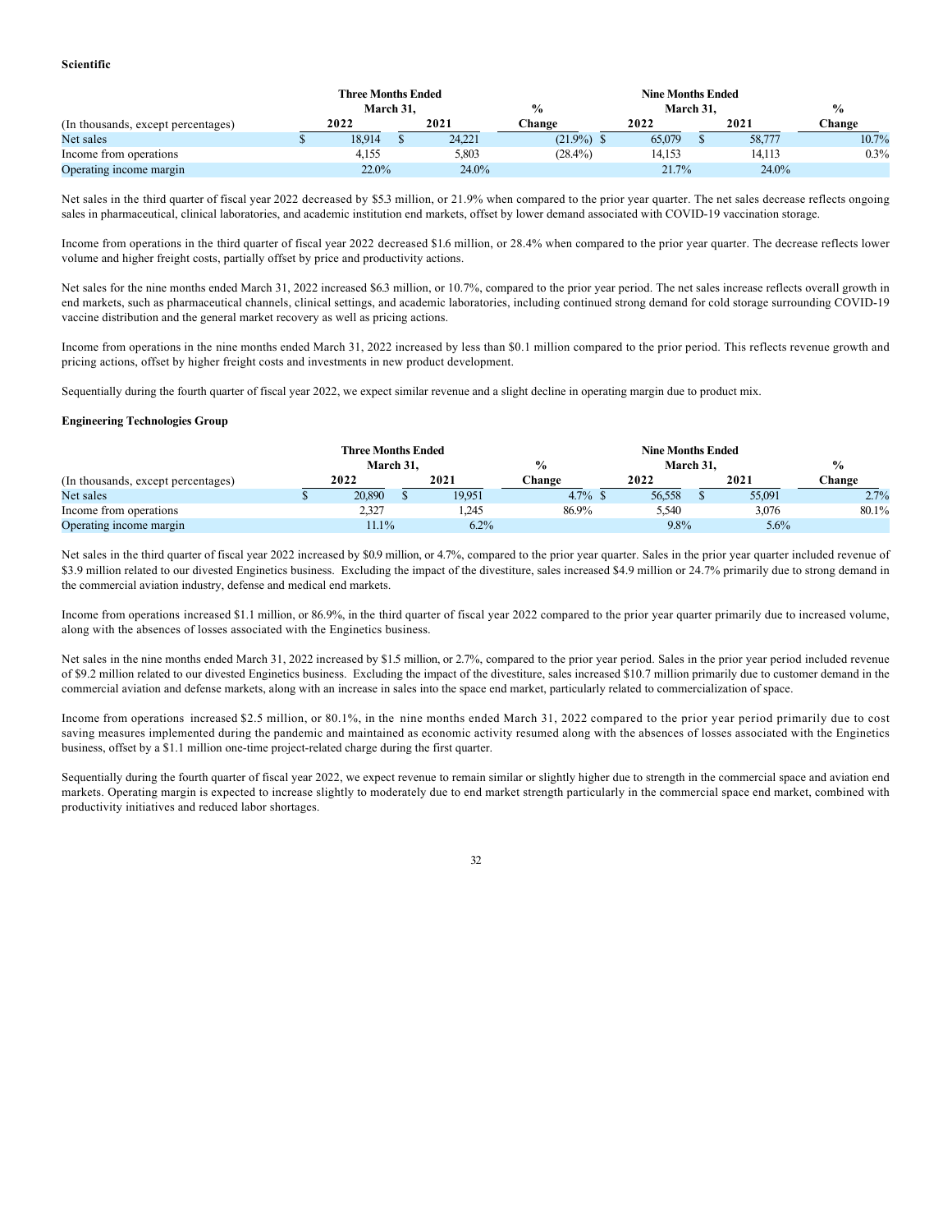**Scientific**

| (In thousands, except percentages) | Three Months Ended March 31, 2022 | Three Months Ended March 31, 2021 | % Change | Nine Months Ended March 31, 2022 | Nine Months Ended March 31, 2021 | % Change |
|---|---|---|---|---|---|---|
| Net sales | $ 18,914 | $ 24,221 | (21.9%) | $ 65,079 | $ 58,777 | 10.7% |
| Income from operations | 4,155 | 5,803 | (28.4%) | 14,153 | 14,113 | 0.3% |
| Operating income margin | 22.0% | 24.0% | | 21.7% | 24.0% | |

Net sales in the third quarter of fiscal year 2022 decreased by $5.3 million, or 21.9% when compared to the prior year quarter. The net sales decrease reflects ongoing sales in pharmaceutical, clinical laboratories, and academic institution end markets, offset by lower demand associated with COVID-19 vaccination storage.

Income from operations in the third quarter of fiscal year 2022 decreased $1.6 million, or 28.4% when compared to the prior year quarter. The decrease reflects lower volume and higher freight costs, partially offset by price and productivity actions.

Net sales for the nine months ended March 31, 2022 increased $6.3 million, or 10.7%, compared to the prior year period. The net sales increase reflects overall growth in end markets, such as pharmaceutical channels, clinical settings, and academic laboratories, including continued strong demand for cold storage surrounding COVID-19 vaccine distribution and the general market recovery as well as pricing actions.

Income from operations in the nine months ended March 31, 2022 increased by less than $0.1 million compared to the prior period. This reflects revenue growth and pricing actions, offset by higher freight costs and investments in new product development.

Sequentially during the fourth quarter of fiscal year 2022, we expect similar revenue and a slight decline in operating margin due to product mix.

**Engineering Technologies Group**

| (In thousands, except percentages) | Three Months Ended March 31, 2022 | Three Months Ended March 31, 2021 | % Change | Nine Months Ended March 31, 2022 | Nine Months Ended March 31, 2021 | % Change |
|---|---|---|---|---|---|---|
| Net sales | $ 20,890 | $ 19,951 | 4.7% | $ 56,558 | $ 55,091 | 2.7% |
| Income from operations | 2,327 | 1,245 | 86.9% | 5,540 | 3,076 | 80.1% |
| Operating income margin | 11.1% | 6.2% | | 9.8% | 5.6% | |

Net sales in the third quarter of fiscal year 2022 increased by $0.9 million, or 4.7%, compared to the prior year quarter. Sales in the prior year quarter included revenue of $3.9 million related to our divested Enginetics business. Excluding the impact of the divestiture, sales increased $4.9 million or 24.7% primarily due to strong demand in the commercial aviation industry, defense and medical end markets.

Income from operations increased $1.1 million, or 86.9%, in the third quarter of fiscal year 2022 compared to the prior year quarter primarily due to increased volume, along with the absences of losses associated with the Enginetics business.

Net sales in the nine months ended March 31, 2022 increased by $1.5 million, or 2.7%, compared to the prior year period. Sales in the prior year period included revenue of $9.2 million related to our divested Enginetics business. Excluding the impact of the divestiture, sales increased $10.7 million primarily due to customer demand in the commercial aviation and defense markets, along with an increase in sales into the space end market, particularly related to commercialization of space.

Income from operations increased $2.5 million, or 80.1%, in the nine months ended March 31, 2022 compared to the prior year period primarily due to cost saving measures implemented during the pandemic and maintained as economic activity resumed along with the absences of losses associated with the Enginetics business, offset by a $1.1 million one-time project-related charge during the first quarter.

Sequentially during the fourth quarter of fiscal year 2022, we expect revenue to remain similar or slightly higher due to strength in the commercial space and aviation end markets. Operating margin is expected to increase slightly to moderately due to end market strength particularly in the commercial space end market, combined with productivity initiatives and reduced labor shortages.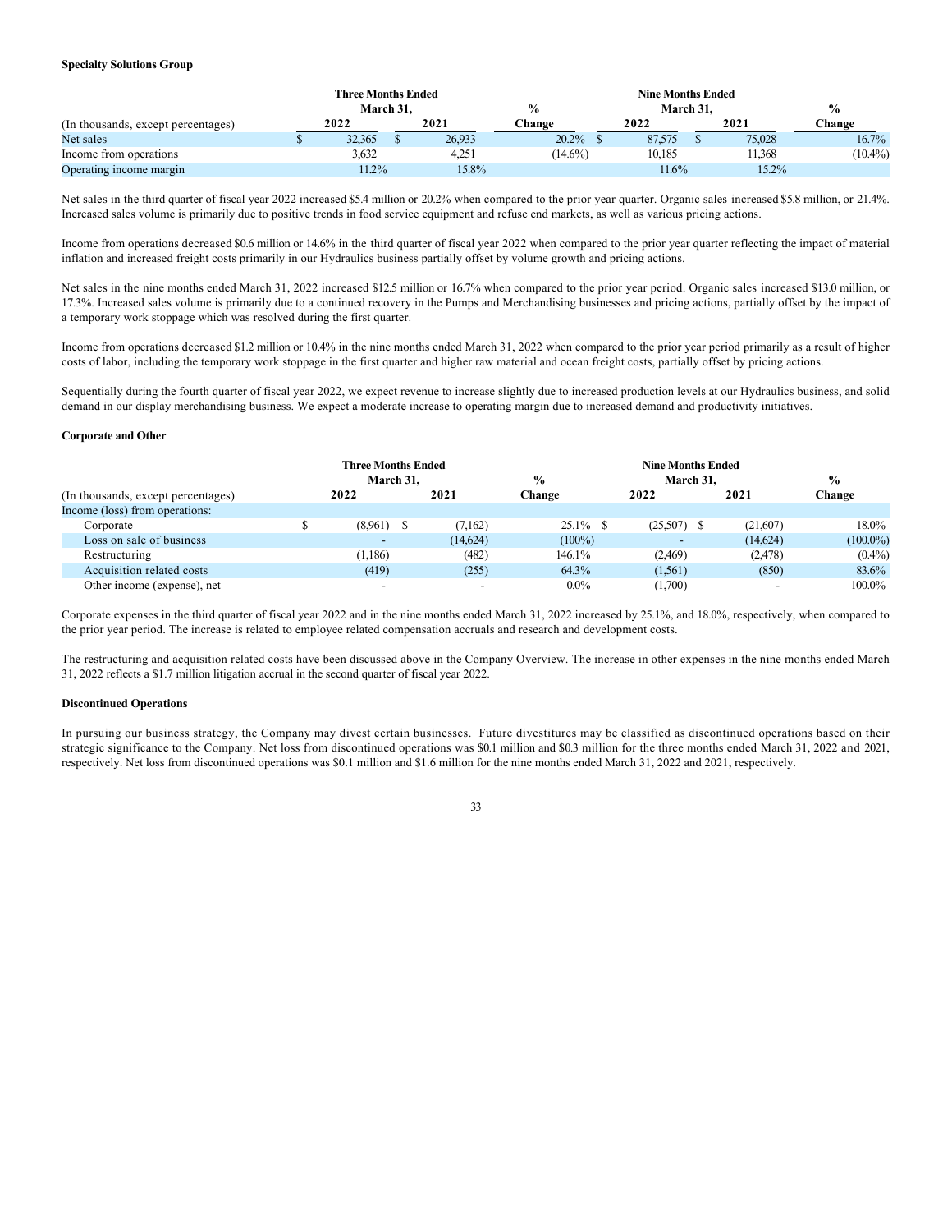**Specialty Solutions Group**

| (In thousands, except percentages) | Three Months Ended March 31, 2022 | Three Months Ended March 31, 2021 | % Change | Nine Months Ended March 31, 2022 | Nine Months Ended March 31, 2021 | % Change |
|---|---|---|---|---|---|---|
| Net sales | $ 32,365 | $ 26,933 | 20.2% | $ 87,575 | $ 75,028 | 16.7% |
| Income from operations | 3,632 | 4,251 | (14.6%) | 10,185 | 11,368 | (10.4%) |
| Operating income margin | 11.2% | 15.8% | | 11.6% | 15.2% | |

Net sales in the third quarter of fiscal year 2022 increased $5.4 million or 20.2% when compared to the prior year quarter. Organic sales increased $5.8 million, or 21.4%. Increased sales volume is primarily due to positive trends in food service equipment and refuse end markets, as well as various pricing actions.

Income from operations decreased $0.6 million or 14.6% in the third quarter of fiscal year 2022 when compared to the prior year quarter reflecting the impact of material inflation and increased freight costs primarily in our Hydraulics business partially offset by volume growth and pricing actions.

Net sales in the nine months ended March 31, 2022 increased $12.5 million or 16.7% when compared to the prior year period. Organic sales increased $13.0 million, or 17.3%. Increased sales volume is primarily due to a continued recovery in the Pumps and Merchandising businesses and pricing actions, partially offset by the impact of a temporary work stoppage which was resolved during the first quarter.

Income from operations decreased $1.2 million or 10.4% in the nine months ended March 31, 2022 when compared to the prior year period primarily as a result of higher costs of labor, including the temporary work stoppage in the first quarter and higher raw material and ocean freight costs, partially offset by pricing actions.

Sequentially during the fourth quarter of fiscal year 2022, we expect revenue to increase slightly due to increased production levels at our Hydraulics business, and solid demand in our display merchandising business. We expect a moderate increase to operating margin due to increased demand and productivity initiatives.

**Corporate and Other**

| (In thousands, except percentages) | Three Months Ended March 31, 2022 | Three Months Ended March 31, 2021 | % Change | Nine Months Ended March 31, 2022 | Nine Months Ended March 31, 2021 | % Change |
|---|---|---|---|---|---|---|
| Income (loss) from operations: | | | | | | |
| Corporate | $ (8,961) | $ (7,162) | 25.1% | $ (25,507) | $ (21,607) | 18.0% |
| Loss on sale of business | - | (14,624) | (100%) | - | (14,624) | (100.0%) |
| Restructuring | (1,186) | (482) | 146.1% | (2,469) | (2,478) | (0.4%) |
| Acquisition related costs | (419) | (255) | 64.3% | (1,561) | (850) | 83.6% |
| Other income (expense), net | - | - | 0.0% | (1,700) | - | 100.0% |

Corporate expenses in the third quarter of fiscal year 2022 and in the nine months ended March 31, 2022 increased by 25.1%, and 18.0%, respectively, when compared to the prior year period. The increase is related to employee related compensation accruals and research and development costs.

The restructuring and acquisition related costs have been discussed above in the Company Overview. The increase in other expenses in the nine months ended March 31, 2022 reflects a $1.7 million litigation accrual in the second quarter of fiscal year 2022.

**Discontinued Operations**

In pursuing our business strategy, the Company may divest certain businesses. Future divestitures may be classified as discontinued operations based on their strategic significance to the Company. Net loss from discontinued operations was $0.1 million and $0.3 million for the three months ended March 31, 2022 and 2021, respectively. Net loss from discontinued operations was $0.1 million and $1.6 million for the nine months ended March 31, 2022 and 2021, respectively.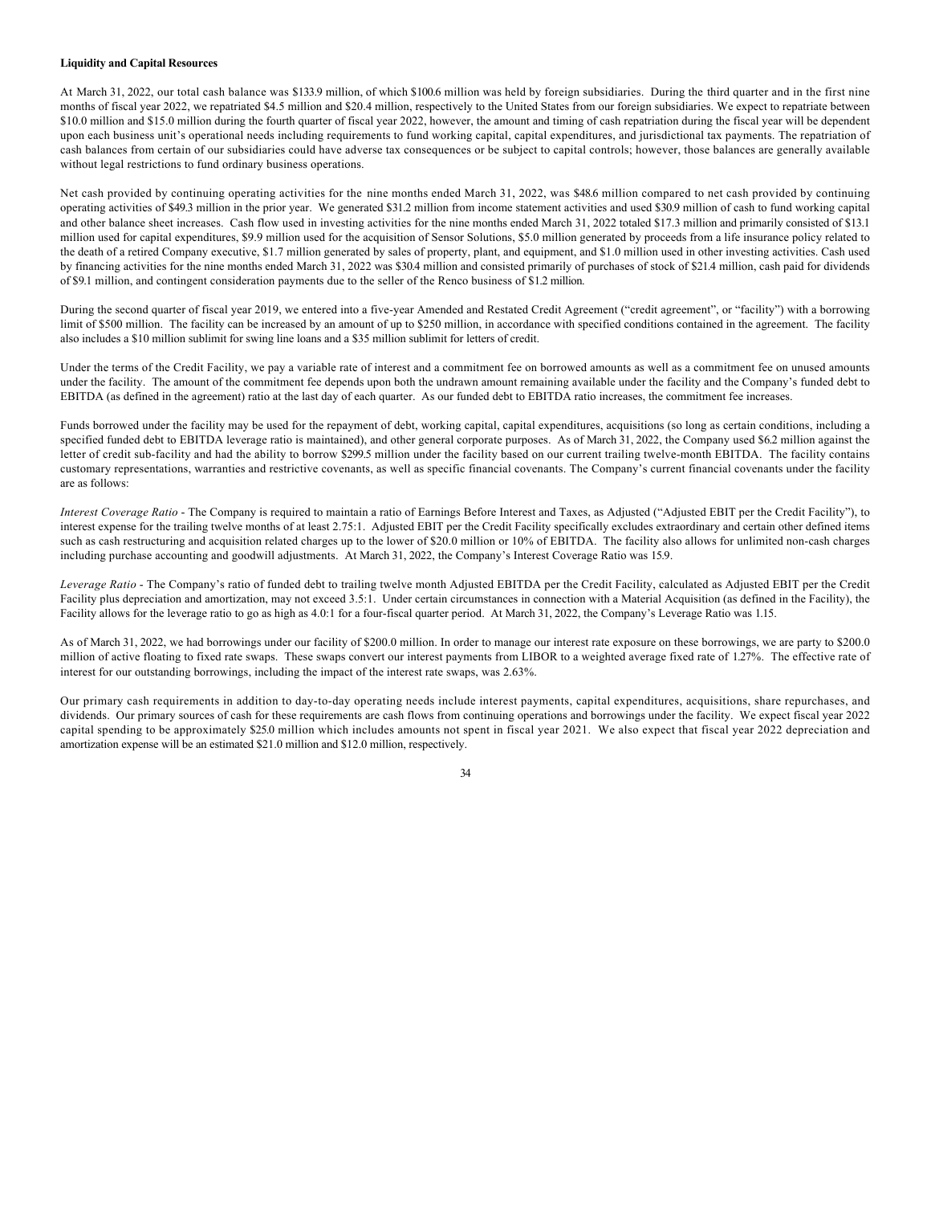**Liquidity and Capital Resources**

At March 31, 2022, our total cash balance was $133.9 million, of which $100.6 million was held by foreign subsidiaries. During the third quarter and in the first nine months of fiscal year 2022, we repatriated $4.5 million and $20.4 million, respectively to the United States from our foreign subsidiaries. We expect to repatriate between $10.0 million and $15.0 million during the fourth quarter of fiscal year 2022, however, the amount and timing of cash repatriation during the fiscal year will be dependent upon each business unit's operational needs including requirements to fund working capital, capital expenditures, and jurisdictional tax payments. The repatriation of cash balances from certain of our subsidiaries could have adverse tax consequences or be subject to capital controls; however, those balances are generally available without legal restrictions to fund ordinary business operations.

Net cash provided by continuing operating activities for the nine months ended March 31, 2022, was $48.6 million compared to net cash provided by continuing operating activities of $49.3 million in the prior year. We generated $31.2 million from income statement activities and used $30.9 million of cash to fund working capital and other balance sheet increases. Cash flow used in investing activities for the nine months ended March 31, 2022 totaled $17.3 million and primarily consisted of $13.1 million used for capital expenditures, $9.9 million used for the acquisition of Sensor Solutions, $5.0 million generated by proceeds from a life insurance policy related to the death of a retired Company executive, $1.7 million generated by sales of property, plant, and equipment, and $1.0 million used in other investing activities. Cash used by financing activities for the nine months ended March 31, 2022 was $30.4 million and consisted primarily of purchases of stock of $21.4 million, cash paid for dividends of $9.1 million, and contingent consideration payments due to the seller of the Renco business of $1.2 million.

During the second quarter of fiscal year 2019, we entered into a five-year Amended and Restated Credit Agreement ("credit agreement", or "facility") with a borrowing limit of $500 million. The facility can be increased by an amount of up to $250 million, in accordance with specified conditions contained in the agreement. The facility also includes a $10 million sublimit for swing line loans and a $35 million sublimit for letters of credit.

Under the terms of the Credit Facility, we pay a variable rate of interest and a commitment fee on borrowed amounts as well as a commitment fee on unused amounts under the facility. The amount of the commitment fee depends upon both the undrawn amount remaining available under the facility and the Company's funded debt to EBITDA (as defined in the agreement) ratio at the last day of each quarter. As our funded debt to EBITDA ratio increases, the commitment fee increases.

Funds borrowed under the facility may be used for the repayment of debt, working capital, capital expenditures, acquisitions (so long as certain conditions, including a specified funded debt to EBITDA leverage ratio is maintained), and other general corporate purposes. As of March 31, 2022, the Company used $6.2 million against the letter of credit sub-facility and had the ability to borrow $299.5 million under the facility based on our current trailing twelve-month EBITDA. The facility contains customary representations, warranties and restrictive covenants, as well as specific financial covenants. The Company's current financial covenants under the facility are as follows:

*Interest Coverage Ratio* - The Company is required to maintain a ratio of Earnings Before Interest and Taxes, as Adjusted ("Adjusted EBIT per the Credit Facility"), to interest expense for the trailing twelve months of at least 2.75:1. Adjusted EBIT per the Credit Facility specifically excludes extraordinary and certain other defined items such as cash restructuring and acquisition related charges up to the lower of $20.0 million or 10% of EBITDA. The facility also allows for unlimited non-cash charges including purchase accounting and goodwill adjustments. At March 31, 2022, the Company's Interest Coverage Ratio was 15.9.

*Leverage Ratio* - The Company's ratio of funded debt to trailing twelve month Adjusted EBITDA per the Credit Facility, calculated as Adjusted EBIT per the Credit Facility plus depreciation and amortization, may not exceed 3.5:1. Under certain circumstances in connection with a Material Acquisition (as defined in the Facility), the Facility allows for the leverage ratio to go as high as 4.0:1 for a four-fiscal quarter period. At March 31, 2022, the Company's Leverage Ratio was 1.15.

As of March 31, 2022, we had borrowings under our facility of $200.0 million. In order to manage our interest rate exposure on these borrowings, we are party to $200.0 million of active floating to fixed rate swaps. These swaps convert our interest payments from LIBOR to a weighted average fixed rate of 1.27%. The effective rate of interest for our outstanding borrowings, including the impact of the interest rate swaps, was 2.63%.

Our primary cash requirements in addition to day-to-day operating needs include interest payments, capital expenditures, acquisitions, share repurchases, and dividends. Our primary sources of cash for these requirements are cash flows from continuing operations and borrowings under the facility. We expect fiscal year 2022 capital spending to be approximately $25.0 million which includes amounts not spent in fiscal year 2021. We also expect that fiscal year 2022 depreciation and amortization expense will be an estimated $21.0 million and $12.0 million, respectively.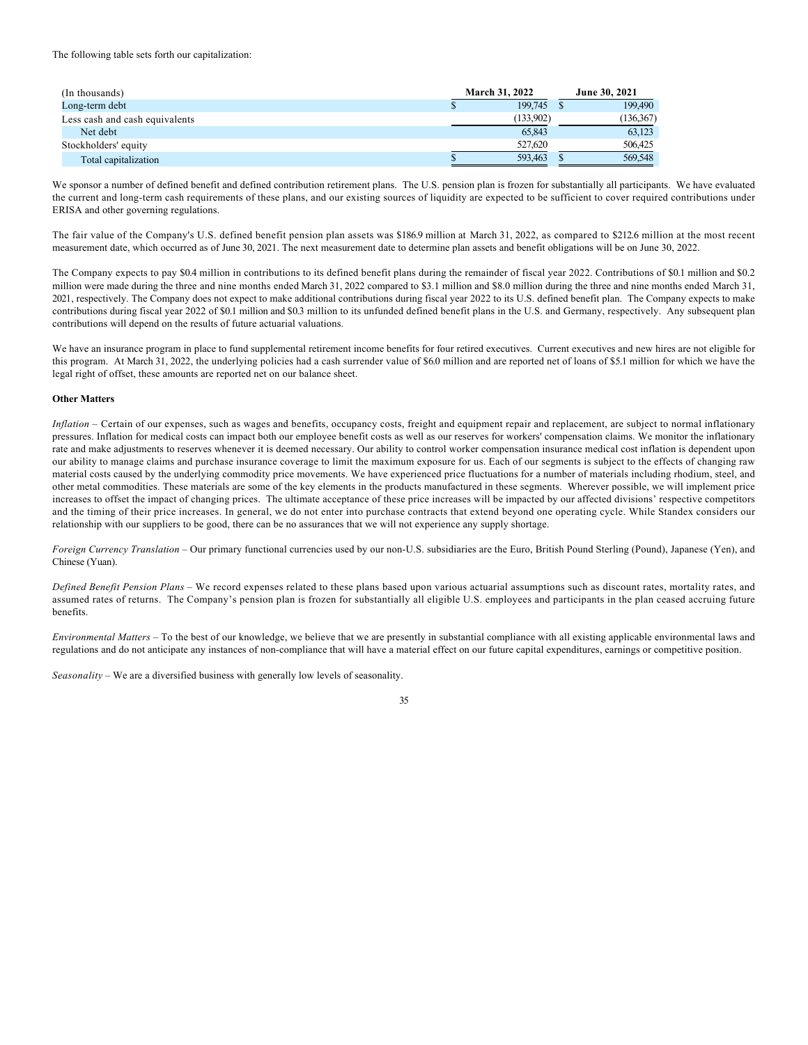The following table sets forth our capitalization:

| (In thousands) | March 31, 2022 | June 30, 2021 |
|---|---|---|
| Long-term debt | $ 199,745 | $ 199,490 |
| Less cash and cash equivalents | (133,902) | (136,367) |
| Net debt | 65,843 | 63,123 |
| Stockholders' equity | 527,620 | 506,425 |
| Total capitalization | $ 593,463 | $ 569,548 |

We sponsor a number of defined benefit and defined contribution retirement plans. The U.S. pension plan is frozen for substantially all participants. We have evaluated the current and long-term cash requirements of these plans, and our existing sources of liquidity are expected to be sufficient to cover required contributions under ERISA and other governing regulations.

The fair value of the Company's U.S. defined benefit pension plan assets was $186.9 million at March 31, 2022, as compared to $212.6 million at the most recent measurement date, which occurred as of June 30, 2021. The next measurement date to determine plan assets and benefit obligations will be on June 30, 2022.

The Company expects to pay $0.4 million in contributions to its defined benefit plans during the remainder of fiscal year 2022. Contributions of $0.1 million and $0.2 million were made during the three and nine months ended March 31, 2022 compared to $3.1 million and $8.0 million during the three and nine months ended March 31, 2021, respectively. The Company does not expect to make additional contributions during fiscal year 2022 to its U.S. defined benefit plan. The Company expects to make contributions during fiscal year 2022 of $0.1 million and $0.3 million to its unfunded defined benefit plans in the U.S. and Germany, respectively. Any subsequent plan contributions will depend on the results of future actuarial valuations.

We have an insurance program in place to fund supplemental retirement income benefits for four retired executives. Current executives and new hires are not eligible for this program. At March 31, 2022, the underlying policies had a cash surrender value of $6.0 million and are reported net of loans of $5.1 million for which we have the legal right of offset, these amounts are reported net on our balance sheet.

**Other Matters**

*Inflation* – Certain of our expenses, such as wages and benefits, occupancy costs, freight and equipment repair and replacement, are subject to normal inflationary pressures. Inflation for medical costs can impact both our employee benefit costs as well as our reserves for workers' compensation claims. We monitor the inflationary rate and make adjustments to reserves whenever it is deemed necessary. Our ability to control worker compensation insurance medical cost inflation is dependent upon our ability to manage claims and purchase insurance coverage to limit the maximum exposure for us. Each of our segments is subject to the effects of changing raw material costs caused by the underlying commodity price movements. We have experienced price fluctuations for a number of materials including rhodium, steel, and other metal commodities. These materials are some of the key elements in the products manufactured in these segments. Wherever possible, we will implement price increases to offset the impact of changing prices. The ultimate acceptance of these price increases will be impacted by our affected divisions' respective competitors and the timing of their price increases. In general, we do not enter into purchase contracts that extend beyond one operating cycle. While Standex considers our relationship with our suppliers to be good, there can be no assurances that we will not experience any supply shortage.

*Foreign Currency Translation* – Our primary functional currencies used by our non-U.S. subsidiaries are the Euro, British Pound Sterling (Pound), Japanese (Yen), and Chinese (Yuan).

*Defined Benefit Pension Plans* – We record expenses related to these plans based upon various actuarial assumptions such as discount rates, mortality rates, and assumed rates of returns. The Company's pension plan is frozen for substantially all eligible U.S. employees and participants in the plan ceased accruing future benefits.

*Environmental Matters* – To the best of our knowledge, we believe that we are presently in substantial compliance with all existing applicable environmental laws and regulations and do not anticipate any instances of non-compliance that will have a material effect on our future capital expenditures, earnings or competitive position.

*Seasonality* – We are a diversified business with generally low levels of seasonality.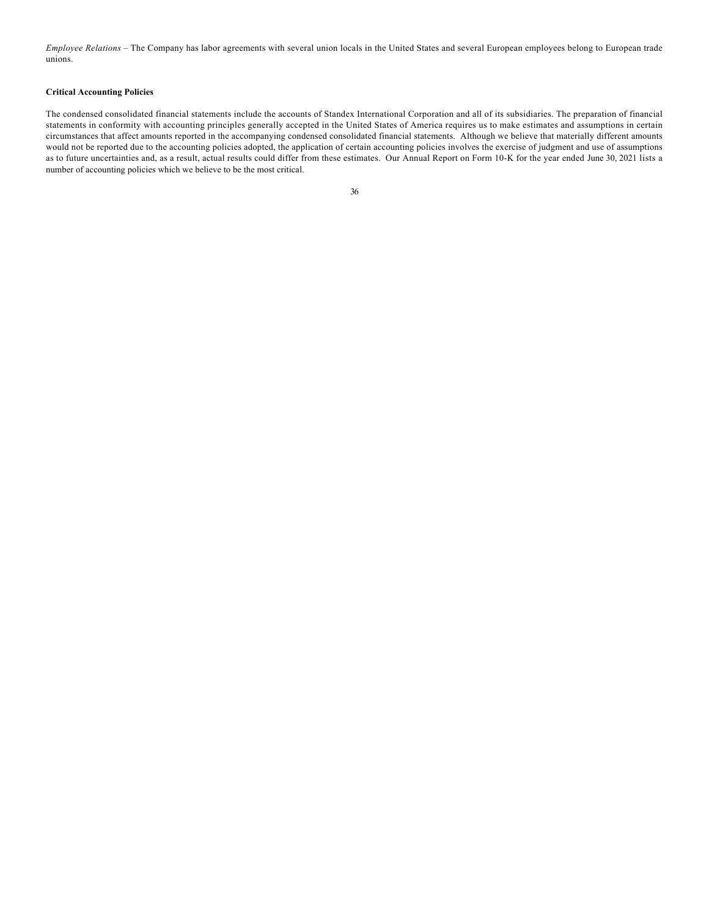*Employee Relations* – The Company has labor agreements with several union locals in the United States and several European employees belong to European trade unions.

**Critical Accounting Policies**

The condensed consolidated financial statements include the accounts of Standex International Corporation and all of its subsidiaries. The preparation of financial statements in conformity with accounting principles generally accepted in the United States of America requires us to make estimates and assumptions in certain circumstances that affect amounts reported in the accompanying condensed consolidated financial statements. Although we believe that materially different amounts would not be reported due to the accounting policies adopted, the application of certain accounting policies involves the exercise of judgment and use of assumptions as to future uncertainties and, as a result, actual results could differ from these estimates. Our Annual Report on Form 10-K for the year ended June 30, 2021 lists a number of accounting policies which we believe to be the most critical.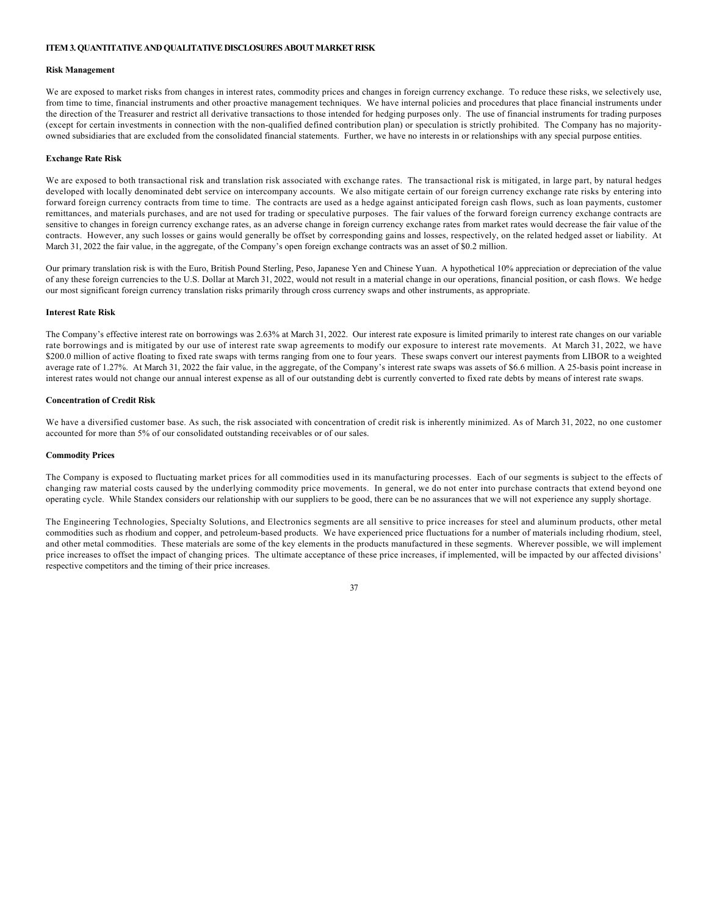## ITEM 3. QUANTITATIVE AND QUALITATIVE DISCLOSURES ABOUT MARKET RISK

### Risk Management

We are exposed to market risks from changes in interest rates, commodity prices and changes in foreign currency exchange. To reduce these risks, we selectively use, from time to time, financial instruments and other proactive management techniques. We have internal policies and procedures that place financial instruments under the direction of the Treasurer and restrict all derivative transactions to those intended for hedging purposes only. The use of financial instruments for trading purposes (except for certain investments in connection with the non-qualified defined contribution plan) or speculation is strictly prohibited. The Company has no majority-owned subsidiaries that are excluded from the consolidated financial statements. Further, we have no interests in or relationships with any special purpose entities.

### Exchange Rate Risk

We are exposed to both transactional risk and translation risk associated with exchange rates. The transactional risk is mitigated, in large part, by natural hedges developed with locally denominated debt service on intercompany accounts. We also mitigate certain of our foreign currency exchange rate risks by entering into forward foreign currency contracts from time to time. The contracts are used as a hedge against anticipated foreign cash flows, such as loan payments, customer remittances, and materials purchases, and are not used for trading or speculative purposes. The fair values of the forward foreign currency exchange contracts are sensitive to changes in foreign currency exchange rates, as an adverse change in foreign currency exchange rates from market rates would decrease the fair value of the contracts. However, any such losses or gains would generally be offset by corresponding gains and losses, respectively, on the related hedged asset or liability. At March 31, 2022 the fair value, in the aggregate, of the Company's open foreign exchange contracts was an asset of $0.2 million.

Our primary translation risk is with the Euro, British Pound Sterling, Peso, Japanese Yen and Chinese Yuan. A hypothetical 10% appreciation or depreciation of the value of any these foreign currencies to the U.S. Dollar at March 31, 2022, would not result in a material change in our operations, financial position, or cash flows. We hedge our most significant foreign currency translation risks primarily through cross currency swaps and other instruments, as appropriate.

### Interest Rate Risk

The Company's effective interest rate on borrowings was 2.63% at March 31, 2022. Our interest rate exposure is limited primarily to interest rate changes on our variable rate borrowings and is mitigated by our use of interest rate swap agreements to modify our exposure to interest rate movements. At March 31, 2022, we have $200.0 million of active floating to fixed rate swaps with terms ranging from one to four years. These swaps convert our interest payments from LIBOR to a weighted average rate of 1.27%. At March 31, 2022 the fair value, in the aggregate, of the Company's interest rate swaps was assets of $6.6 million. A 25-basis point increase in interest rates would not change our annual interest expense as all of our outstanding debt is currently converted to fixed rate debts by means of interest rate swaps.

### Concentration of Credit Risk

We have a diversified customer base. As such, the risk associated with concentration of credit risk is inherently minimized. As of March 31, 2022, no one customer accounted for more than 5% of our consolidated outstanding receivables or of our sales.

### Commodity Prices

The Company is exposed to fluctuating market prices for all commodities used in its manufacturing processes. Each of our segments is subject to the effects of changing raw material costs caused by the underlying commodity price movements. In general, we do not enter into purchase contracts that extend beyond one operating cycle. While Standex considers our relationship with our suppliers to be good, there can be no assurances that we will not experience any supply shortage.

The Engineering Technologies, Specialty Solutions, and Electronics segments are all sensitive to price increases for steel and aluminum products, other metal commodities such as rhodium and copper, and petroleum-based products. We have experienced price fluctuations for a number of materials including rhodium, steel, and other metal commodities. These materials are some of the key elements in the products manufactured in these segments. Wherever possible, we will implement price increases to offset the impact of changing prices. The ultimate acceptance of these price increases, if implemented, will be impacted by our affected divisions' respective competitors and the timing of their price increases.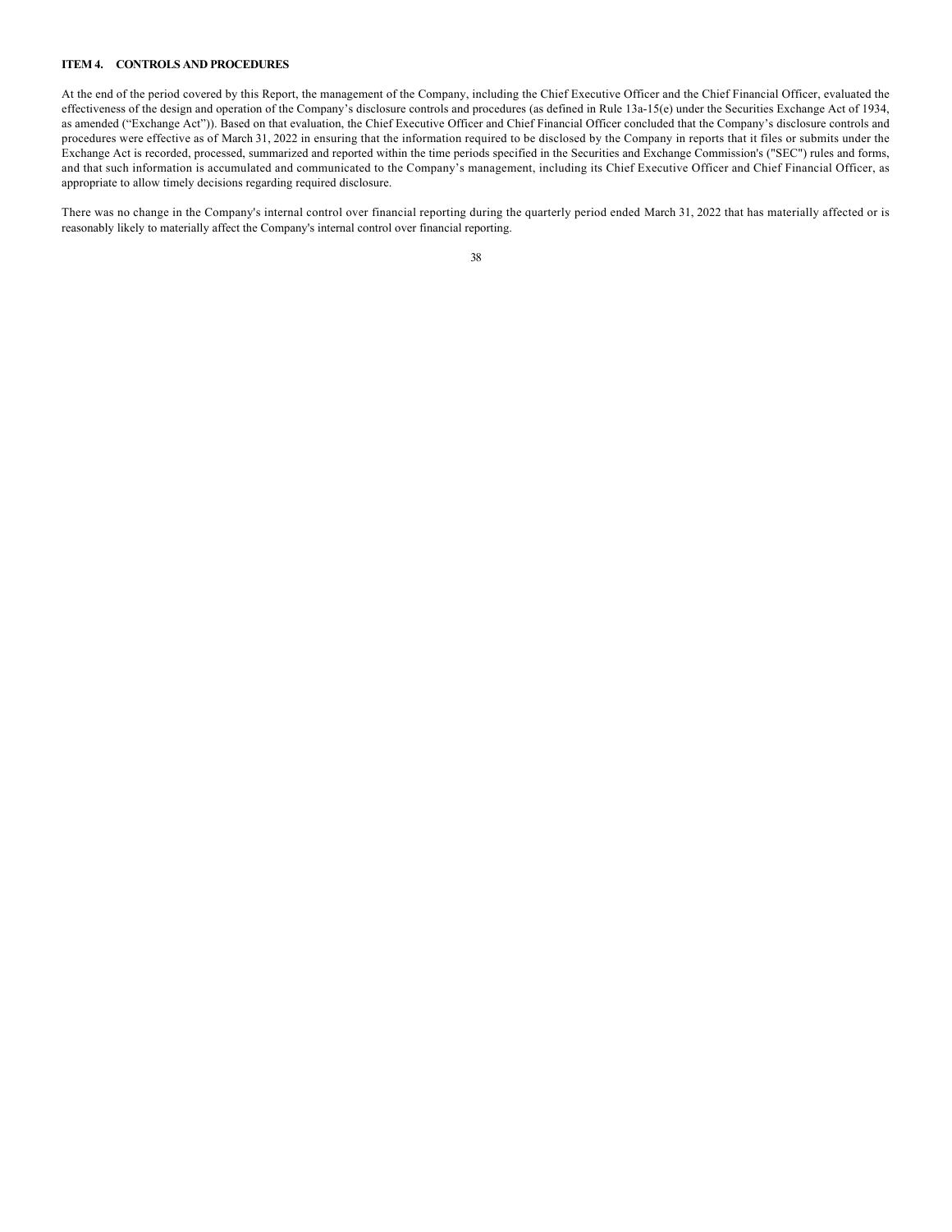## ITEM 4. CONTROLS AND PROCEDURES

At the end of the period covered by this Report, the management of the Company, including the Chief Executive Officer and the Chief Financial Officer, evaluated the effectiveness of the design and operation of the Company's disclosure controls and procedures (as defined in Rule 13a-15(e) under the Securities Exchange Act of 1934, as amended ("Exchange Act")). Based on that evaluation, the Chief Executive Officer and Chief Financial Officer concluded that the Company's disclosure controls and procedures were effective as of March 31, 2022 in ensuring that the information required to be disclosed by the Company in reports that it files or submits under the Exchange Act is recorded, processed, summarized and reported within the time periods specified in the Securities and Exchange Commission's ("SEC") rules and forms, and that such information is accumulated and communicated to the Company's management, including its Chief Executive Officer and Chief Financial Officer, as appropriate to allow timely decisions regarding required disclosure.

There was no change in the Company's internal control over financial reporting during the quarterly period ended March 31, 2022 that has materially affected or is reasonably likely to materially affect the Company's internal control over financial reporting.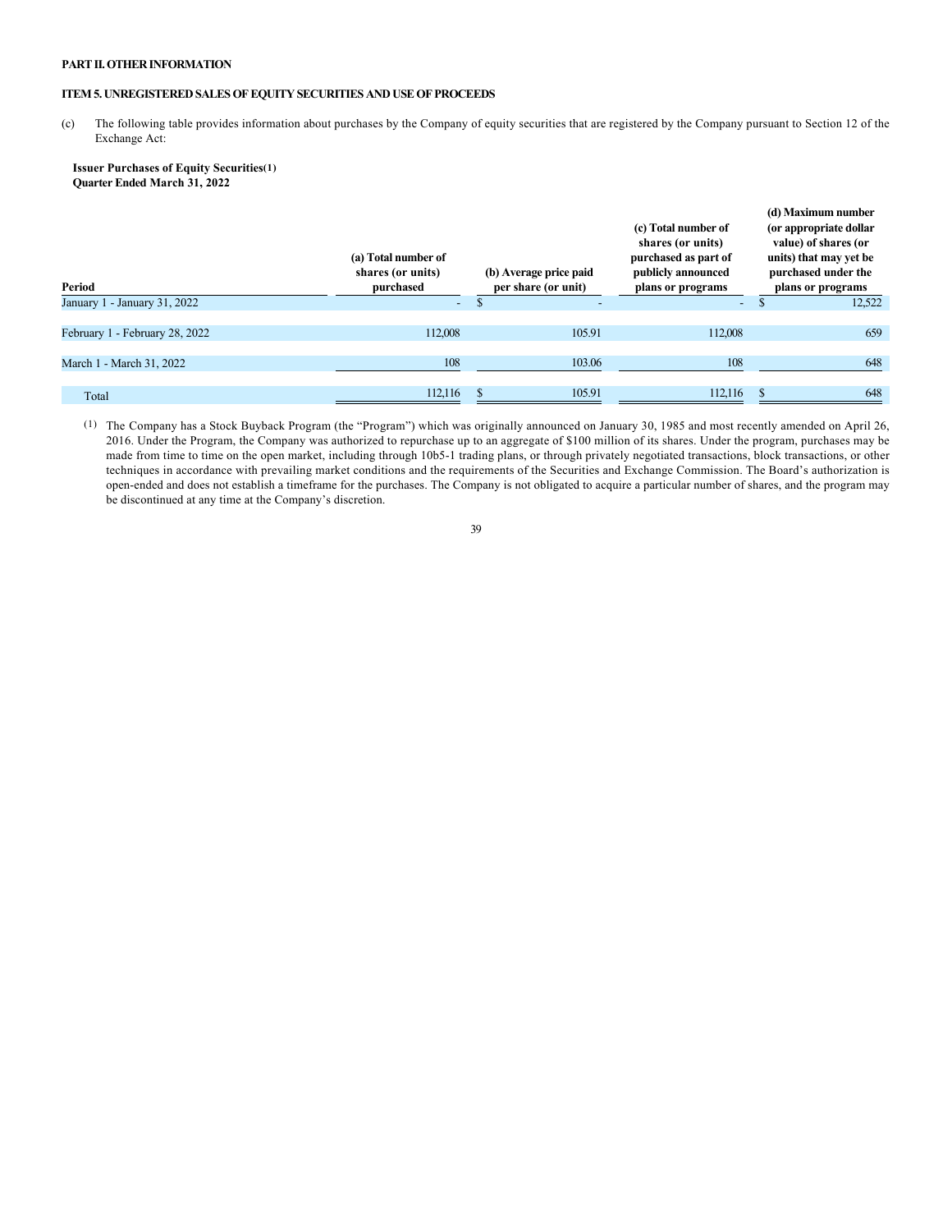**PART II. OTHER INFORMATION**

**ITEM 5. UNREGISTERED SALES OF EQUITY SECURITIES AND USE OF PROCEEDS**

(c) The following table provides information about purchases by the Company of equity securities that are registered by the Company pursuant to Section 12 of the Exchange Act:

**Issuer Purchases of Equity Securities(1)**
**Quarter Ended March 31, 2022**

| Period | (a) Total number of shares (or units) purchased | (b) Average price paid per share (or unit) | (c) Total number of shares (or units) purchased as part of publicly announced plans or programs | (d) Maximum number (or appropriate dollar value) of shares (or units) that may yet be purchased under the plans or programs |
|---|---|---|---|---|
| January 1 - January 31, 2022 | - | $ - | - | $ 12,522 |
| February 1 - February 28, 2022 | 112,008 | 105.91 | 112,008 | 659 |
| March 1 - March 31, 2022 | 108 | 103.06 | 108 | 648 |
| Total | 112,116 | $ 105.91 | 112,116 | $ 648 |

(1) The Company has a Stock Buyback Program (the "Program") which was originally announced on January 30, 1985 and most recently amended on April 26, 2016. Under the Program, the Company was authorized to repurchase up to an aggregate of $100 million of its shares. Under the program, purchases may be made from time to time on the open market, including through 10b5-1 trading plans, or through privately negotiated transactions, block transactions, or other techniques in accordance with prevailing market conditions and the requirements of the Securities and Exchange Commission. The Board's authorization is open-ended and does not establish a timeframe for the purchases. The Company is not obligated to acquire a particular number of shares, and the program may be discontinued at any time at the Company's discretion.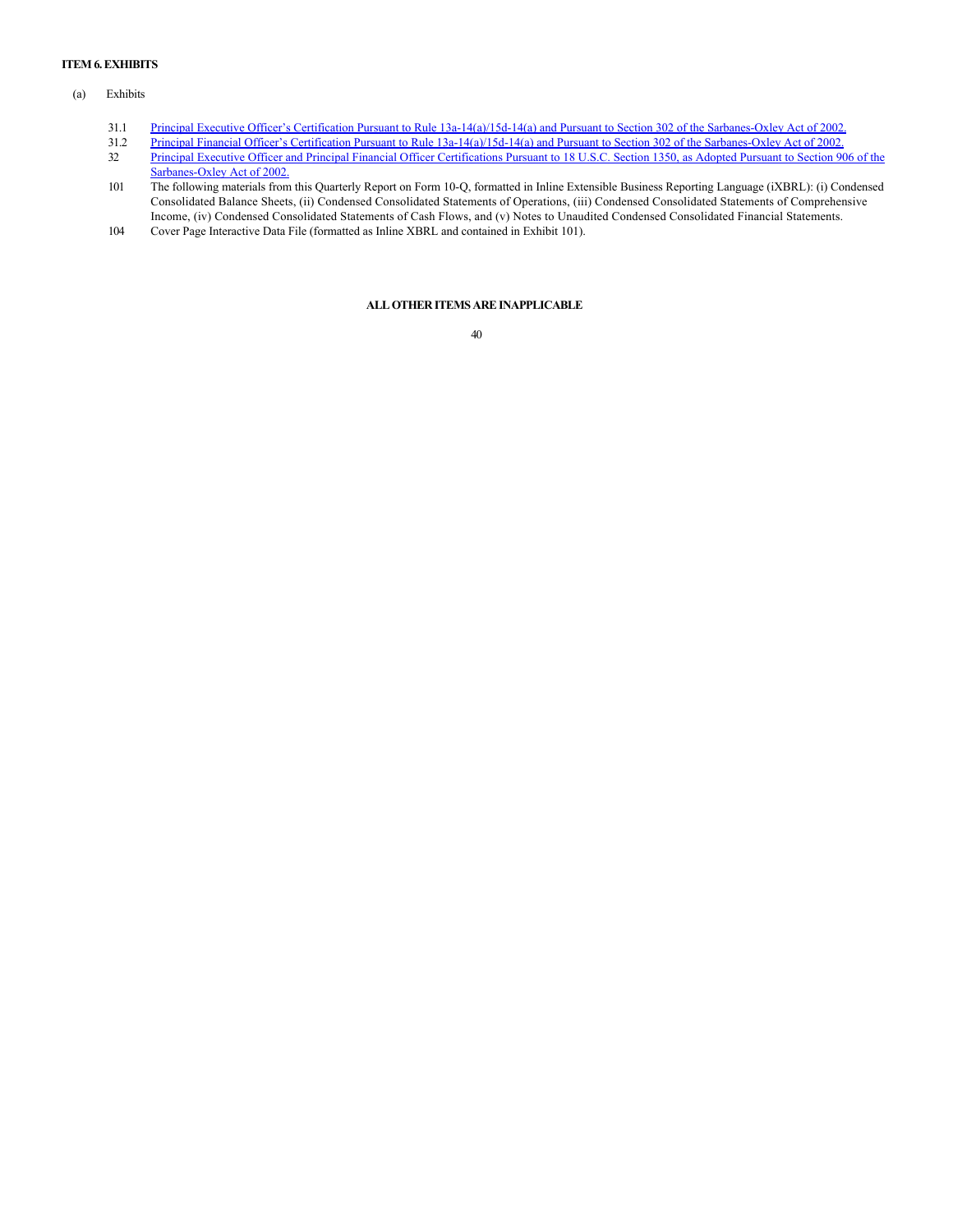**ITEM 6. EXHIBITS**

(a) Exhibits

| | |
|---|---|
| 31.1 | Principal Executive Officer's Certification Pursuant to Rule 13a-14(a)/15d-14(a) and Pursuant to Section 302 of the Sarbanes-Oxley Act of 2002. |
| 31.2 | Principal Financial Officer's Certification Pursuant to Rule 13a-14(a)/15d-14(a) and Pursuant to Section 302 of the Sarbanes-Oxley Act of 2002. |
| 32 | Principal Executive Officer and Principal Financial Officer Certifications Pursuant to 18 U.S.C. Section 1350, as Adopted Pursuant to Section 906 of the Sarbanes-Oxley Act of 2002. |
| 101 | The following materials from this Quarterly Report on Form 10-Q, formatted in Inline Extensible Business Reporting Language (iXBRL): (i) Condensed Consolidated Balance Sheets, (ii) Condensed Consolidated Statements of Operations, (iii) Condensed Consolidated Statements of Comprehensive Income, (iv) Condensed Consolidated Statements of Cash Flows, and (v) Notes to Unaudited Condensed Consolidated Financial Statements. |
| 104 | Cover Page Interactive Data File (formatted as Inline XBRL and contained in Exhibit 101). |

**ALL OTHER ITEMS ARE INAPPLICABLE**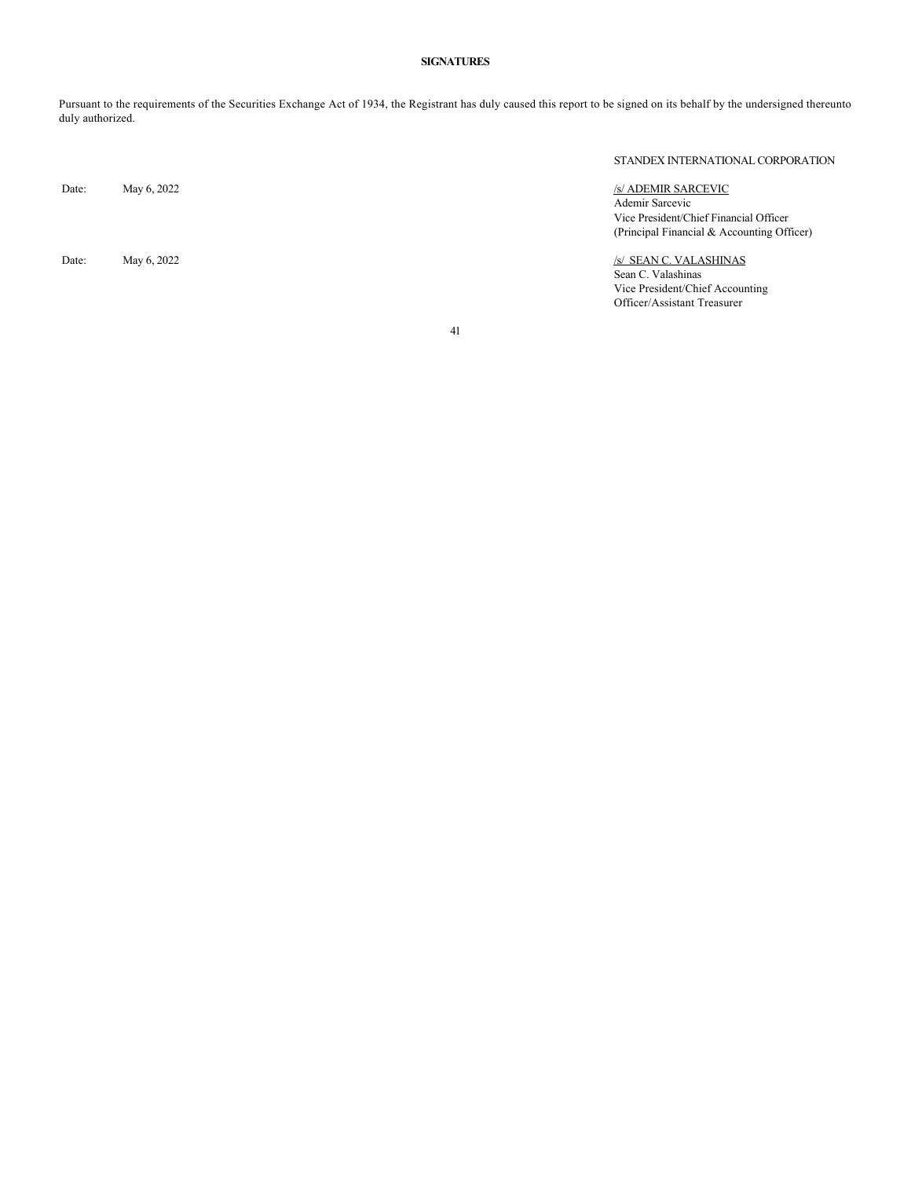**SIGNATURES**

Pursuant to the requirements of the Securities Exchange Act of 1934, the Registrant has duly caused this report to be signed on its behalf by the undersigned thereunto duly authorized.

STANDEX INTERNATIONAL CORPORATION

Date: May 6, 2022

/s/ ADEMIR SARCEVIC
Ademir Sarcevic
Vice President/Chief Financial Officer
(Principal Financial & Accounting Officer)

Date: May 6, 2022

/s/ SEAN C. VALASHINAS
Sean C. Valashinas
Vice President/Chief Accounting Officer/Assistant Treasurer